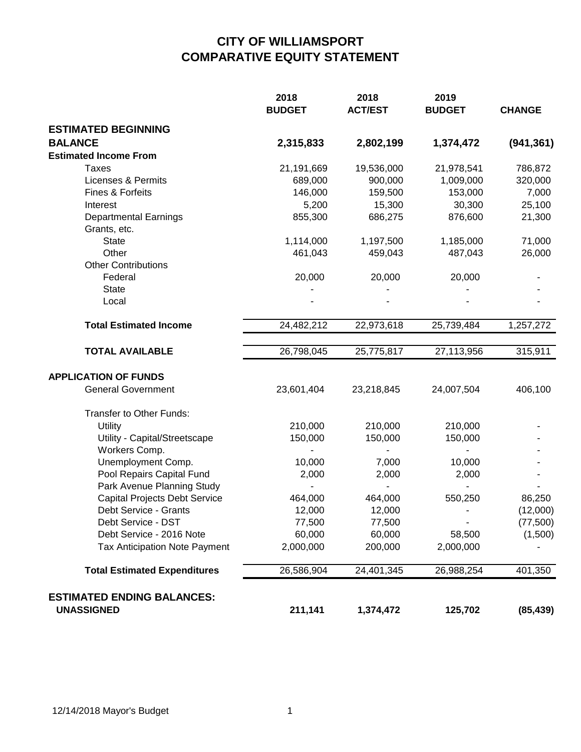# CITY OF WILLIAMSPORT
# COMPARATIVE EQUITY STATEMENT

| | 2018 BUDGET | 2018 ACT/EST | 2019 BUDGET | CHANGE |
|---|---|---|---|---|
| **ESTIMATED BEGINNING BALANCE** | **2,315,833** | **2,802,199** | **1,374,472** | **(941,361)** |
| **Estimated Income From** | | | | |
| Taxes | 21,191,669 | 19,536,000 | 21,978,541 | 786,872 |
| Licenses & Permits | 689,000 | 900,000 | 1,009,000 | 320,000 |
| Fines & Forfeits | 146,000 | 159,500 | 153,000 | 7,000 |
| Interest | 5,200 | 15,300 | 30,300 | 25,100 |
| Departmental Earnings | 855,300 | 686,275 | 876,600 | 21,300 |
| Grants, etc. | | | | |
| State | 1,114,000 | 1,197,500 | 1,185,000 | 71,000 |
| Other | 461,043 | 459,043 | 487,043 | 26,000 |
| Other Contributions | | | | |
| Federal | 20,000 | 20,000 | 20,000 | - |
| State | - | - | - | - |
| Local | - | - | - | - |
| **Total Estimated Income** | 24,482,212 | 22,973,618 | 25,739,484 | 1,257,272 |
| **TOTAL AVAILABLE** | 26,798,045 | 25,775,817 | 27,113,956 | 315,911 |
| **APPLICATION OF FUNDS** | | | | |
| General Government | 23,601,404 | 23,218,845 | 24,007,504 | 406,100 |
| Transfer to Other Funds: | | | | |
| Utility | 210,000 | 210,000 | 210,000 | - |
| Utility - Capital/Streetscape | 150,000 | 150,000 | 150,000 | - |
| Workers Comp. | - | - | - | - |
| Unemployment Comp. | 10,000 | 7,000 | 10,000 | - |
| Pool Repairs Capital Fund | 2,000 | 2,000 | 2,000 | - |
| Park Avenue Planning Study | - | - | - | - |
| Capital Projects Debt Service | 464,000 | 464,000 | 550,250 | 86,250 |
| Debt Service - Grants | 12,000 | 12,000 | - | (12,000) |
| Debt Service - DST | 77,500 | 77,500 | - | (77,500) |
| Debt Service - 2016 Note | 60,000 | 60,000 | 58,500 | (1,500) |
| Tax Anticipation Note Payment | 2,000,000 | 200,000 | 2,000,000 | - |
| **Total Estimated Expenditures** | 26,586,904 | 24,401,345 | 26,988,254 | 401,350 |
| **ESTIMATED ENDING BALANCES: UNASSIGNED** | **211,141** | **1,374,472** | **125,702** | **(85,439)** |

12/14/2018 Mayor's Budget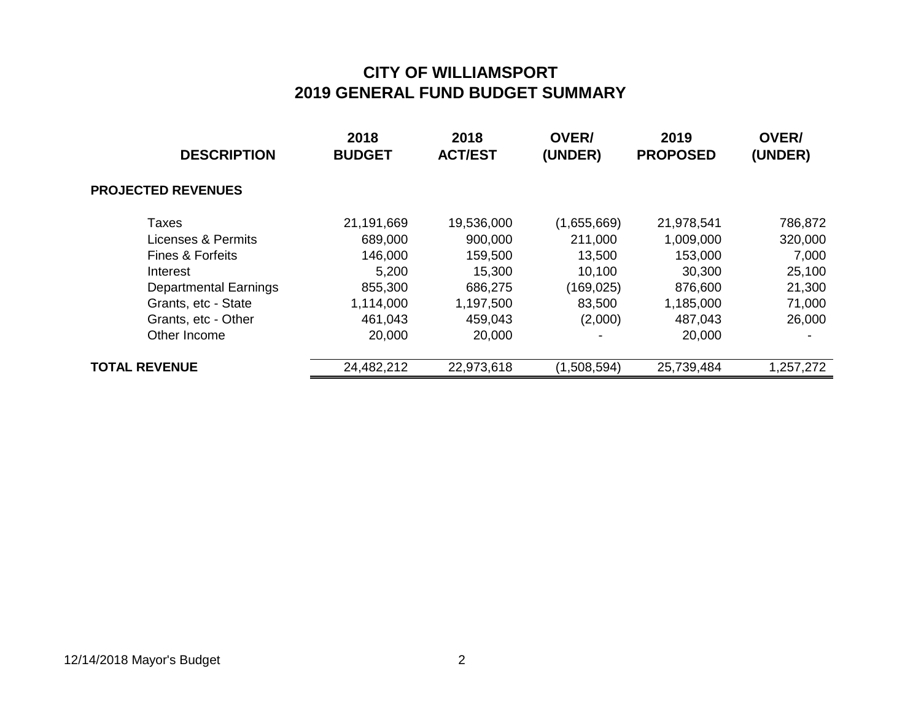# CITY OF WILLIAMSPORT
## 2019 GENERAL FUND BUDGET SUMMARY

| DESCRIPTION | 2018 BUDGET | 2018 ACT/EST | OVER/ (UNDER) | 2019 PROPOSED | OVER/ (UNDER) |
|---|---|---|---|---|---|
| **PROJECTED REVENUES** | | | | | |
| Taxes | 21,191,669 | 19,536,000 | (1,655,669) | 21,978,541 | 786,872 |
| Licenses & Permits | 689,000 | 900,000 | 211,000 | 1,009,000 | 320,000 |
| Fines & Forfeits | 146,000 | 159,500 | 13,500 | 153,000 | 7,000 |
| Interest | 5,200 | 15,300 | 10,100 | 30,300 | 25,100 |
| Departmental Earnings | 855,300 | 686,275 | (169,025) | 876,600 | 21,300 |
| Grants, etc - State | 1,114,000 | 1,197,500 | 83,500 | 1,185,000 | 71,000 |
| Grants, etc - Other | 461,043 | 459,043 | (2,000) | 487,043 | 26,000 |
| Other Income | 20,000 | 20,000 | - | 20,000 | - |
| **TOTAL REVENUE** | 24,482,212 | 22,973,618 | (1,508,594) | 25,739,484 | 1,257,272 |

12/14/2018 Mayor's Budget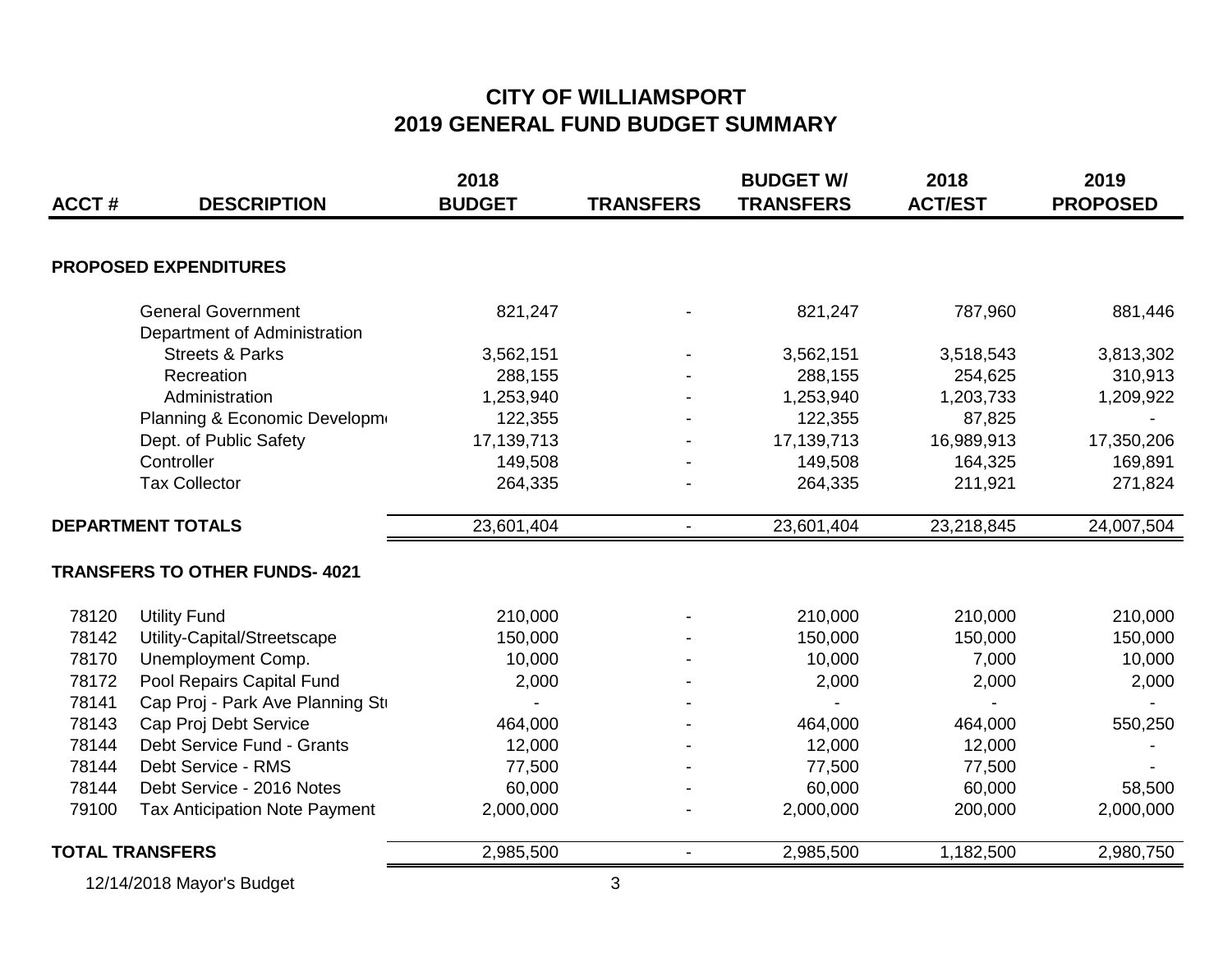# CITY OF WILLIAMSPORT
## 2019 GENERAL FUND BUDGET SUMMARY

| ACCT # | DESCRIPTION | 2018 BUDGET | TRANSFERS | BUDGET W/ TRANSFERS | 2018 ACT/EST | 2019 PROPOSED |
|---|---|---|---|---|---|---|
| **PROPOSED EXPENDITURES** | | | | | | |
| | General Government | 821,247 | - | 821,247 | 787,960 | 881,446 |
| | Department of Administration | | | | | |
| | Streets & Parks | 3,562,151 | - | 3,562,151 | 3,518,543 | 3,813,302 |
| | Recreation | 288,155 | - | 288,155 | 254,625 | 310,913 |
| | Administration | 1,253,940 | - | 1,253,940 | 1,203,733 | 1,209,922 |
| | Planning & Economic Developm | 122,355 | - | 122,355 | 87,825 | - |
| | Dept. of Public Safety | 17,139,713 | - | 17,139,713 | 16,989,913 | 17,350,206 |
| | Controller | 149,508 | - | 149,508 | 164,325 | 169,891 |
| | Tax Collector | 264,335 | - | 264,335 | 211,921 | 271,824 |
| **DEPARTMENT TOTALS** | | 23,601,404 | - | 23,601,404 | 23,218,845 | 24,007,504 |
| **TRANSFERS TO OTHER FUNDS- 4021** | | | | | | |
| 78120 | Utility Fund | 210,000 | - | 210,000 | 210,000 | 210,000 |
| 78142 | Utility-Capital/Streetscape | 150,000 | - | 150,000 | 150,000 | 150,000 |
| 78170 | Unemployment Comp. | 10,000 | - | 10,000 | 7,000 | 10,000 |
| 78172 | Pool Repairs Capital Fund | 2,000 | - | 2,000 | 2,000 | 2,000 |
| 78141 | Cap Proj - Park Ave Planning St | - | - | - | - | - |
| 78143 | Cap Proj Debt Service | 464,000 | - | 464,000 | 464,000 | 550,250 |
| 78144 | Debt Service Fund - Grants | 12,000 | - | 12,000 | 12,000 | - |
| 78144 | Debt Service - RMS | 77,500 | - | 77,500 | 77,500 | - |
| 78144 | Debt Service - 2016 Notes | 60,000 | - | 60,000 | 60,000 | 58,500 |
| 79100 | Tax Anticipation Note Payment | 2,000,000 | - | 2,000,000 | 200,000 | 2,000,000 |
| **TOTAL TRANSFERS** | | 2,985,500 | - | 2,985,500 | 1,182,500 | 2,980,750 |

12/14/2018 Mayor's Budget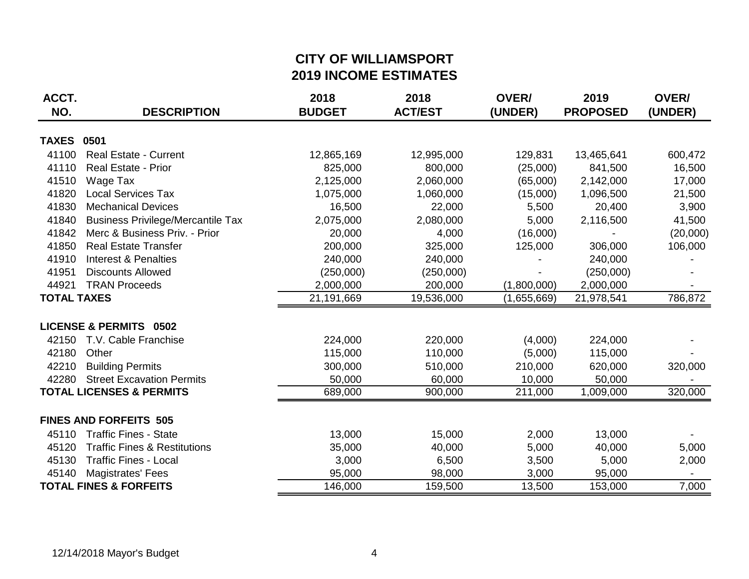# CITY OF WILLIAMSPORT
## 2019 INCOME ESTIMATES

| ACCT. NO. | DESCRIPTION | 2018 BUDGET | 2018 ACT/EST | OVER/ (UNDER) | 2019 PROPOSED | OVER/ (UNDER) |
|---|---|---|---|---|---|---|
| **TAXES 0501** | | | | | | |
| 41100 | Real Estate - Current | 12,865,169 | 12,995,000 | 129,831 | 13,465,641 | 600,472 |
| 41110 | Real Estate - Prior | 825,000 | 800,000 | (25,000) | 841,500 | 16,500 |
| 41510 | Wage Tax | 2,125,000 | 2,060,000 | (65,000) | 2,142,000 | 17,000 |
| 41820 | Local Services Tax | 1,075,000 | 1,060,000 | (15,000) | 1,096,500 | 21,500 |
| 41830 | Mechanical Devices | 16,500 | 22,000 | 5,500 | 20,400 | 3,900 |
| 41840 | Business Privilege/Mercantile Tax | 2,075,000 | 2,080,000 | 5,000 | 2,116,500 | 41,500 |
| 41842 | Merc & Business Priv. - Prior | 20,000 | 4,000 | (16,000) | - | (20,000) |
| 41850 | Real Estate Transfer | 200,000 | 325,000 | 125,000 | 306,000 | 106,000 |
| 41910 | Interest & Penalties | 240,000 | 240,000 | - | 240,000 | - |
| 41951 | Discounts Allowed | (250,000) | (250,000) | - | (250,000) | - |
| 44921 | TRAN Proceeds | 2,000,000 | 200,000 | (1,800,000) | 2,000,000 | - |
| **TOTAL TAXES** | | 21,191,669 | 19,536,000 | (1,655,669) | 21,978,541 | 786,872 |
| **LICENSE & PERMITS 0502** | | | | | | |
| 42150 | T.V. Cable Franchise | 224,000 | 220,000 | (4,000) | 224,000 | - |
| 42180 | Other | 115,000 | 110,000 | (5,000) | 115,000 | - |
| 42210 | Building Permits | 300,000 | 510,000 | 210,000 | 620,000 | 320,000 |
| 42280 | Street Excavation Permits | 50,000 | 60,000 | 10,000 | 50,000 | - |
| **TOTAL LICENSES & PERMITS** | | 689,000 | 900,000 | 211,000 | 1,009,000 | 320,000 |
| **FINES AND FORFEITS 505** | | | | | | |
| 45110 | Traffic Fines - State | 13,000 | 15,000 | 2,000 | 13,000 | - |
| 45120 | Traffic Fines & Restitutions | 35,000 | 40,000 | 5,000 | 40,000 | 5,000 |
| 45130 | Traffic Fines - Local | 3,000 | 6,500 | 3,500 | 5,000 | 2,000 |
| 45140 | Magistrates' Fees | 95,000 | 98,000 | 3,000 | 95,000 | - |
| **TOTAL FINES & FORFEITS** | | 146,000 | 159,500 | 13,500 | 153,000 | 7,000 |

12/14/2018 Mayor's Budget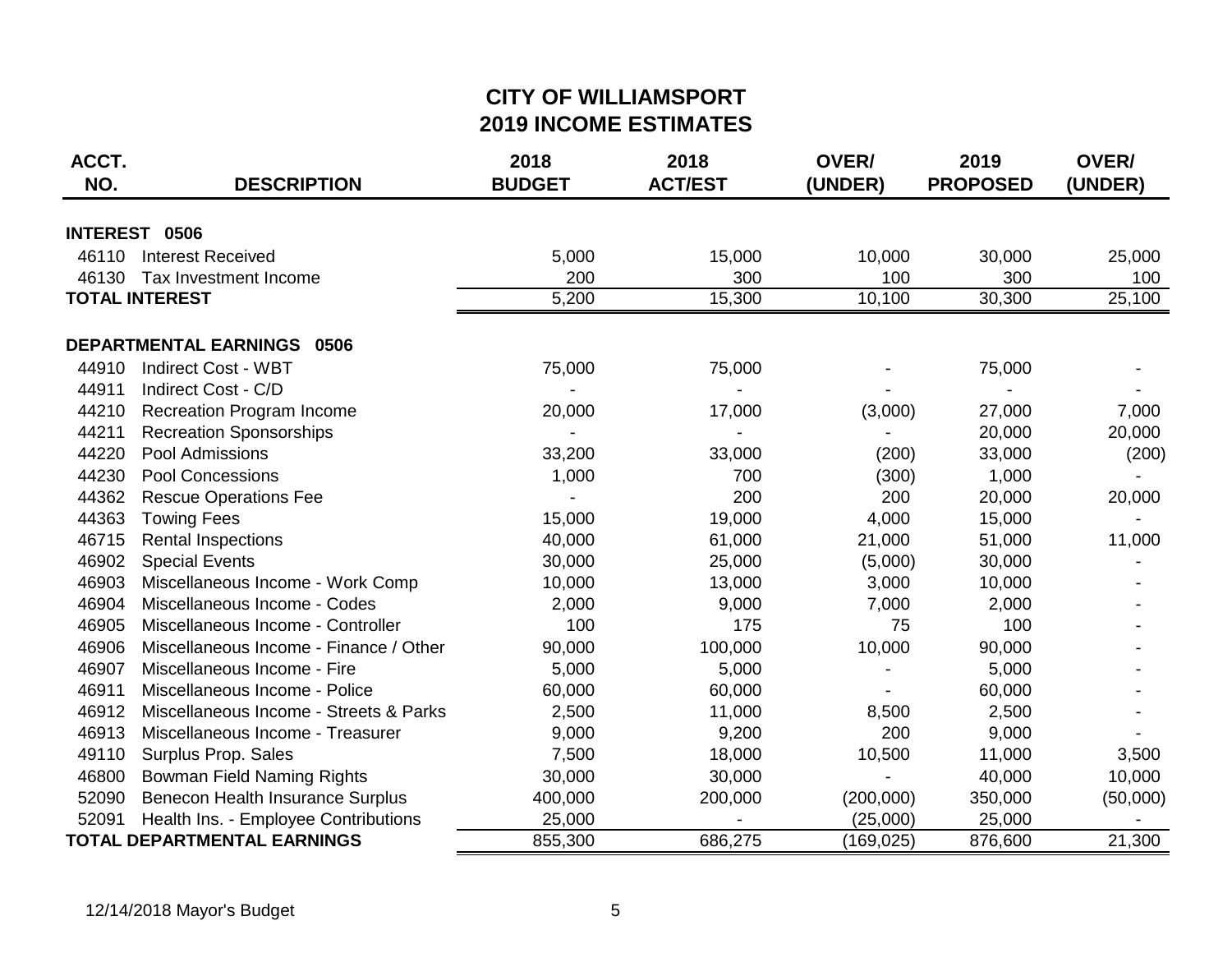## CITY OF WILLIAMSPORT
## 2019 INCOME ESTIMATES

| ACCT. NO. | DESCRIPTION | 2018 BUDGET | 2018 ACT/EST | OVER/ (UNDER) | 2019 PROPOSED | OVER/ (UNDER) |
|---|---|---|---|---|---|---|
| **INTEREST 0506** | | | | | | |
| 46110 | Interest Received | 5,000 | 15,000 | 10,000 | 30,000 | 25,000 |
| 46130 | Tax Investment Income | 200 | 300 | 100 | 300 | 100 |
| **TOTAL INTEREST** | | 5,200 | 15,300 | 10,100 | 30,300 | 25,100 |
| | | | | | | |
| **DEPARTMENTAL EARNINGS 0506** | | | | | | |
| 44910 | Indirect Cost - WBT | 75,000 | 75,000 | - | 75,000 | - |
| 44911 | Indirect Cost - C/D | - | - | - | - | - |
| 44210 | Recreation Program Income | 20,000 | 17,000 | (3,000) | 27,000 | 7,000 |
| 44211 | Recreation Sponsorships | - | - | - | 20,000 | 20,000 |
| 44220 | Pool Admissions | 33,200 | 33,000 | (200) | 33,000 | (200) |
| 44230 | Pool Concessions | 1,000 | 700 | (300) | 1,000 | - |
| 44362 | Rescue Operations Fee | - | 200 | 200 | 20,000 | 20,000 |
| 44363 | Towing Fees | 15,000 | 19,000 | 4,000 | 15,000 | - |
| 46715 | Rental Inspections | 40,000 | 61,000 | 21,000 | 51,000 | 11,000 |
| 46902 | Special Events | 30,000 | 25,000 | (5,000) | 30,000 | - |
| 46903 | Miscellaneous Income - Work Comp | 10,000 | 13,000 | 3,000 | 10,000 | - |
| 46904 | Miscellaneous Income - Codes | 2,000 | 9,000 | 7,000 | 2,000 | - |
| 46905 | Miscellaneous Income - Controller | 100 | 175 | 75 | 100 | - |
| 46906 | Miscellaneous Income - Finance / Other | 90,000 | 100,000 | 10,000 | 90,000 | - |
| 46907 | Miscellaneous Income - Fire | 5,000 | 5,000 | - | 5,000 | - |
| 46911 | Miscellaneous Income - Police | 60,000 | 60,000 | - | 60,000 | - |
| 46912 | Miscellaneous Income - Streets & Parks | 2,500 | 11,000 | 8,500 | 2,500 | - |
| 46913 | Miscellaneous Income - Treasurer | 9,000 | 9,200 | 200 | 9,000 | - |
| 49110 | Surplus Prop. Sales | 7,500 | 18,000 | 10,500 | 11,000 | 3,500 |
| 46800 | Bowman Field Naming Rights | 30,000 | 30,000 | - | 40,000 | 10,000 |
| 52090 | Benecon Health Insurance Surplus | 400,000 | 200,000 | (200,000) | 350,000 | (50,000) |
| 52091 | Health Ins. - Employee Contributions | 25,000 | - | (25,000) | 25,000 | - |
| **TOTAL DEPARTMENTAL EARNINGS** | | 855,300 | 686,275 | (169,025) | 876,600 | 21,300 |

12/14/2018 Mayor's Budget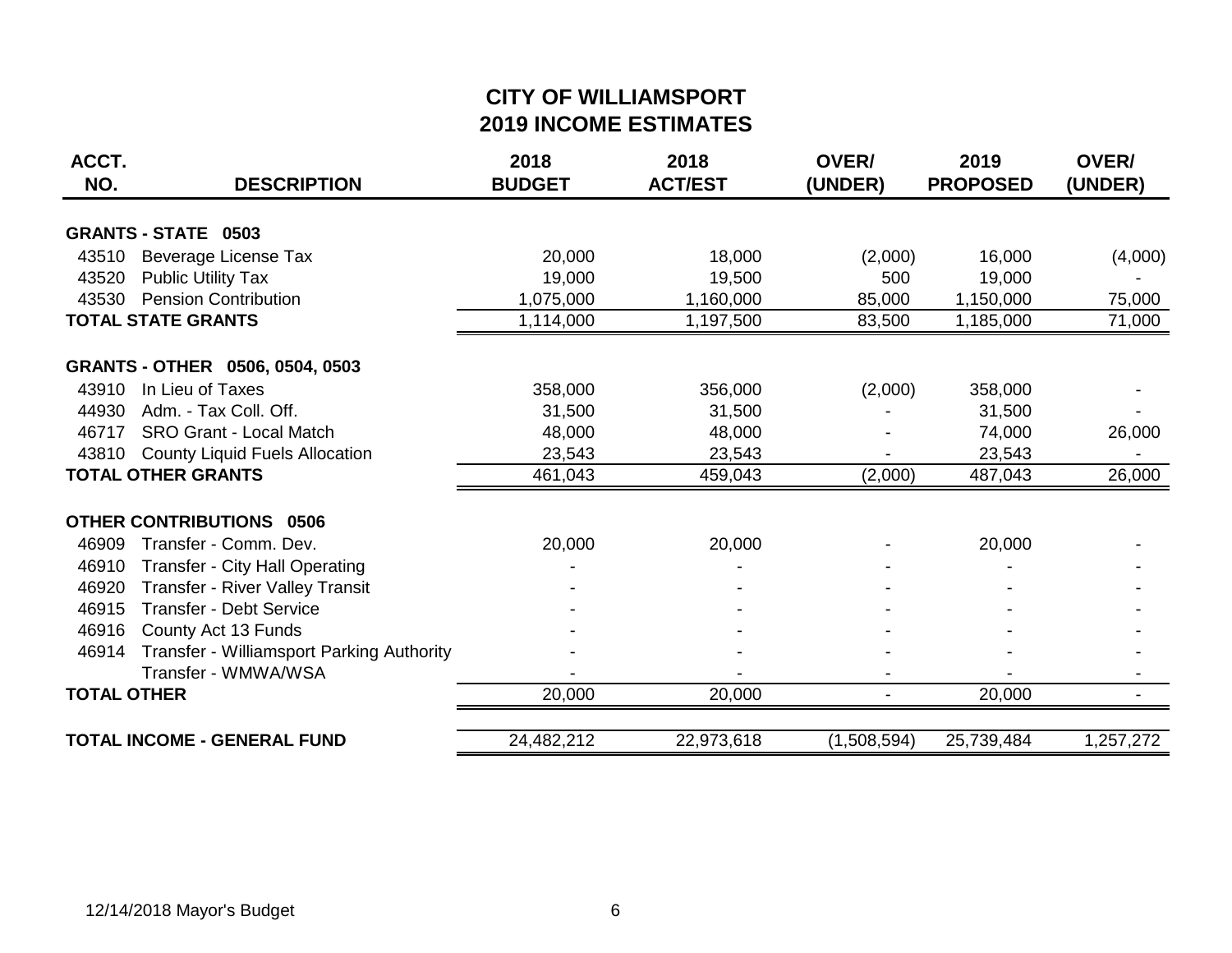# CITY OF WILLIAMSPORT
## 2019 INCOME ESTIMATES

| ACCT. NO. | DESCRIPTION | 2018 BUDGET | 2018 ACT/EST | OVER/ (UNDER) | 2019 PROPOSED | OVER/ (UNDER) |
|---|---|---|---|---|---|---|
| **GRANTS - STATE 0503** | | | | | | |
| 43510 | Beverage License Tax | 20,000 | 18,000 | (2,000) | 16,000 | (4,000) |
| 43520 | Public Utility Tax | 19,000 | 19,500 | 500 | 19,000 | - |
| 43530 | Pension Contribution | 1,075,000 | 1,160,000 | 85,000 | 1,150,000 | 75,000 |
| **TOTAL STATE GRANTS** | | 1,114,000 | 1,197,500 | 83,500 | 1,185,000 | 71,000 |
| **GRANTS - OTHER 0506, 0504, 0503** | | | | | | |
| 43910 | In Lieu of Taxes | 358,000 | 356,000 | (2,000) | 358,000 | - |
| 44930 | Adm. - Tax Coll. Off. | 31,500 | 31,500 | - | 31,500 | - |
| 46717 | SRO Grant - Local Match | 48,000 | 48,000 | - | 74,000 | 26,000 |
| 43810 | County Liquid Fuels Allocation | 23,543 | 23,543 | - | 23,543 | - |
| **TOTAL OTHER GRANTS** | | 461,043 | 459,043 | (2,000) | 487,043 | 26,000 |
| **OTHER CONTRIBUTIONS 0506** | | | | | | |
| 46909 | Transfer - Comm. Dev. | 20,000 | 20,000 | - | 20,000 | - |
| 46910 | Transfer - City Hall Operating | - | - | - | - | - |
| 46920 | Transfer - River Valley Transit | - | - | - | - | - |
| 46915 | Transfer - Debt Service | - | - | - | - | - |
| 46916 | County Act 13 Funds | - | - | - | - | - |
| 46914 | Transfer - Williamsport Parking Authority | - | - | - | - | - |
| | Transfer - WMWA/WSA | - | - | - | - | - |
| **TOTAL OTHER** | | 20,000 | 20,000 | - | 20,000 | - |
| **TOTAL INCOME - GENERAL FUND** | | 24,482,212 | 22,973,618 | (1,508,594) | 25,739,484 | 1,257,272 |

12/14/2018 Mayor's Budget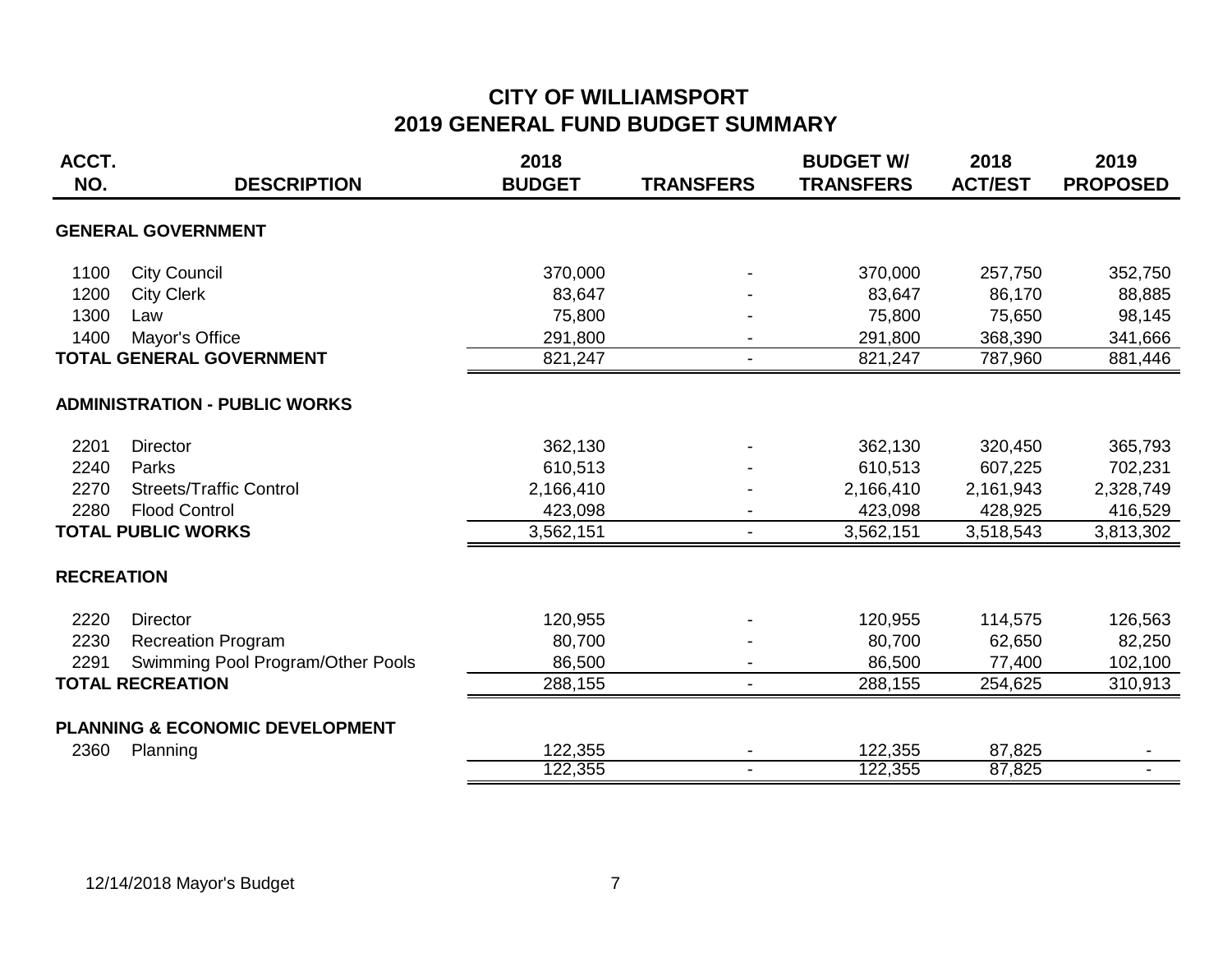# CITY OF WILLIAMSPORT
## 2019 GENERAL FUND BUDGET SUMMARY

| ACCT. NO. | DESCRIPTION | 2018 BUDGET | TRANSFERS | BUDGET W/ TRANSFERS | 2018 ACT/EST | 2019 PROPOSED |
|---|---|---|---|---|---|---|
| | **GENERAL GOVERNMENT** | | | | | |
| 1100 | City Council | 370,000 | - | 370,000 | 257,750 | 352,750 |
| 1200 | City Clerk | 83,647 | - | 83,647 | 86,170 | 88,885 |
| 1300 | Law | 75,800 | - | 75,800 | 75,650 | 98,145 |
| 1400 | Mayor's Office | 291,800 | - | 291,800 | 368,390 | 341,666 |
| | **TOTAL GENERAL GOVERNMENT** | 821,247 | - | 821,247 | 787,960 | 881,446 |
| | **ADMINISTRATION - PUBLIC WORKS** | | | | | |
| 2201 | Director | 362,130 | - | 362,130 | 320,450 | 365,793 |
| 2240 | Parks | 610,513 | - | 610,513 | 607,225 | 702,231 |
| 2270 | Streets/Traffic Control | 2,166,410 | - | 2,166,410 | 2,161,943 | 2,328,749 |
| 2280 | Flood Control | 423,098 | - | 423,098 | 428,925 | 416,529 |
| | **TOTAL PUBLIC WORKS** | 3,562,151 | - | 3,562,151 | 3,518,543 | 3,813,302 |
| | **RECREATION** | | | | | |
| 2220 | Director | 120,955 | - | 120,955 | 114,575 | 126,563 |
| 2230 | Recreation Program | 80,700 | - | 80,700 | 62,650 | 82,250 |
| 2291 | Swimming Pool Program/Other Pools | 86,500 | - | 86,500 | 77,400 | 102,100 |
| | **TOTAL RECREATION** | 288,155 | - | 288,155 | 254,625 | 310,913 |
| | **PLANNING & ECONOMIC DEVELOPMENT** | | | | | |
| 2360 | Planning | 122,355 | - | 122,355 | 87,825 | - |
| | | 122,355 | - | 122,355 | 87,825 | - |

12/14/2018 Mayor's Budget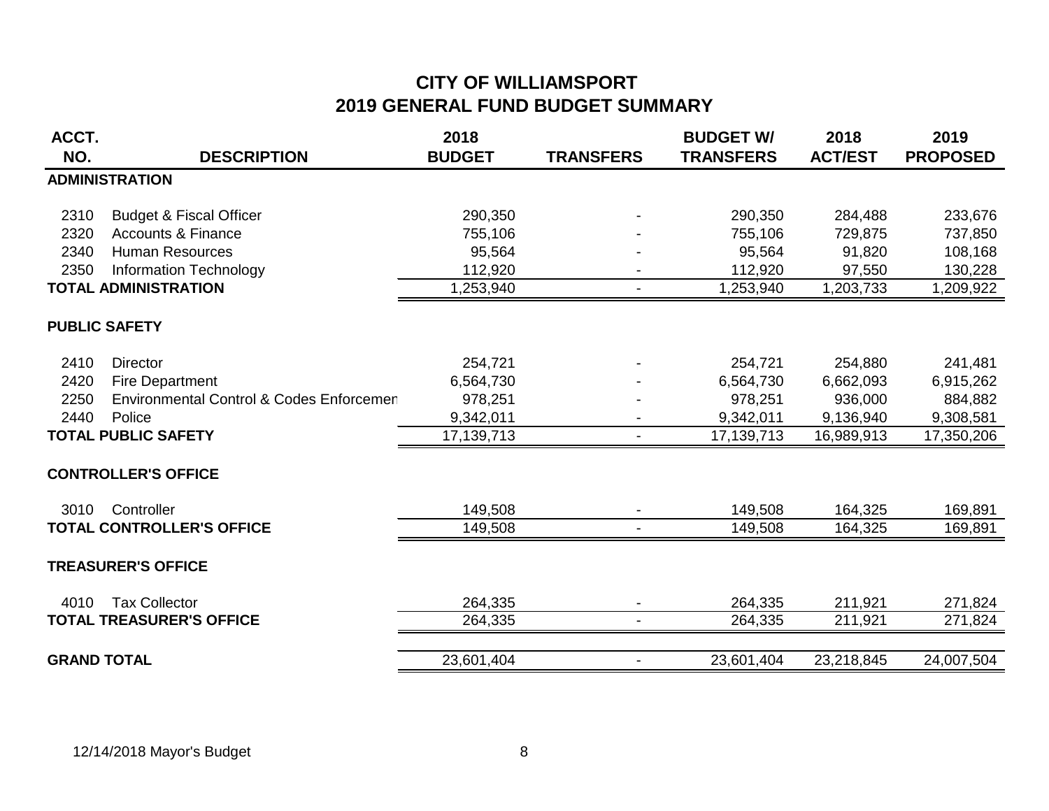# CITY OF WILLIAMSPORT

## 2019 GENERAL FUND BUDGET SUMMARY

| ACCT. NO. | DESCRIPTION | 2018 BUDGET | TRANSFERS | BUDGET W/ TRANSFERS | 2018 ACT/EST | 2019 PROPOSED |
|---|---|---|---|---|---|---|
| **ADMINISTRATION** | | | | | | |
| 2310 | Budget & Fiscal Officer | 290,350 | - | 290,350 | 284,488 | 233,676 |
| 2320 | Accounts & Finance | 755,106 | - | 755,106 | 729,875 | 737,850 |
| 2340 | Human Resources | 95,564 | - | 95,564 | 91,820 | 108,168 |
| 2350 | Information Technology | 112,920 | - | 112,920 | 97,550 | 130,228 |
| **TOTAL ADMINISTRATION** | | 1,253,940 | - | 1,253,940 | 1,203,733 | 1,209,922 |
| **PUBLIC SAFETY** | | | | | | |
| 2410 | Director | 254,721 | - | 254,721 | 254,880 | 241,481 |
| 2420 | Fire Department | 6,564,730 | - | 6,564,730 | 6,662,093 | 6,915,262 |
| 2250 | Environmental Control & Codes Enforcemen | 978,251 | - | 978,251 | 936,000 | 884,882 |
| 2440 | Police | 9,342,011 | - | 9,342,011 | 9,136,940 | 9,308,581 |
| **TOTAL PUBLIC SAFETY** | | 17,139,713 | - | 17,139,713 | 16,989,913 | 17,350,206 |
| **CONTROLLER'S OFFICE** | | | | | | |
| 3010 | Controller | 149,508 | - | 149,508 | 164,325 | 169,891 |
| **TOTAL CONTROLLER'S OFFICE** | | 149,508 | - | 149,508 | 164,325 | 169,891 |
| **TREASURER'S OFFICE** | | | | | | |
| 4010 | Tax Collector | 264,335 | - | 264,335 | 211,921 | 271,824 |
| **TOTAL TREASURER'S OFFICE** | | 264,335 | - | 264,335 | 211,921 | 271,824 |
| **GRAND TOTAL** | | 23,601,404 | - | 23,601,404 | 23,218,845 | 24,007,504 |

12/14/2018 Mayor's Budget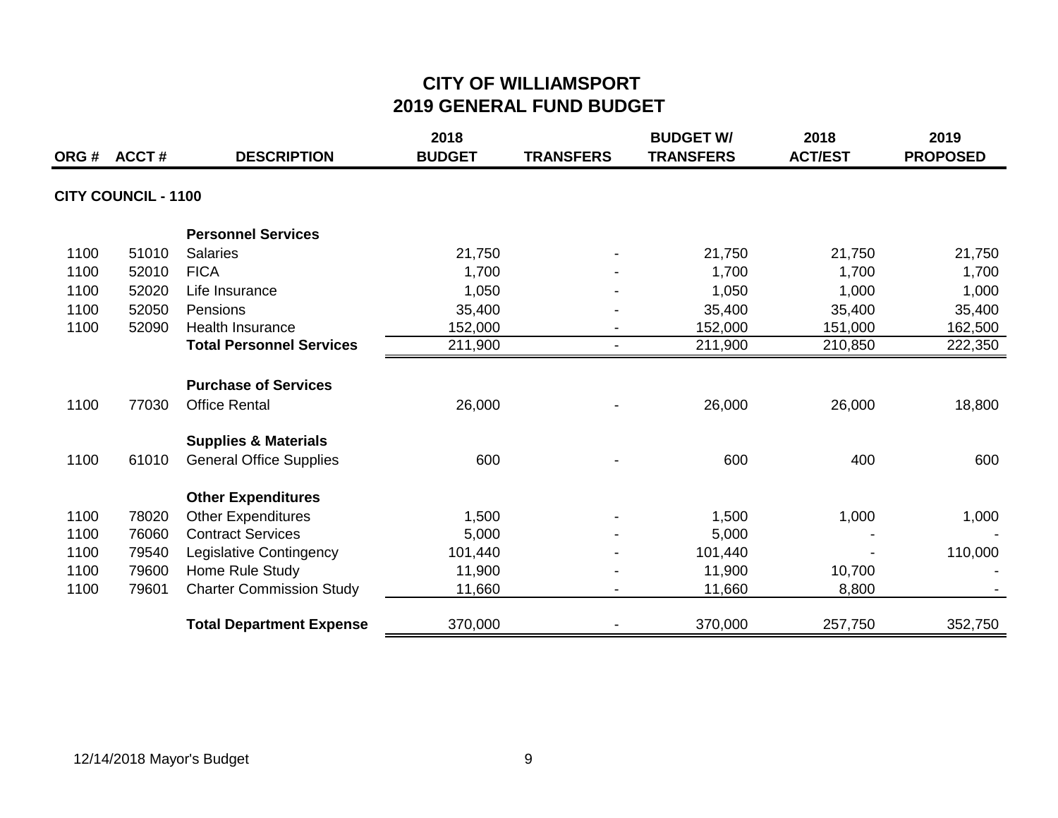# CITY OF WILLIAMSPORT
## 2019 GENERAL FUND BUDGET

| ORG # | ACCT # | DESCRIPTION | 2018 BUDGET | TRANSFERS | BUDGET W/ TRANSFERS | 2018 ACT/EST | 2019 PROPOSED |
|---|---|---|---|---|---|---|---|
| **CITY COUNCIL - 1100** | | | | | | | |
| | | **Personnel Services** | | | | | |
| 1100 | 51010 | Salaries | 21,750 | - | 21,750 | 21,750 | 21,750 |
| 1100 | 52010 | FICA | 1,700 | - | 1,700 | 1,700 | 1,700 |
| 1100 | 52020 | Life Insurance | 1,050 | - | 1,050 | 1,000 | 1,000 |
| 1100 | 52050 | Pensions | 35,400 | - | 35,400 | 35,400 | 35,400 |
| 1100 | 52090 | Health Insurance | 152,000 | - | 152,000 | 151,000 | 162,500 |
| | | **Total Personnel Services** | 211,900 | - | 211,900 | 210,850 | 222,350 |
| | | **Purchase of Services** | | | | | |
| 1100 | 77030 | Office Rental | 26,000 | - | 26,000 | 26,000 | 18,800 |
| | | **Supplies & Materials** | | | | | |
| 1100 | 61010 | General Office Supplies | 600 | - | 600 | 400 | 600 |
| | | **Other Expenditures** | | | | | |
| 1100 | 78020 | Other Expenditures | 1,500 | - | 1,500 | 1,000 | 1,000 |
| 1100 | 76060 | Contract Services | 5,000 | - | 5,000 | - | - |
| 1100 | 79540 | Legislative Contingency | 101,440 | - | 101,440 | - | 110,000 |
| 1100 | 79600 | Home Rule Study | 11,900 | - | 11,900 | 10,700 | - |
| 1100 | 79601 | Charter Commission Study | 11,660 | - | 11,660 | 8,800 | - |
| | | **Total Department Expense** | 370,000 | - | 370,000 | 257,750 | 352,750 |

12/14/2018 Mayor's Budget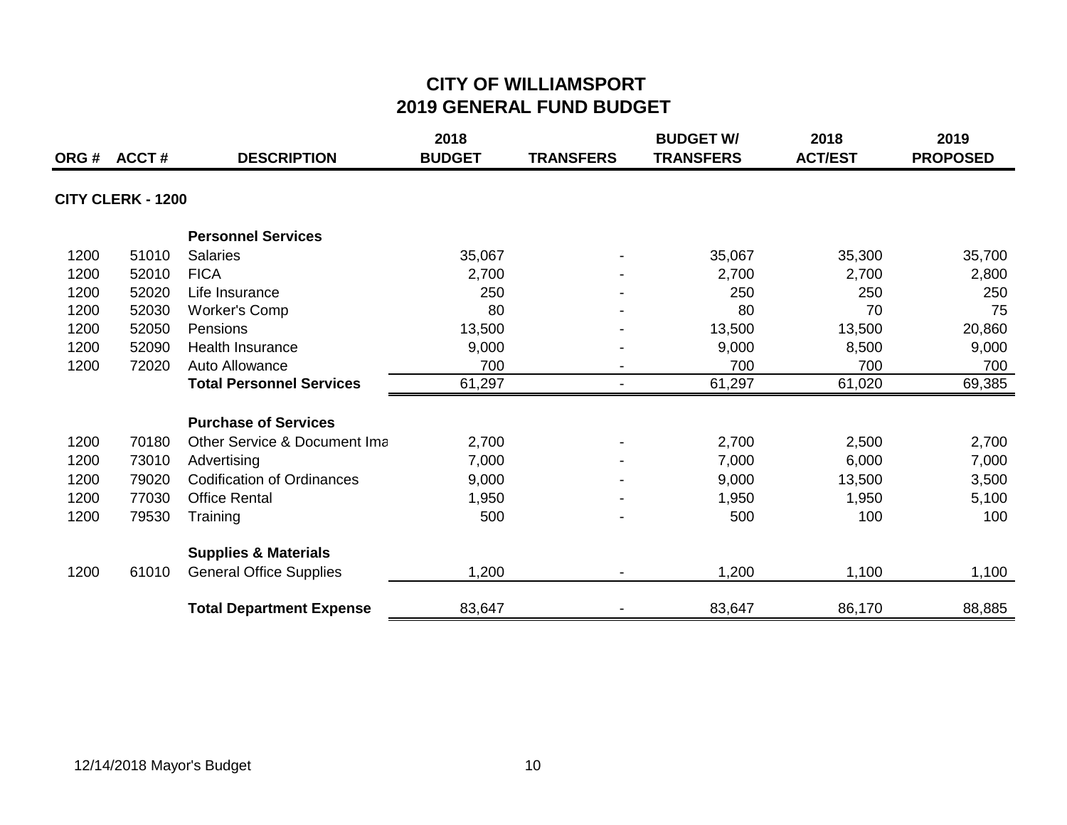# CITY OF WILLIAMSPORT
## 2019 GENERAL FUND BUDGET

| ORG # | ACCT # | DESCRIPTION | 2018 BUDGET | TRANSFERS | BUDGET W/ TRANSFERS | 2018 ACT/EST | 2019 PROPOSED |
|---|---|---|---|---|---|---|---|
| **CITY CLERK - 1200** | | | | | | | |
| | | **Personnel Services** | | | | | |
| 1200 | 51010 | Salaries | 35,067 | - | 35,067 | 35,300 | 35,700 |
| 1200 | 52010 | FICA | 2,700 | - | 2,700 | 2,700 | 2,800 |
| 1200 | 52020 | Life Insurance | 250 | - | 250 | 250 | 250 |
| 1200 | 52030 | Worker's Comp | 80 | - | 80 | 70 | 75 |
| 1200 | 52050 | Pensions | 13,500 | - | 13,500 | 13,500 | 20,860 |
| 1200 | 52090 | Health Insurance | 9,000 | - | 9,000 | 8,500 | 9,000 |
| 1200 | 72020 | Auto Allowance | 700 | - | 700 | 700 | 700 |
| | | **Total Personnel Services** | 61,297 | - | 61,297 | 61,020 | 69,385 |
| | | **Purchase of Services** | | | | | |
| 1200 | 70180 | Other Service & Document Ima | 2,700 | - | 2,700 | 2,500 | 2,700 |
| 1200 | 73010 | Advertising | 7,000 | - | 7,000 | 6,000 | 7,000 |
| 1200 | 79020 | Codification of Ordinances | 9,000 | - | 9,000 | 13,500 | 3,500 |
| 1200 | 77030 | Office Rental | 1,950 | - | 1,950 | 1,950 | 5,100 |
| 1200 | 79530 | Training | 500 | - | 500 | 100 | 100 |
| | | **Supplies & Materials** | | | | | |
| 1200 | 61010 | General Office Supplies | 1,200 | - | 1,200 | 1,100 | 1,100 |
| | | **Total Department Expense** | 83,647 | - | 83,647 | 86,170 | 88,885 |

12/14/2018 Mayor's Budget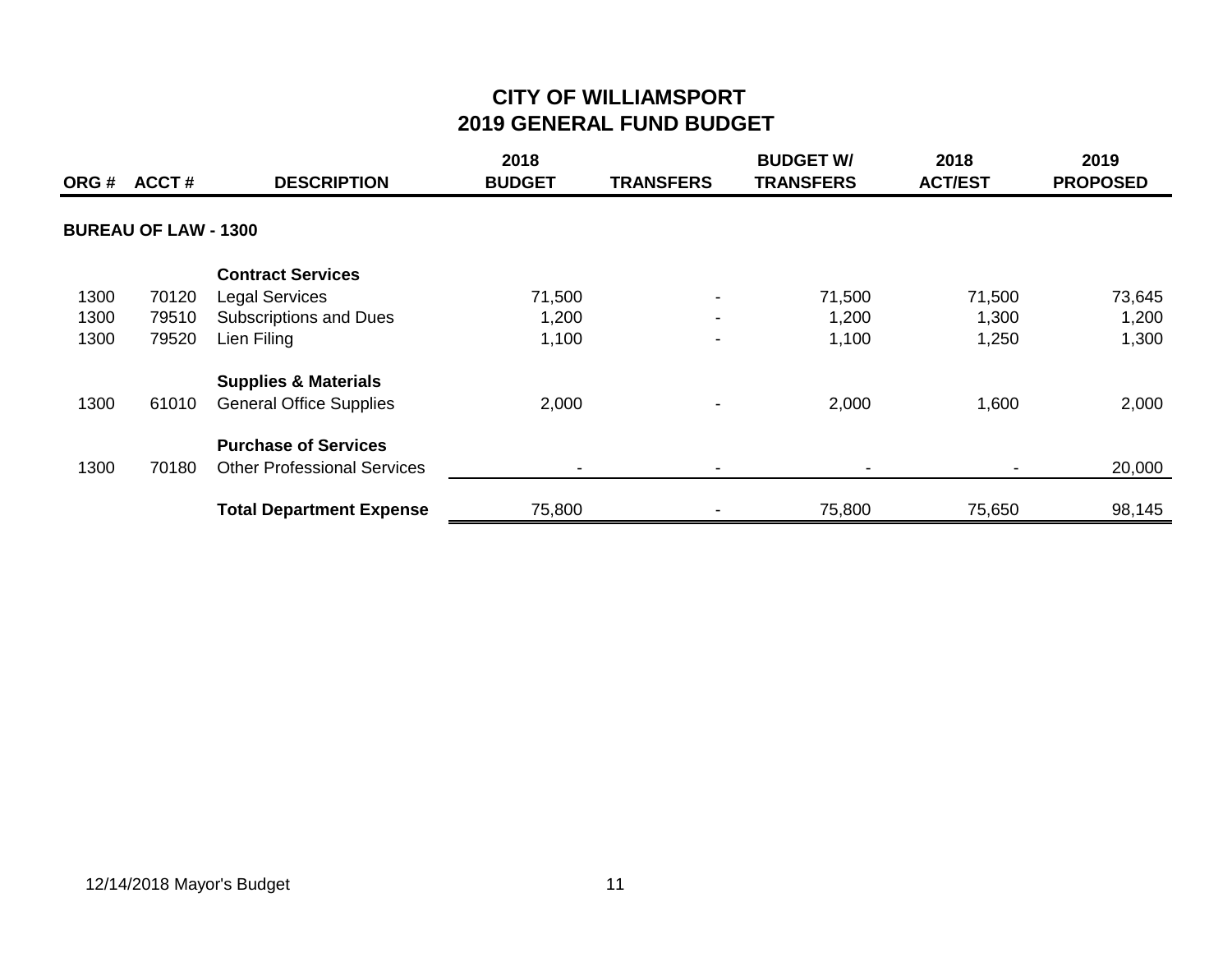# CITY OF WILLIAMSPORT
## 2019 GENERAL FUND BUDGET

| ORG # | ACCT # | DESCRIPTION | 2018 BUDGET | TRANSFERS | BUDGET W/ TRANSFERS | 2018 ACT/EST | 2019 PROPOSED |
|---|---|---|---|---|---|---|---|
| **BUREAU OF LAW - 1300** | | | | | | | |
| | | **Contract Services** | | | | | |
| 1300 | 70120 | Legal Services | 71,500 | - | 71,500 | 71,500 | 73,645 |
| 1300 | 79510 | Subscriptions and Dues | 1,200 | - | 1,200 | 1,300 | 1,200 |
| 1300 | 79520 | Lien Filing | 1,100 | - | 1,100 | 1,250 | 1,300 |
| | | **Supplies & Materials** | | | | | |
| 1300 | 61010 | General Office Supplies | 2,000 | - | 2,000 | 1,600 | 2,000 |
| | | **Purchase of Services** | | | | | |
| 1300 | 70180 | Other Professional Services | - | - | - | - | 20,000 |
| | | **Total Department Expense** | 75,800 | - | 75,800 | 75,650 | 98,145 |

12/14/2018 Mayor's Budget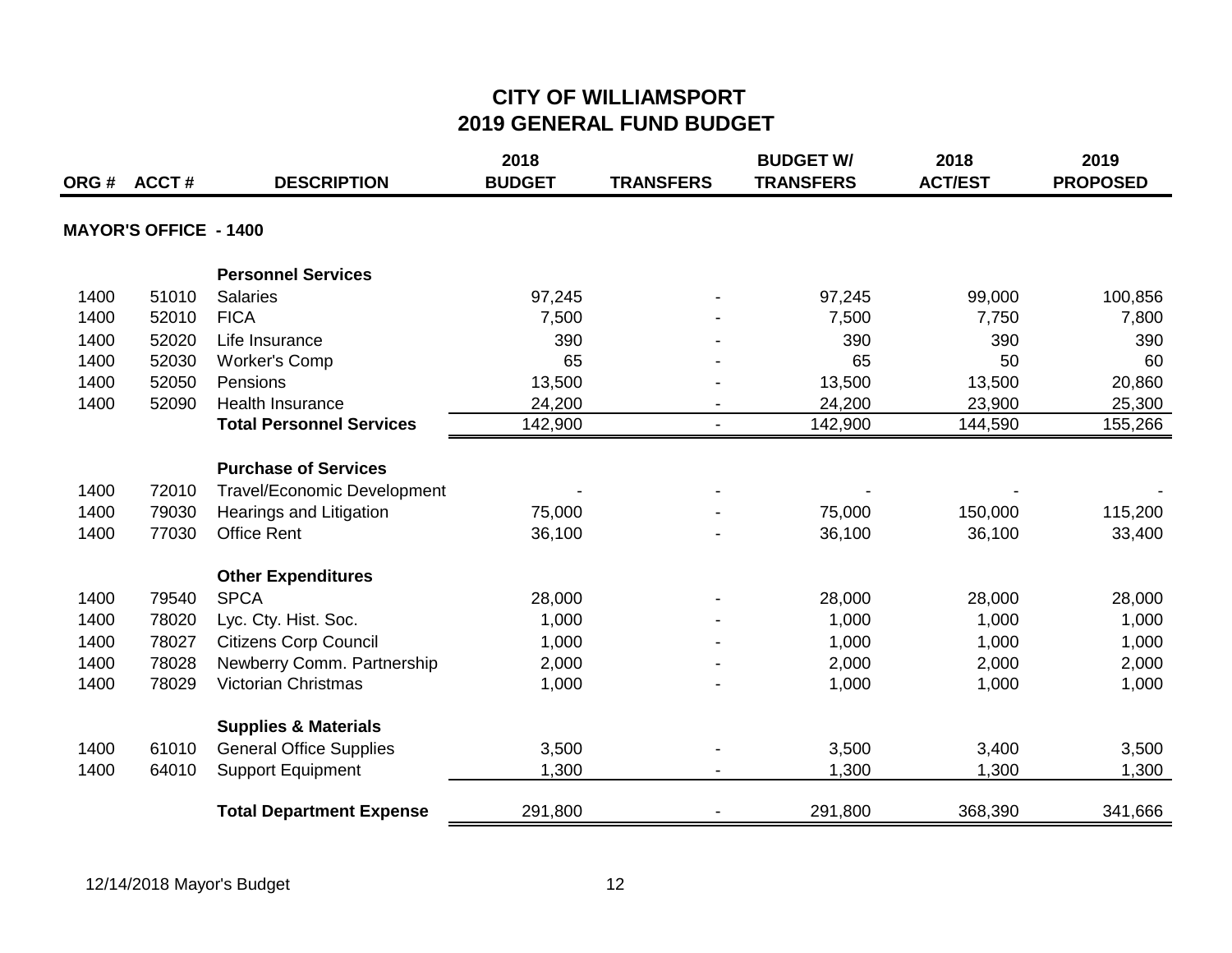# CITY OF WILLIAMSPORT
# 2019 GENERAL FUND BUDGET

| ORG # | ACCT # | DESCRIPTION | 2018 BUDGET | TRANSFERS | BUDGET W/ TRANSFERS | 2018 ACT/EST | 2019 PROPOSED |
|---|---|---|---|---|---|---|---|
| **MAYOR'S OFFICE - 1400** | | | | | | | |
| | | **Personnel Services** | | | | | |
| 1400 | 51010 | Salaries | 97,245 | - | 97,245 | 99,000 | 100,856 |
| 1400 | 52010 | FICA | 7,500 | - | 7,500 | 7,750 | 7,800 |
| 1400 | 52020 | Life Insurance | 390 | - | 390 | 390 | 390 |
| 1400 | 52030 | Worker's Comp | 65 | - | 65 | 50 | 60 |
| 1400 | 52050 | Pensions | 13,500 | - | 13,500 | 13,500 | 20,860 |
| 1400 | 52090 | Health Insurance | 24,200 | - | 24,200 | 23,900 | 25,300 |
| | | **Total Personnel Services** | 142,900 | - | 142,900 | 144,590 | 155,266 |
| | | **Purchase of Services** | | | | | |
| 1400 | 72010 | Travel/Economic Development | - | - | - | - | - |
| 1400 | 79030 | Hearings and Litigation | 75,000 | - | 75,000 | 150,000 | 115,200 |
| 1400 | 77030 | Office Rent | 36,100 | - | 36,100 | 36,100 | 33,400 |
| | | **Other Expenditures** | | | | | |
| 1400 | 79540 | SPCA | 28,000 | - | 28,000 | 28,000 | 28,000 |
| 1400 | 78020 | Lyc. Cty. Hist. Soc. | 1,000 | - | 1,000 | 1,000 | 1,000 |
| 1400 | 78027 | Citizens Corp Council | 1,000 | - | 1,000 | 1,000 | 1,000 |
| 1400 | 78028 | Newberry Comm. Partnership | 2,000 | - | 2,000 | 2,000 | 2,000 |
| 1400 | 78029 | Victorian Christmas | 1,000 | - | 1,000 | 1,000 | 1,000 |
| | | **Supplies & Materials** | | | | | |
| 1400 | 61010 | General Office Supplies | 3,500 | - | 3,500 | 3,400 | 3,500 |
| 1400 | 64010 | Support Equipment | 1,300 | - | 1,300 | 1,300 | 1,300 |
| | | **Total Department Expense** | 291,800 | - | 291,800 | 368,390 | 341,666 |

12/14/2018 Mayor's Budget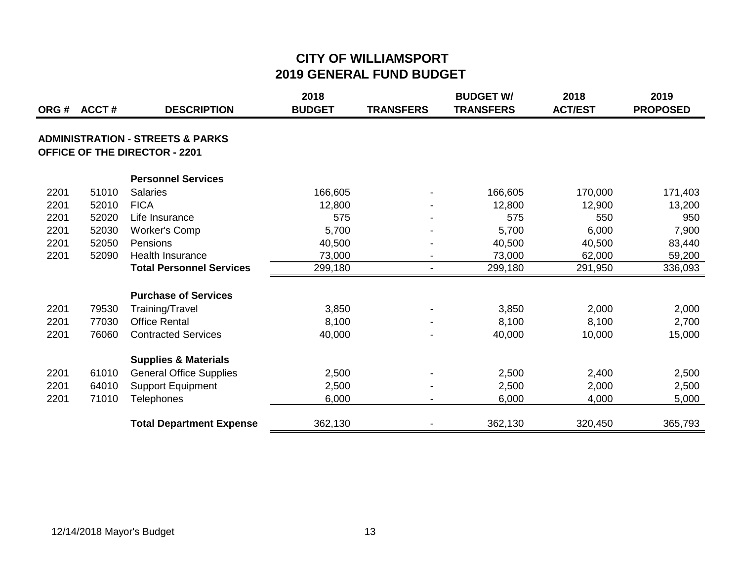# CITY OF WILLIAMSPORT
## 2019 GENERAL FUND BUDGET

| ORG # | ACCT # | DESCRIPTION | 2018 BUDGET | TRANSFERS | BUDGET W/ TRANSFERS | 2018 ACT/EST | 2019 PROPOSED |
|---|---|---|---|---|---|---|---|
| **ADMINISTRATION - STREETS & PARKS** | | | | | | | |
| **OFFICE OF THE DIRECTOR - 2201** | | | | | | | |
| | | **Personnel Services** | | | | | |
| 2201 | 51010 | Salaries | 166,605 | - | 166,605 | 170,000 | 171,403 |
| 2201 | 52010 | FICA | 12,800 | - | 12,800 | 12,900 | 13,200 |
| 2201 | 52020 | Life Insurance | 575 | - | 575 | 550 | 950 |
| 2201 | 52030 | Worker's Comp | 5,700 | - | 5,700 | 6,000 | 7,900 |
| 2201 | 52050 | Pensions | 40,500 | - | 40,500 | 40,500 | 83,440 |
| 2201 | 52090 | Health Insurance | 73,000 | - | 73,000 | 62,000 | 59,200 |
| | | **Total Personnel Services** | 299,180 | - | 299,180 | 291,950 | 336,093 |
| | | **Purchase of Services** | | | | | |
| 2201 | 79530 | Training/Travel | 3,850 | - | 3,850 | 2,000 | 2,000 |
| 2201 | 77030 | Office Rental | 8,100 | - | 8,100 | 8,100 | 2,700 |
| 2201 | 76060 | Contracted Services | 40,000 | - | 40,000 | 10,000 | 15,000 |
| | | **Supplies & Materials** | | | | | |
| 2201 | 61010 | General Office Supplies | 2,500 | - | 2,500 | 2,400 | 2,500 |
| 2201 | 64010 | Support Equipment | 2,500 | - | 2,500 | 2,000 | 2,500 |
| 2201 | 71010 | Telephones | 6,000 | - | 6,000 | 4,000 | 5,000 |
| | | **Total Department Expense** | 362,130 | - | 362,130 | 320,450 | 365,793 |

12/14/2018 Mayor's Budget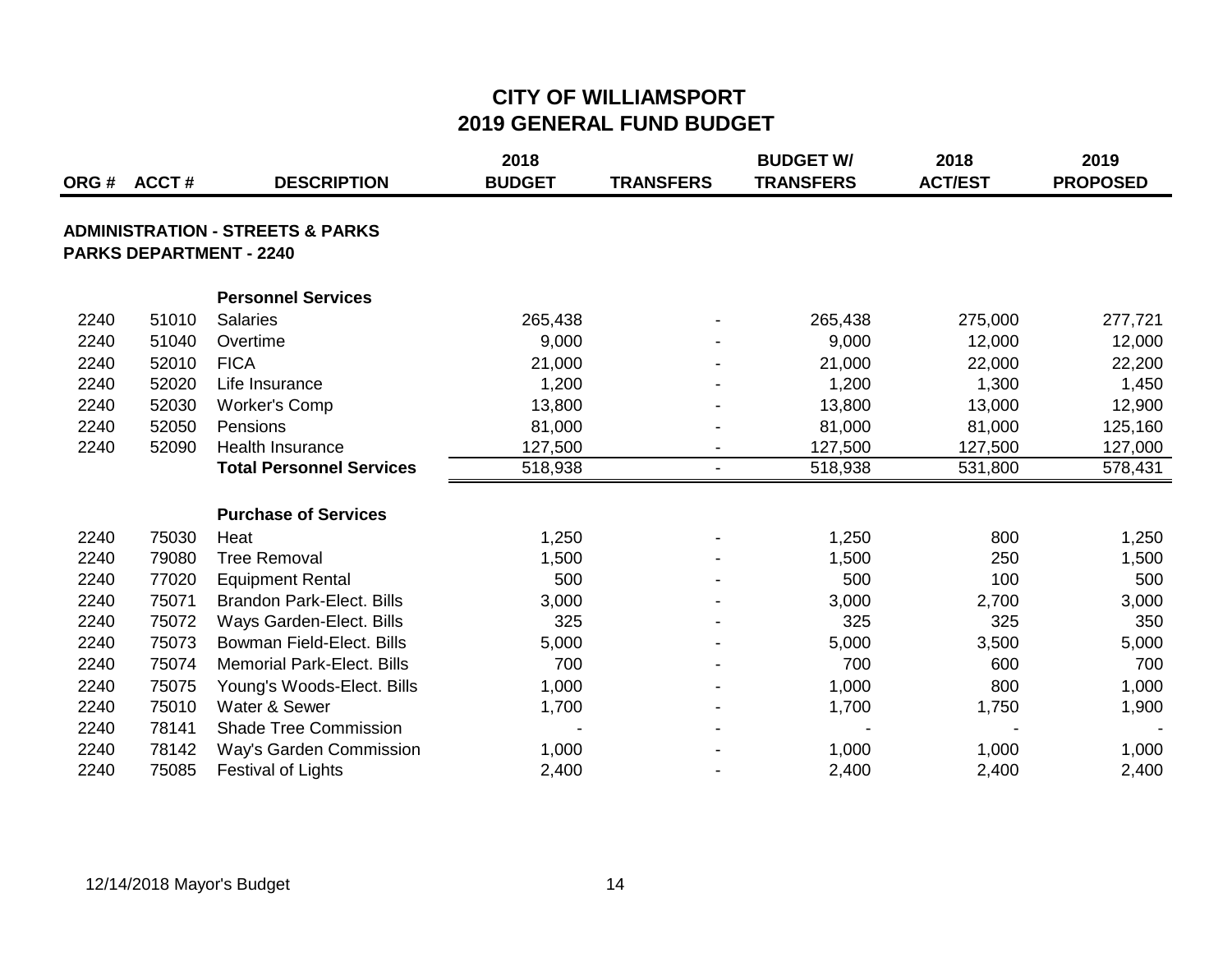# CITY OF WILLIAMSPORT
## 2019 GENERAL FUND BUDGET

| ORG # | ACCT # | DESCRIPTION | 2018 BUDGET | TRANSFERS | BUDGET W/ TRANSFERS | 2018 ACT/EST | 2019 PROPOSED |
|---|---|---|---|---|---|---|---|
| **ADMINISTRATION - STREETS & PARKS** | | | | | | | |
| **PARKS DEPARTMENT - 2240** | | | | | | | |
| | | **Personnel Services** | | | | | |
| 2240 | 51010 | Salaries | 265,438 | - | 265,438 | 275,000 | 277,721 |
| 2240 | 51040 | Overtime | 9,000 | - | 9,000 | 12,000 | 12,000 |
| 2240 | 52010 | FICA | 21,000 | - | 21,000 | 22,000 | 22,200 |
| 2240 | 52020 | Life Insurance | 1,200 | - | 1,200 | 1,300 | 1,450 |
| 2240 | 52030 | Worker's Comp | 13,800 | - | 13,800 | 13,000 | 12,900 |
| 2240 | 52050 | Pensions | 81,000 | - | 81,000 | 81,000 | 125,160 |
| 2240 | 52090 | Health Insurance | 127,500 | - | 127,500 | 127,500 | 127,000 |
| | | **Total Personnel Services** | 518,938 | - | 518,938 | 531,800 | 578,431 |
| | | **Purchase of Services** | | | | | |
| 2240 | 75030 | Heat | 1,250 | - | 1,250 | 800 | 1,250 |
| 2240 | 79080 | Tree Removal | 1,500 | - | 1,500 | 250 | 1,500 |
| 2240 | 77020 | Equipment Rental | 500 | - | 500 | 100 | 500 |
| 2240 | 75071 | Brandon Park-Elect. Bills | 3,000 | - | 3,000 | 2,700 | 3,000 |
| 2240 | 75072 | Ways Garden-Elect. Bills | 325 | - | 325 | 325 | 350 |
| 2240 | 75073 | Bowman Field-Elect. Bills | 5,000 | - | 5,000 | 3,500 | 5,000 |
| 2240 | 75074 | Memorial Park-Elect. Bills | 700 | - | 700 | 600 | 700 |
| 2240 | 75075 | Young's Woods-Elect. Bills | 1,000 | - | 1,000 | 800 | 1,000 |
| 2240 | 75010 | Water & Sewer | 1,700 | - | 1,700 | 1,750 | 1,900 |
| 2240 | 78141 | Shade Tree Commission | - | - | - | - | - |
| 2240 | 78142 | Way's Garden Commission | 1,000 | - | 1,000 | 1,000 | 1,000 |
| 2240 | 75085 | Festival of Lights | 2,400 | - | 2,400 | 2,400 | 2,400 |

12/14/2018 Mayor's Budget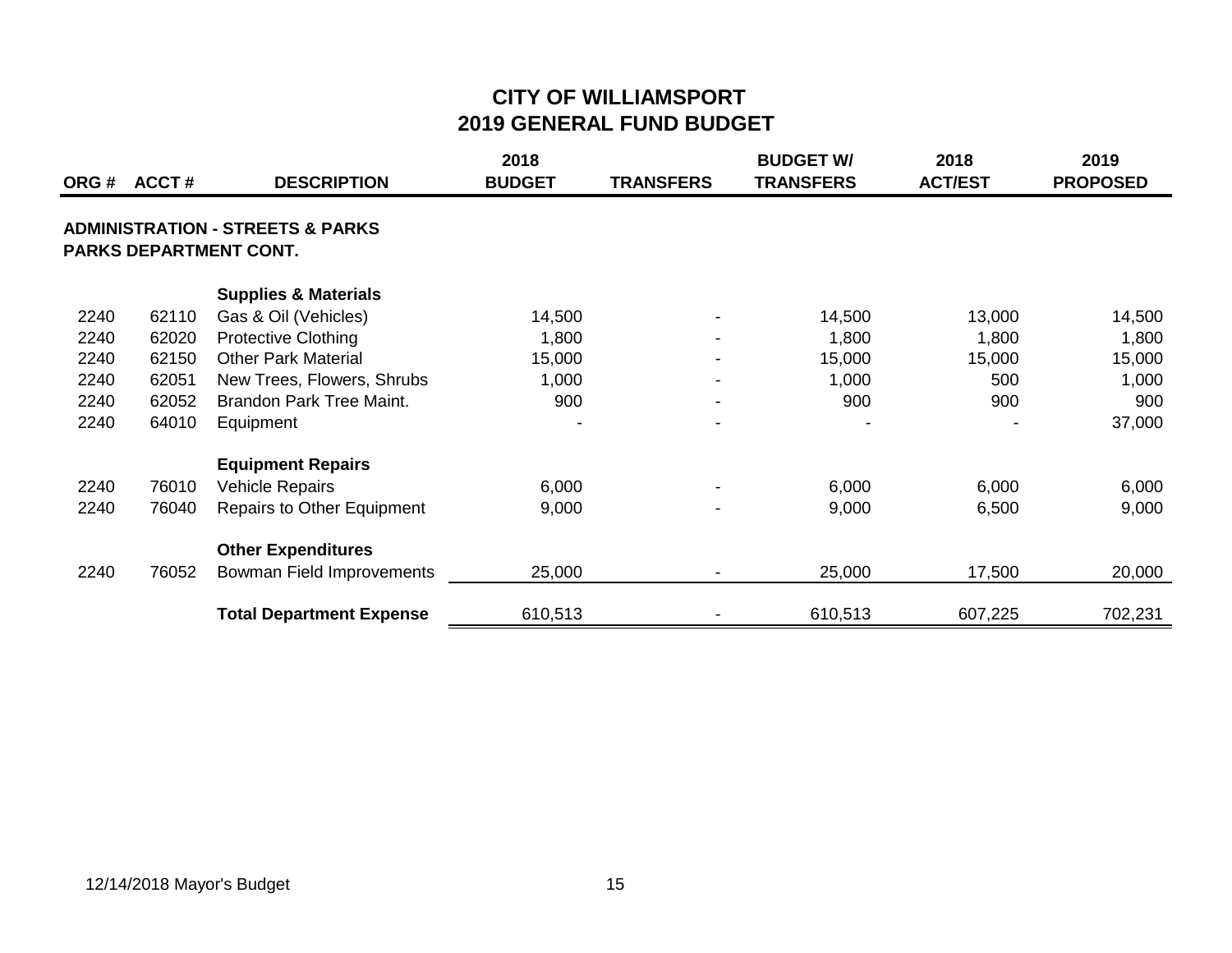# CITY OF WILLIAMSPORT
## 2019 GENERAL FUND BUDGET

| ORG # | ACCT # | DESCRIPTION | 2018 BUDGET | TRANSFERS | BUDGET W/ TRANSFERS | 2018 ACT/EST | 2019 PROPOSED |
|---|---|---|---|---|---|---|---|
| **ADMINISTRATION - STREETS & PARKS** | | | | | | | |
| **PARKS DEPARTMENT CONT.** | | | | | | | |
| | | **Supplies & Materials** | | | | | |
| 2240 | 62110 | Gas & Oil (Vehicles) | 14,500 | - | 14,500 | 13,000 | 14,500 |
| 2240 | 62020 | Protective Clothing | 1,800 | - | 1,800 | 1,800 | 1,800 |
| 2240 | 62150 | Other Park Material | 15,000 | - | 15,000 | 15,000 | 15,000 |
| 2240 | 62051 | New Trees, Flowers, Shrubs | 1,000 | - | 1,000 | 500 | 1,000 |
| 2240 | 62052 | Brandon Park Tree Maint. | 900 | - | 900 | 900 | 900 |
| 2240 | 64010 | Equipment | - | - | - | - | 37,000 |
| | | **Equipment Repairs** | | | | | |
| 2240 | 76010 | Vehicle Repairs | 6,000 | - | 6,000 | 6,000 | 6,000 |
| 2240 | 76040 | Repairs to Other Equipment | 9,000 | - | 9,000 | 6,500 | 9,000 |
| | | **Other Expenditures** | | | | | |
| 2240 | 76052 | Bowman Field Improvements | 25,000 | - | 25,000 | 17,500 | 20,000 |
| | | **Total Department Expense** | 610,513 | - | 610,513 | 607,225 | 702,231 |

12/14/2018 Mayor's Budget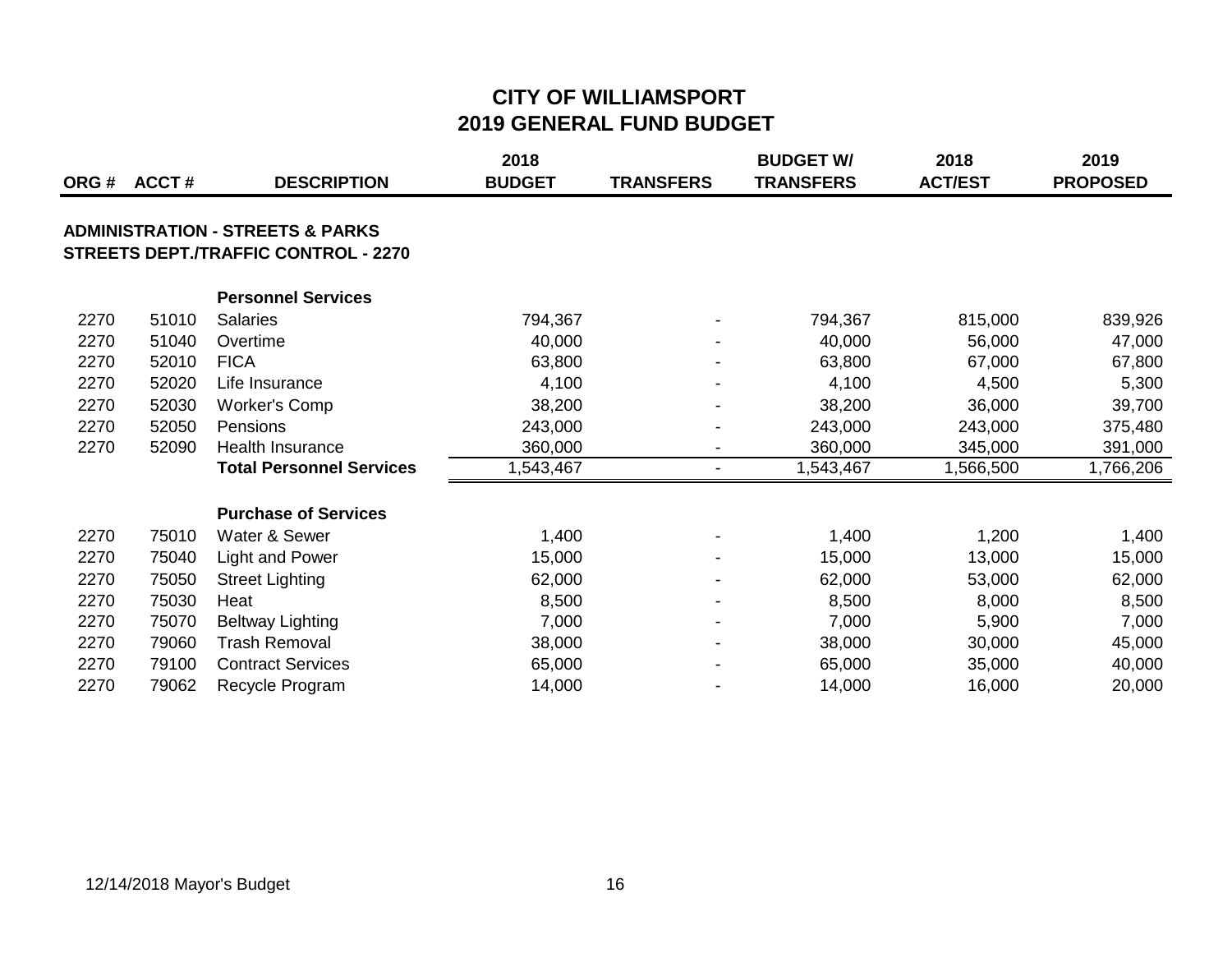# CITY OF WILLIAMSPORT
## 2019 GENERAL FUND BUDGET

| ORG # | ACCT # | DESCRIPTION | 2018 BUDGET | TRANSFERS | BUDGET W/ TRANSFERS | 2018 ACT/EST | 2019 PROPOSED |
|---|---|---|---|---|---|---|---|
| **ADMINISTRATION - STREETS & PARKS** | | | | | | | |
| **STREETS DEPT./TRAFFIC CONTROL - 2270** | | | | | | | |
| | | **Personnel Services** | | | | | |
| 2270 | 51010 | Salaries | 794,367 | - | 794,367 | 815,000 | 839,926 |
| 2270 | 51040 | Overtime | 40,000 | - | 40,000 | 56,000 | 47,000 |
| 2270 | 52010 | FICA | 63,800 | - | 63,800 | 67,000 | 67,800 |
| 2270 | 52020 | Life Insurance | 4,100 | - | 4,100 | 4,500 | 5,300 |
| 2270 | 52030 | Worker's Comp | 38,200 | - | 38,200 | 36,000 | 39,700 |
| 2270 | 52050 | Pensions | 243,000 | - | 243,000 | 243,000 | 375,480 |
| 2270 | 52090 | Health Insurance | 360,000 | - | 360,000 | 345,000 | 391,000 |
| | | **Total Personnel Services** | 1,543,467 | - | 1,543,467 | 1,566,500 | 1,766,206 |
| | | **Purchase of Services** | | | | | |
| 2270 | 75010 | Water & Sewer | 1,400 | - | 1,400 | 1,200 | 1,400 |
| 2270 | 75040 | Light and Power | 15,000 | - | 15,000 | 13,000 | 15,000 |
| 2270 | 75050 | Street Lighting | 62,000 | - | 62,000 | 53,000 | 62,000 |
| 2270 | 75030 | Heat | 8,500 | - | 8,500 | 8,000 | 8,500 |
| 2270 | 75070 | Beltway Lighting | 7,000 | - | 7,000 | 5,900 | 7,000 |
| 2270 | 79060 | Trash Removal | 38,000 | - | 38,000 | 30,000 | 45,000 |
| 2270 | 79100 | Contract Services | 65,000 | - | 65,000 | 35,000 | 40,000 |
| 2270 | 79062 | Recycle Program | 14,000 | - | 14,000 | 16,000 | 20,000 |

12/14/2018 Mayor's Budget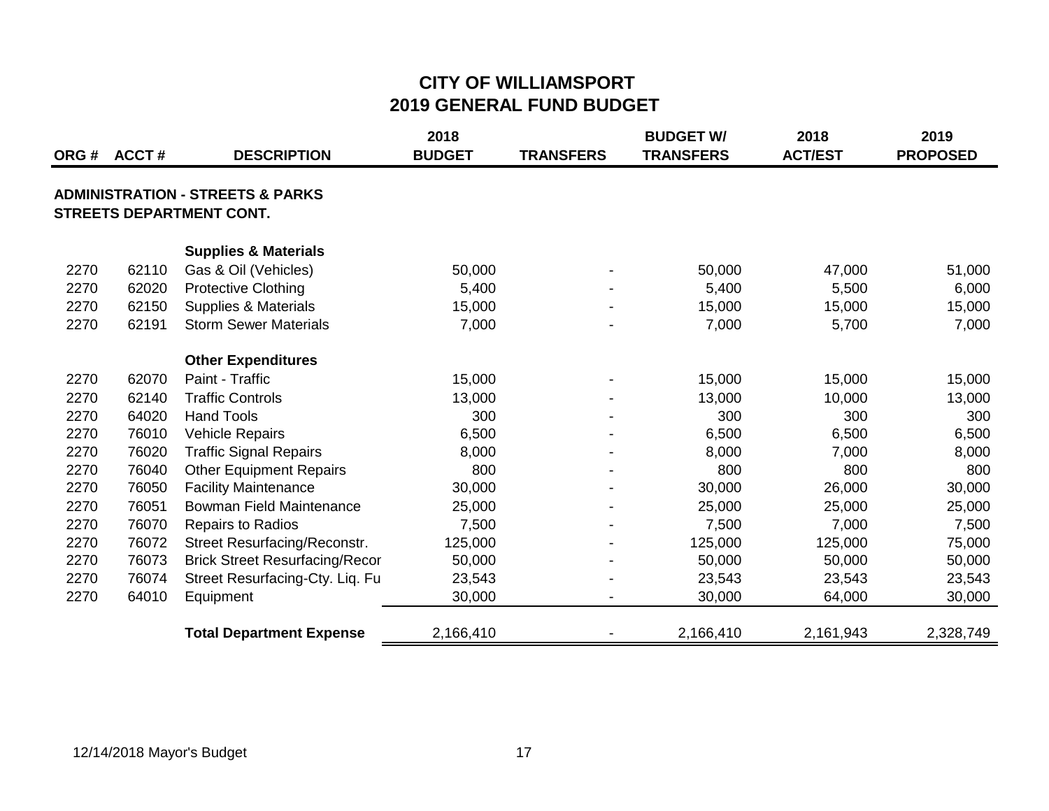# CITY OF WILLIAMSPORT
## 2019 GENERAL FUND BUDGET

| ORG # | ACCT # | DESCRIPTION | 2018 BUDGET | TRANSFERS | BUDGET W/ TRANSFERS | 2018 ACT/EST | 2019 PROPOSED |
|---|---|---|---|---|---|---|---|
| **ADMINISTRATION - STREETS & PARKS** | | | | | | | |
| **STREETS DEPARTMENT CONT.** | | | | | | | |
| | | **Supplies & Materials** | | | | | |
| 2270 | 62110 | Gas & Oil (Vehicles) | 50,000 | - | 50,000 | 47,000 | 51,000 |
| 2270 | 62020 | Protective Clothing | 5,400 | - | 5,400 | 5,500 | 6,000 |
| 2270 | 62150 | Supplies & Materials | 15,000 | - | 15,000 | 15,000 | 15,000 |
| 2270 | 62191 | Storm Sewer Materials | 7,000 | - | 7,000 | 5,700 | 7,000 |
| | | **Other Expenditures** | | | | | |
| 2270 | 62070 | Paint - Traffic | 15,000 | - | 15,000 | 15,000 | 15,000 |
| 2270 | 62140 | Traffic Controls | 13,000 | - | 13,000 | 10,000 | 13,000 |
| 2270 | 64020 | Hand Tools | 300 | - | 300 | 300 | 300 |
| 2270 | 76010 | Vehicle Repairs | 6,500 | - | 6,500 | 6,500 | 6,500 |
| 2270 | 76020 | Traffic Signal Repairs | 8,000 | - | 8,000 | 7,000 | 8,000 |
| 2270 | 76040 | Other Equipment Repairs | 800 | - | 800 | 800 | 800 |
| 2270 | 76050 | Facility Maintenance | 30,000 | - | 30,000 | 26,000 | 30,000 |
| 2270 | 76051 | Bowman Field Maintenance | 25,000 | - | 25,000 | 25,000 | 25,000 |
| 2270 | 76070 | Repairs to Radios | 7,500 | - | 7,500 | 7,000 | 7,500 |
| 2270 | 76072 | Street Resurfacing/Reconstr. | 125,000 | - | 125,000 | 125,000 | 75,000 |
| 2270 | 76073 | Brick Street Resurfacing/Recor | 50,000 | - | 50,000 | 50,000 | 50,000 |
| 2270 | 76074 | Street Resurfacing-Cty. Liq. Fu | 23,543 | - | 23,543 | 23,543 | 23,543 |
| 2270 | 64010 | Equipment | 30,000 | - | 30,000 | 64,000 | 30,000 |
| | | **Total Department Expense** | 2,166,410 | - | 2,166,410 | 2,161,943 | 2,328,749 |

12/14/2018 Mayor's Budget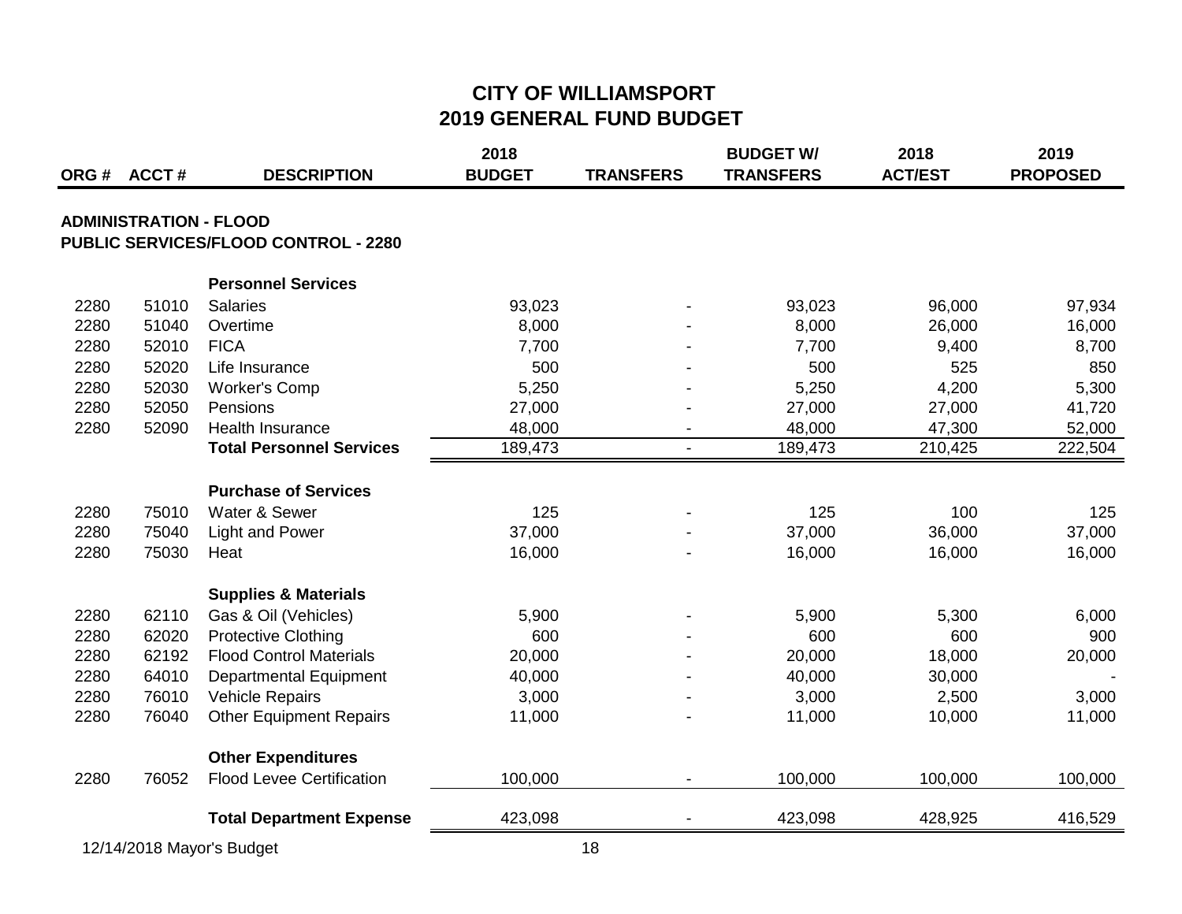# CITY OF WILLIAMSPORT
## 2019 GENERAL FUND BUDGET

| ORG # | ACCT # | DESCRIPTION | 2018 BUDGET | TRANSFERS | BUDGET W/ TRANSFERS | 2018 ACT/EST | 2019 PROPOSED |
|---|---|---|---|---|---|---|---|
| **ADMINISTRATION - FLOOD** | | | | | | | |
| **PUBLIC SERVICES/FLOOD CONTROL - 2280** | | | | | | | |
| | | **Personnel Services** | | | | | |
| 2280 | 51010 | Salaries | 93,023 | - | 93,023 | 96,000 | 97,934 |
| 2280 | 51040 | Overtime | 8,000 | - | 8,000 | 26,000 | 16,000 |
| 2280 | 52010 | FICA | 7,700 | - | 7,700 | 9,400 | 8,700 |
| 2280 | 52020 | Life Insurance | 500 | - | 500 | 525 | 850 |
| 2280 | 52030 | Worker's Comp | 5,250 | - | 5,250 | 4,200 | 5,300 |
| 2280 | 52050 | Pensions | 27,000 | - | 27,000 | 27,000 | 41,720 |
| 2280 | 52090 | Health Insurance | 48,000 | - | 48,000 | 47,300 | 52,000 |
| | | **Total Personnel Services** | 189,473 | - | 189,473 | 210,425 | 222,504 |
| | | **Purchase of Services** | | | | | |
| 2280 | 75010 | Water & Sewer | 125 | - | 125 | 100 | 125 |
| 2280 | 75040 | Light and Power | 37,000 | - | 37,000 | 36,000 | 37,000 |
| 2280 | 75030 | Heat | 16,000 | - | 16,000 | 16,000 | 16,000 |
| | | **Supplies & Materials** | | | | | |
| 2280 | 62110 | Gas & Oil (Vehicles) | 5,900 | - | 5,900 | 5,300 | 6,000 |
| 2280 | 62020 | Protective Clothing | 600 | - | 600 | 600 | 900 |
| 2280 | 62192 | Flood Control Materials | 20,000 | - | 20,000 | 18,000 | 20,000 |
| 2280 | 64010 | Departmental Equipment | 40,000 | - | 40,000 | 30,000 | - |
| 2280 | 76010 | Vehicle Repairs | 3,000 | - | 3,000 | 2,500 | 3,000 |
| 2280 | 76040 | Other Equipment Repairs | 11,000 | - | 11,000 | 10,000 | 11,000 |
| | | **Other Expenditures** | | | | | |
| 2280 | 76052 | Flood Levee Certification | 100,000 | - | 100,000 | 100,000 | 100,000 |
| | | **Total Department Expense** | 423,098 | - | 423,098 | 428,925 | 416,529 |

12/14/2018 Mayor's Budget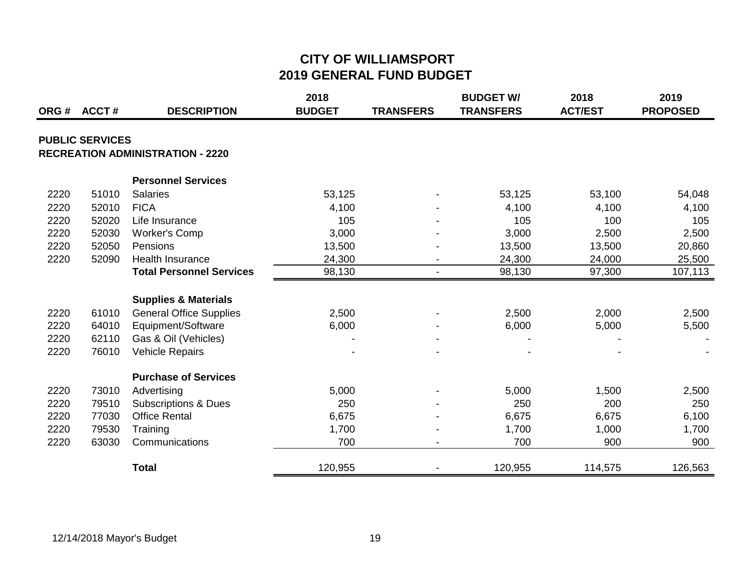# CITY OF WILLIAMSPORT
## 2019 GENERAL FUND BUDGET

| ORG # | ACCT # | DESCRIPTION | 2018 BUDGET | TRANSFERS | BUDGET W/ TRANSFERS | 2018 ACT/EST | 2019 PROPOSED |
|---|---|---|---|---|---|---|---|
| **PUBLIC SERVICES** | | | | | | | |
| **RECREATION ADMINISTRATION - 2220** | | | | | | | |
| | | **Personnel Services** | | | | | |
| 2220 | 51010 | Salaries | 53,125 | - | 53,125 | 53,100 | 54,048 |
| 2220 | 52010 | FICA | 4,100 | - | 4,100 | 4,100 | 4,100 |
| 2220 | 52020 | Life Insurance | 105 | - | 105 | 100 | 105 |
| 2220 | 52030 | Worker's Comp | 3,000 | - | 3,000 | 2,500 | 2,500 |
| 2220 | 52050 | Pensions | 13,500 | - | 13,500 | 13,500 | 20,860 |
| 2220 | 52090 | Health Insurance | 24,300 | - | 24,300 | 24,000 | 25,500 |
| | | **Total Personnel Services** | 98,130 | - | 98,130 | 97,300 | 107,113 |
| | | **Supplies & Materials** | | | | | |
| 2220 | 61010 | General Office Supplies | 2,500 | - | 2,500 | 2,000 | 2,500 |
| 2220 | 64010 | Equipment/Software | 6,000 | - | 6,000 | 5,000 | 5,500 |
| 2220 | 62110 | Gas & Oil (Vehicles) | - | - | - | - | - |
| 2220 | 76010 | Vehicle Repairs | - | - | - | - | - |
| | | **Purchase of Services** | | | | | |
| 2220 | 73010 | Advertising | 5,000 | - | 5,000 | 1,500 | 2,500 |
| 2220 | 79510 | Subscriptions & Dues | 250 | - | 250 | 200 | 250 |
| 2220 | 77030 | Office Rental | 6,675 | - | 6,675 | 6,675 | 6,100 |
| 2220 | 79530 | Training | 1,700 | - | 1,700 | 1,000 | 1,700 |
| 2220 | 63030 | Communications | 700 | - | 700 | 900 | 900 |
| | | **Total** | 120,955 | - | 120,955 | 114,575 | 126,563 |

12/14/2018 Mayor's Budget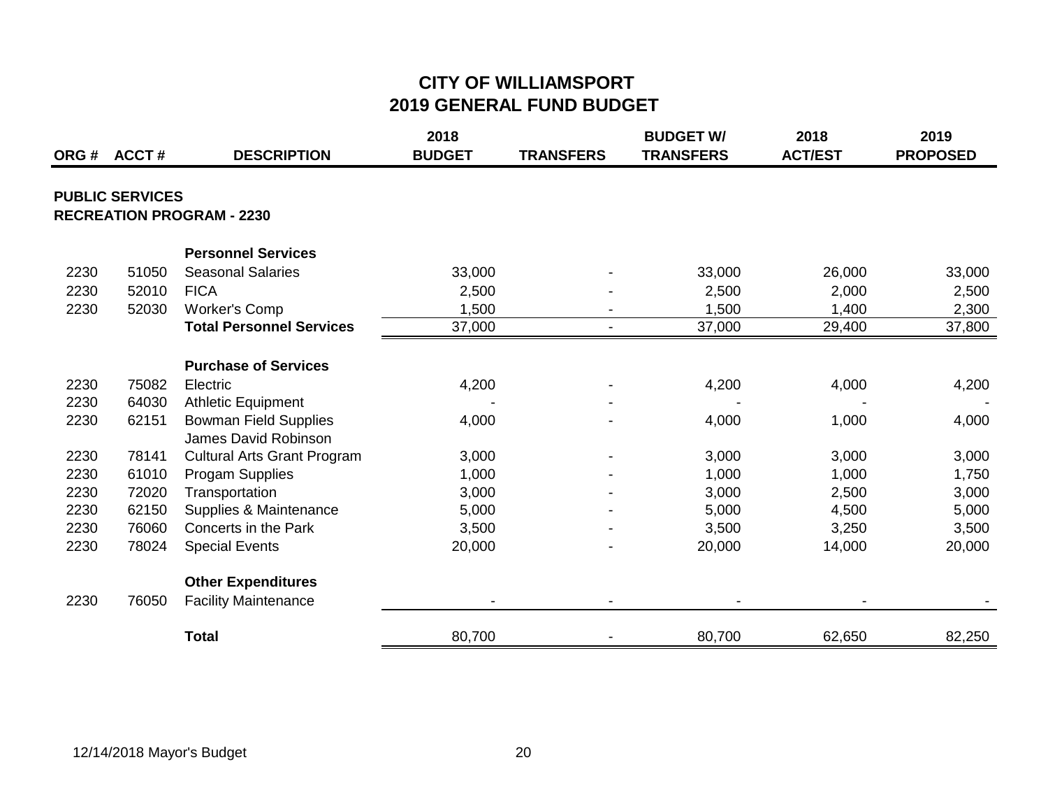# CITY OF WILLIAMSPORT
## 2019 GENERAL FUND BUDGET

| ORG # | ACCT # | DESCRIPTION | 2018 BUDGET | TRANSFERS | BUDGET W/ TRANSFERS | 2018 ACT/EST | 2019 PROPOSED |
|---|---|---|---|---|---|---|---|
| **PUBLIC SERVICES** | | | | | | | |
| **RECREATION PROGRAM - 2230** | | | | | | | |
| | | **Personnel Services** | | | | | |
| 2230 | 51050 | Seasonal Salaries | 33,000 | - | 33,000 | 26,000 | 33,000 |
| 2230 | 52010 | FICA | 2,500 | - | 2,500 | 2,000 | 2,500 |
| 2230 | 52030 | Worker's Comp | 1,500 | - | 1,500 | 1,400 | 2,300 |
| | | **Total Personnel Services** | 37,000 | - | 37,000 | 29,400 | 37,800 |
| | | **Purchase of Services** | | | | | |
| 2230 | 75082 | Electric | 4,200 | - | 4,200 | 4,000 | 4,200 |
| 2230 | 64030 | Athletic Equipment | - | - | - | - | - |
| 2230 | 62151 | Bowman Field Supplies | 4,000 | - | 4,000 | 1,000 | 4,000 |
| 2230 | 78141 | James David Robinson Cultural Arts Grant Program | 3,000 | - | 3,000 | 3,000 | 3,000 |
| 2230 | 61010 | Progam Supplies | 1,000 | - | 1,000 | 1,000 | 1,750 |
| 2230 | 72020 | Transportation | 3,000 | - | 3,000 | 2,500 | 3,000 |
| 2230 | 62150 | Supplies & Maintenance | 5,000 | - | 5,000 | 4,500 | 5,000 |
| 2230 | 76060 | Concerts in the Park | 3,500 | - | 3,500 | 3,250 | 3,500 |
| 2230 | 78024 | Special Events | 20,000 | - | 20,000 | 14,000 | 20,000 |
| | | **Other Expenditures** | | | | | |
| 2230 | 76050 | Facility Maintenance | - | - | - | - | - |
| | | **Total** | 80,700 | - | 80,700 | 62,650 | 82,250 |

12/14/2018 Mayor's Budget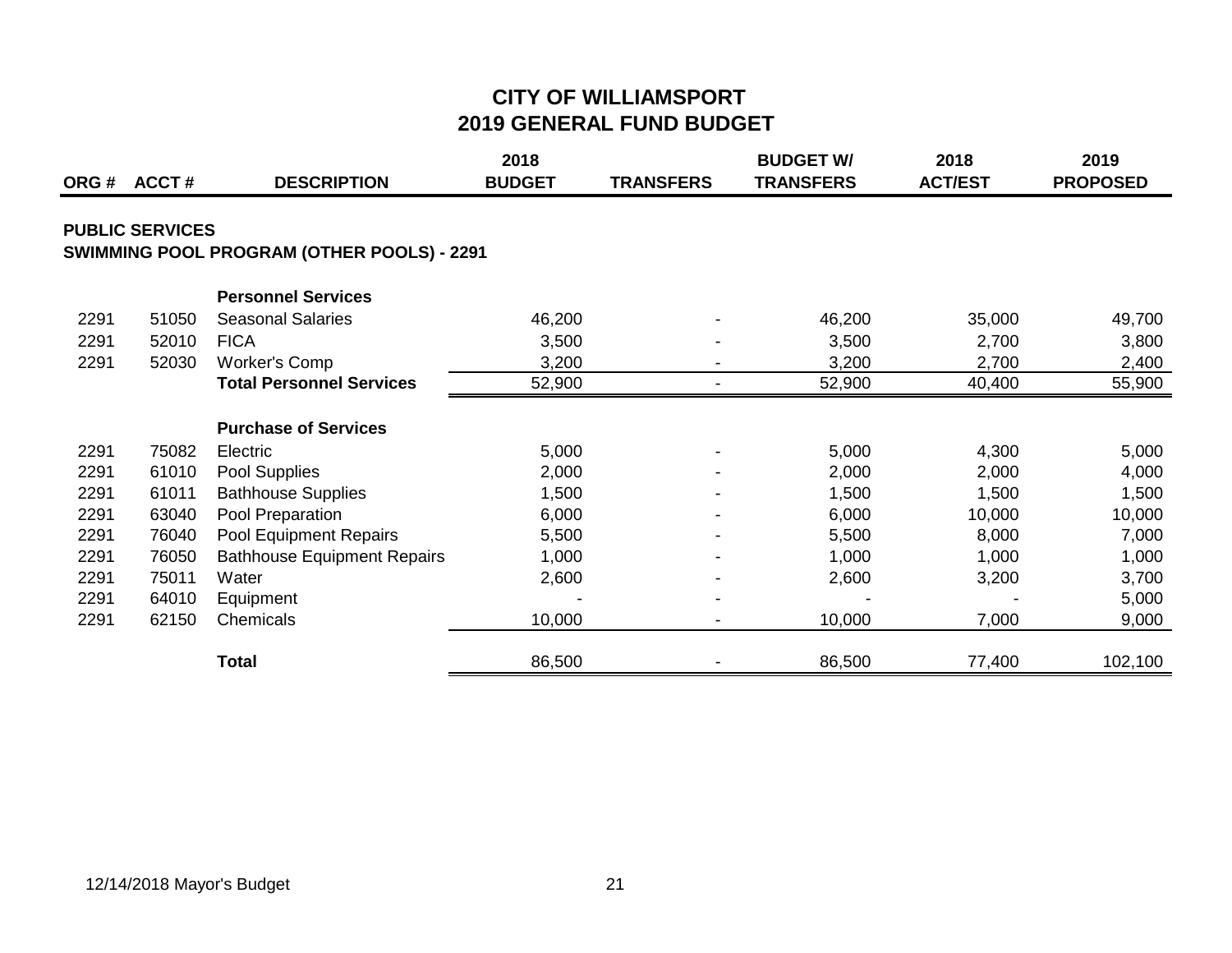# CITY OF WILLIAMSPORT
## 2019 GENERAL FUND BUDGET

### PUBLIC SERVICES
### SWIMMING POOL PROGRAM (OTHER POOLS) - 2291

| ORG # | ACCT # | DESCRIPTION | 2018 BUDGET | TRANSFERS | BUDGET W/ TRANSFERS | 2018 ACT/EST | 2019 PROPOSED |
|---|---|---|---|---|---|---|---|
| | | **Personnel Services** | | | | | |
| 2291 | 51050 | Seasonal Salaries | 46,200 | - | 46,200 | 35,000 | 49,700 |
| 2291 | 52010 | FICA | 3,500 | - | 3,500 | 2,700 | 3,800 |
| 2291 | 52030 | Worker's Comp | 3,200 | - | 3,200 | 2,700 | 2,400 |
| | | **Total Personnel Services** | 52,900 | - | 52,900 | 40,400 | 55,900 |
| | | **Purchase of Services** | | | | | |
| 2291 | 75082 | Electric | 5,000 | - | 5,000 | 4,300 | 5,000 |
| 2291 | 61010 | Pool Supplies | 2,000 | - | 2,000 | 2,000 | 4,000 |
| 2291 | 61011 | Bathhouse Supplies | 1,500 | - | 1,500 | 1,500 | 1,500 |
| 2291 | 63040 | Pool Preparation | 6,000 | - | 6,000 | 10,000 | 10,000 |
| 2291 | 76040 | Pool Equipment Repairs | 5,500 | - | 5,500 | 8,000 | 7,000 |
| 2291 | 76050 | Bathhouse Equipment Repairs | 1,000 | - | 1,000 | 1,000 | 1,000 |
| 2291 | 75011 | Water | 2,600 | - | 2,600 | 3,200 | 3,700 |
| 2291 | 64010 | Equipment | - | - | - | - | 5,000 |
| 2291 | 62150 | Chemicals | 10,000 | - | 10,000 | 7,000 | 9,000 |
| | | **Total** | 86,500 | - | 86,500 | 77,400 | 102,100 |

12/14/2018 Mayor's Budget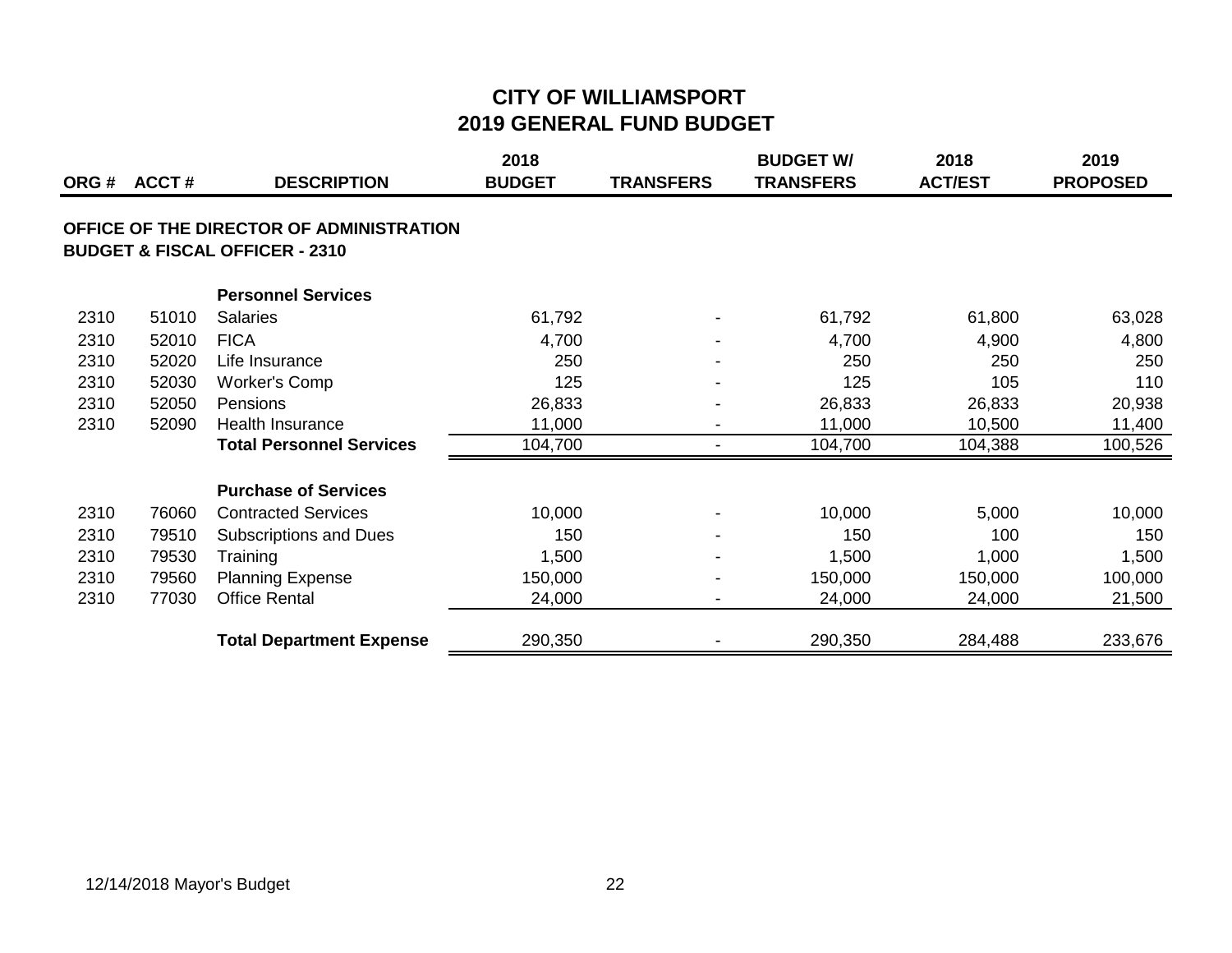# CITY OF WILLIAMSPORT
# 2019 GENERAL FUND BUDGET

| ORG # | ACCT # | DESCRIPTION | 2018 BUDGET | TRANSFERS | BUDGET W/ TRANSFERS | 2018 ACT/EST | 2019 PROPOSED |
|---|---|---|---|---|---|---|---|
| | | **OFFICE OF THE DIRECTOR OF ADMINISTRATION** | | | | | |
| | | **BUDGET & FISCAL OFFICER - 2310** | | | | | |
| | | **Personnel Services** | | | | | |
| 2310 | 51010 | Salaries | 61,792 | - | 61,792 | 61,800 | 63,028 |
| 2310 | 52010 | FICA | 4,700 | - | 4,700 | 4,900 | 4,800 |
| 2310 | 52020 | Life Insurance | 250 | - | 250 | 250 | 250 |
| 2310 | 52030 | Worker's Comp | 125 | - | 125 | 105 | 110 |
| 2310 | 52050 | Pensions | 26,833 | - | 26,833 | 26,833 | 20,938 |
| 2310 | 52090 | Health Insurance | 11,000 | - | 11,000 | 10,500 | 11,400 |
| | | **Total Personnel Services** | 104,700 | - | 104,700 | 104,388 | 100,526 |
| | | **Purchase of Services** | | | | | |
| 2310 | 76060 | Contracted Services | 10,000 | - | 10,000 | 5,000 | 10,000 |
| 2310 | 79510 | Subscriptions and Dues | 150 | - | 150 | 100 | 150 |
| 2310 | 79530 | Training | 1,500 | - | 1,500 | 1,000 | 1,500 |
| 2310 | 79560 | Planning Expense | 150,000 | - | 150,000 | 150,000 | 100,000 |
| 2310 | 77030 | Office Rental | 24,000 | - | 24,000 | 24,000 | 21,500 |
| | | **Total Department Expense** | 290,350 | - | 290,350 | 284,488 | 233,676 |

12/14/2018 Mayor's Budget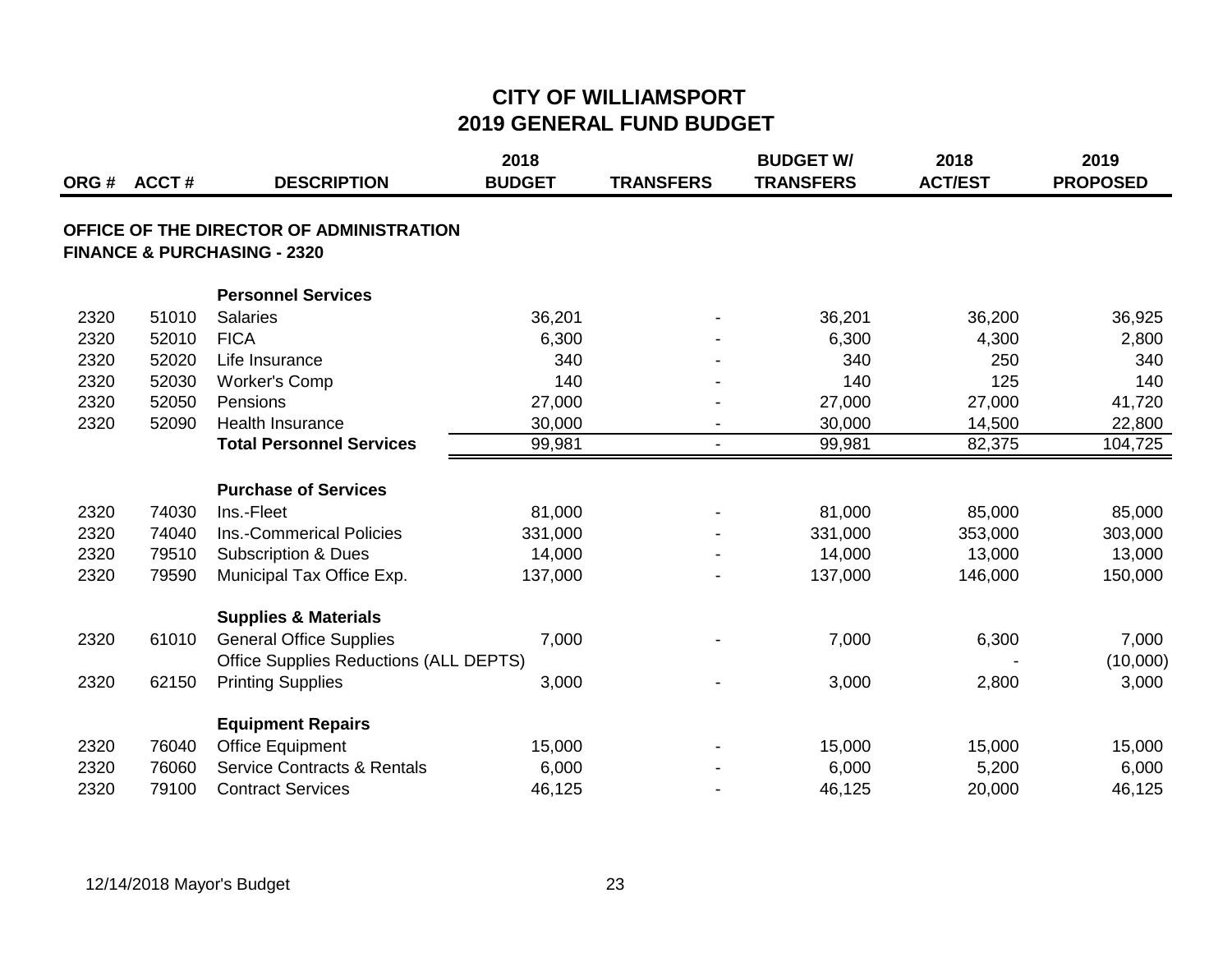# CITY OF WILLIAMSPORT
# 2019 GENERAL FUND BUDGET

| ORG # | ACCT # | DESCRIPTION | 2018 BUDGET | TRANSFERS | BUDGET W/ TRANSFERS | 2018 ACT/EST | 2019 PROPOSED |
|---|---|---|---|---|---|---|---|
| **OFFICE OF THE DIRECTOR OF ADMINISTRATION** | | | | | | | |
| **FINANCE & PURCHASING - 2320** | | | | | | | |
| | | **Personnel Services** | | | | | |
| 2320 | 51010 | Salaries | 36,201 | - | 36,201 | 36,200 | 36,925 |
| 2320 | 52010 | FICA | 6,300 | - | 6,300 | 4,300 | 2,800 |
| 2320 | 52020 | Life Insurance | 340 | - | 340 | 250 | 340 |
| 2320 | 52030 | Worker's Comp | 140 | - | 140 | 125 | 140 |
| 2320 | 52050 | Pensions | 27,000 | - | 27,000 | 27,000 | 41,720 |
| 2320 | 52090 | Health Insurance | 30,000 | - | 30,000 | 14,500 | 22,800 |
| | | **Total Personnel Services** | 99,981 | - | 99,981 | 82,375 | 104,725 |
| | | **Purchase of Services** | | | | | |
| 2320 | 74030 | Ins.-Fleet | 81,000 | - | 81,000 | 85,000 | 85,000 |
| 2320 | 74040 | Ins.-Commerical Policies | 331,000 | - | 331,000 | 353,000 | 303,000 |
| 2320 | 79510 | Subscription & Dues | 14,000 | - | 14,000 | 13,000 | 13,000 |
| 2320 | 79590 | Municipal Tax Office Exp. | 137,000 | - | 137,000 | 146,000 | 150,000 |
| | | **Supplies & Materials** | | | | | |
| 2320 | 61010 | General Office Supplies | 7,000 | - | 7,000 | 6,300 | 7,000 |
| | | Office Supplies Reductions (ALL DEPTS) | | | | - | (10,000) |
| 2320 | 62150 | Printing Supplies | 3,000 | - | 3,000 | 2,800 | 3,000 |
| | | **Equipment Repairs** | | | | | |
| 2320 | 76040 | Office Equipment | 15,000 | - | 15,000 | 15,000 | 15,000 |
| 2320 | 76060 | Service Contracts & Rentals | 6,000 | - | 6,000 | 5,200 | 6,000 |
| 2320 | 79100 | Contract Services | 46,125 | - | 46,125 | 20,000 | 46,125 |

12/14/2018 Mayor's Budget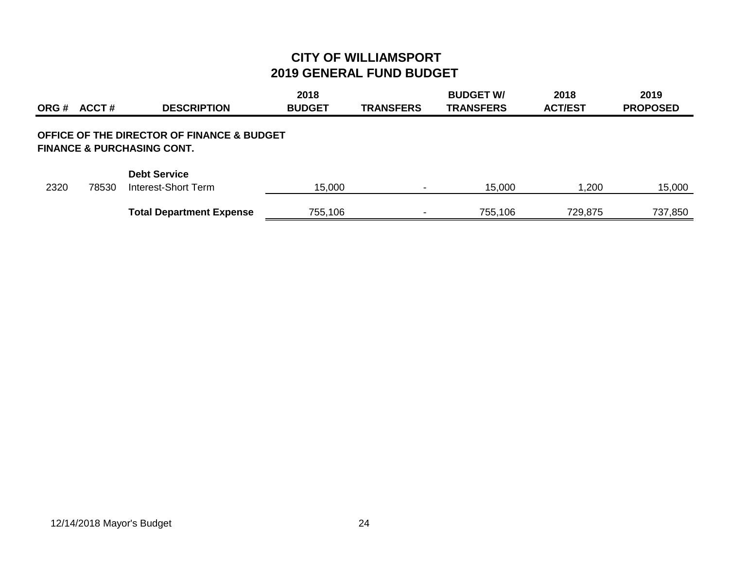# CITY OF WILLIAMSPORT
## 2019 GENERAL FUND BUDGET

| ORG # | ACCT # | DESCRIPTION | 2018 BUDGET | TRANSFERS | BUDGET W/ TRANSFERS | 2018 ACT/EST | 2019 PROPOSED |
|---|---|---|---|---|---|---|---|
| | | **OFFICE OF THE DIRECTOR OF FINANCE & BUDGET** | | | | | |
| | | **FINANCE & PURCHASING CONT.** | | | | | |
| | | **Debt Service** | | | | | |
| 2320 | 78530 | Interest-Short Term | 15,000 | - | 15,000 | 1,200 | 15,000 |
| | | **Total Department Expense** | 755,106 | - | 755,106 | 729,875 | 737,850 |

12/14/2018 Mayor's Budget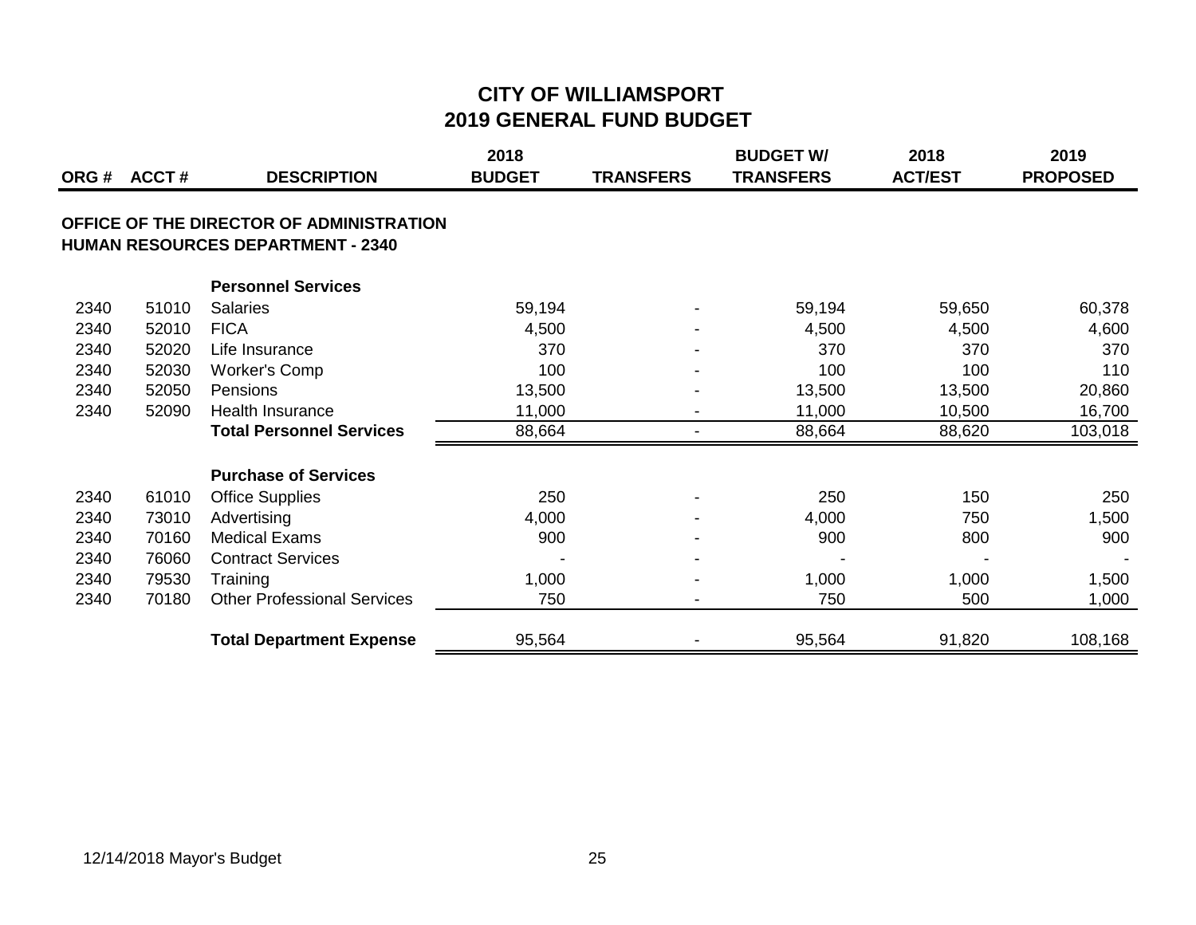# CITY OF WILLIAMSPORT
# 2019 GENERAL FUND BUDGET

| ORG # | ACCT # | DESCRIPTION | 2018 BUDGET | TRANSFERS | BUDGET W/ TRANSFERS | 2018 ACT/EST | 2019 PROPOSED |
|---|---|---|---|---|---|---|---|
| **OFFICE OF THE DIRECTOR OF ADMINISTRATION** | | | | | | | |
| **HUMAN RESOURCES DEPARTMENT - 2340** | | | | | | | |
| | | **Personnel Services** | | | | | |
| 2340 | 51010 | Salaries | 59,194 | - | 59,194 | 59,650 | 60,378 |
| 2340 | 52010 | FICA | 4,500 | - | 4,500 | 4,500 | 4,600 |
| 2340 | 52020 | Life Insurance | 370 | - | 370 | 370 | 370 |
| 2340 | 52030 | Worker's Comp | 100 | - | 100 | 100 | 110 |
| 2340 | 52050 | Pensions | 13,500 | - | 13,500 | 13,500 | 20,860 |
| 2340 | 52090 | Health Insurance | 11,000 | - | 11,000 | 10,500 | 16,700 |
| | | **Total Personnel Services** | 88,664 | - | 88,664 | 88,620 | 103,018 |
| | | **Purchase of Services** | | | | | |
| 2340 | 61010 | Office Supplies | 250 | - | 250 | 150 | 250 |
| 2340 | 73010 | Advertising | 4,000 | - | 4,000 | 750 | 1,500 |
| 2340 | 70160 | Medical Exams | 900 | - | 900 | 800 | 900 |
| 2340 | 76060 | Contract Services | - | - | - | - | - |
| 2340 | 79530 | Training | 1,000 | - | 1,000 | 1,000 | 1,500 |
| 2340 | 70180 | Other Professional Services | 750 | - | 750 | 500 | 1,000 |
| | | **Total Department Expense** | 95,564 | - | 95,564 | 91,820 | 108,168 |

12/14/2018 Mayor's Budget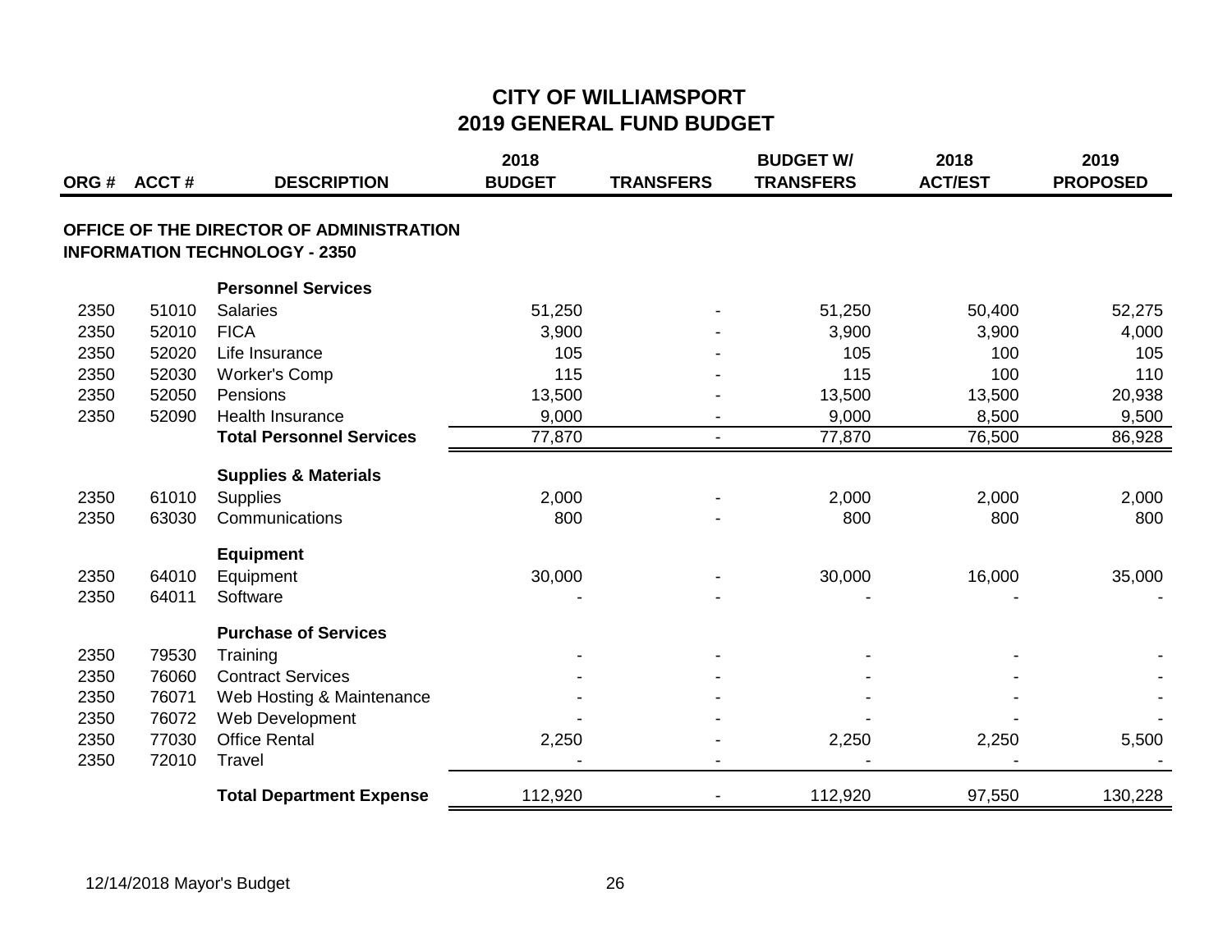# CITY OF WILLIAMSPORT
## 2019 GENERAL FUND BUDGET

| ORG # | ACCT # | DESCRIPTION | 2018 BUDGET | TRANSFERS | BUDGET W/ TRANSFERS | 2018 ACT/EST | 2019 PROPOSED |
|---|---|---|---|---|---|---|---|
| | | **OFFICE OF THE DIRECTOR OF ADMINISTRATION** | | | | | |
| | | **INFORMATION TECHNOLOGY - 2350** | | | | | |
| | | **Personnel Services** | | | | | |
| 2350 | 51010 | Salaries | 51,250 | - | 51,250 | 50,400 | 52,275 |
| 2350 | 52010 | FICA | 3,900 | - | 3,900 | 3,900 | 4,000 |
| 2350 | 52020 | Life Insurance | 105 | - | 105 | 100 | 105 |
| 2350 | 52030 | Worker's Comp | 115 | - | 115 | 100 | 110 |
| 2350 | 52050 | Pensions | 13,500 | - | 13,500 | 13,500 | 20,938 |
| 2350 | 52090 | Health Insurance | 9,000 | - | 9,000 | 8,500 | 9,500 |
| | | **Total Personnel Services** | 77,870 | - | 77,870 | 76,500 | 86,928 |
| | | **Supplies & Materials** | | | | | |
| 2350 | 61010 | Supplies | 2,000 | - | 2,000 | 2,000 | 2,000 |
| 2350 | 63030 | Communications | 800 | - | 800 | 800 | 800 |
| | | **Equipment** | | | | | |
| 2350 | 64010 | Equipment | 30,000 | - | 30,000 | 16,000 | 35,000 |
| 2350 | 64011 | Software | - | - | - | - | - |
| | | **Purchase of Services** | | | | | |
| 2350 | 79530 | Training | - | - | - | - | - |
| 2350 | 76060 | Contract Services | - | - | - | - | - |
| 2350 | 76071 | Web Hosting & Maintenance | - | - | - | - | - |
| 2350 | 76072 | Web Development | - | - | - | - | - |
| 2350 | 77030 | Office Rental | 2,250 | - | 2,250 | 2,250 | 5,500 |
| 2350 | 72010 | Travel | - | - | - | - | - |
| | | **Total Department Expense** | 112,920 | - | 112,920 | 97,550 | 130,228 |

12/14/2018 Mayor's Budget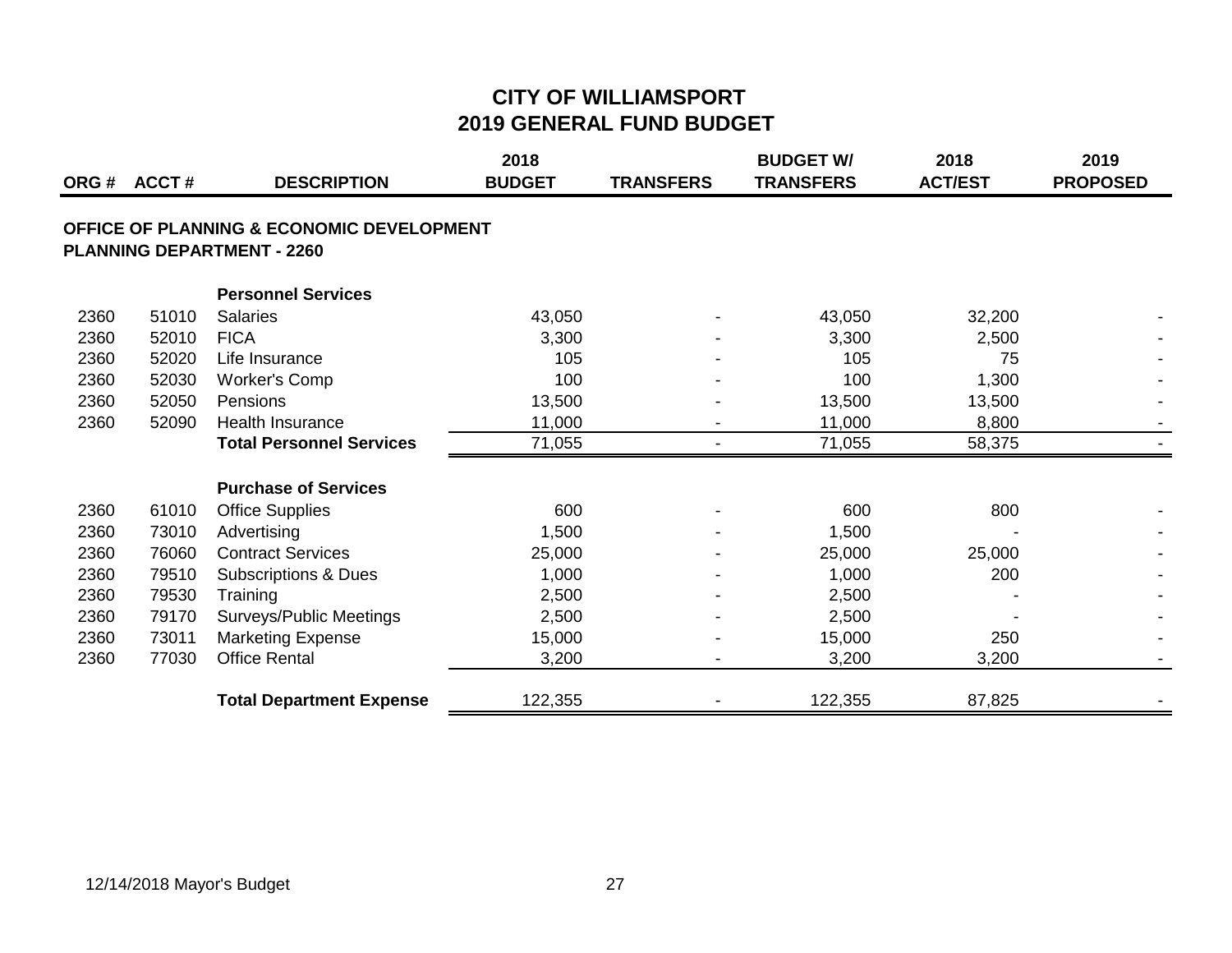# CITY OF WILLIAMSPORT
## 2019 GENERAL FUND BUDGET

| ORG # | ACCT # | DESCRIPTION | 2018 BUDGET | TRANSFERS | BUDGET W/ TRANSFERS | 2018 ACT/EST | 2019 PROPOSED |
|---|---|---|---|---|---|---|---|
| | | **OFFICE OF PLANNING & ECONOMIC DEVELOPMENT** | | | | | |
| | | **PLANNING DEPARTMENT - 2260** | | | | | |
| | | **Personnel Services** | | | | | |
| 2360 | 51010 | Salaries | 43,050 | - | 43,050 | 32,200 | - |
| 2360 | 52010 | FICA | 3,300 | - | 3,300 | 2,500 | - |
| 2360 | 52020 | Life Insurance | 105 | - | 105 | 75 | - |
| 2360 | 52030 | Worker's Comp | 100 | - | 100 | 1,300 | - |
| 2360 | 52050 | Pensions | 13,500 | - | 13,500 | 13,500 | - |
| 2360 | 52090 | Health Insurance | 11,000 | - | 11,000 | 8,800 | - |
| | | **Total Personnel Services** | 71,055 | - | 71,055 | 58,375 | - |
| | | **Purchase of Services** | | | | | |
| 2360 | 61010 | Office Supplies | 600 | - | 600 | 800 | - |
| 2360 | 73010 | Advertising | 1,500 | - | 1,500 | - | - |
| 2360 | 76060 | Contract Services | 25,000 | - | 25,000 | 25,000 | - |
| 2360 | 79510 | Subscriptions & Dues | 1,000 | - | 1,000 | 200 | - |
| 2360 | 79530 | Training | 2,500 | - | 2,500 | - | - |
| 2360 | 79170 | Surveys/Public Meetings | 2,500 | - | 2,500 | - | - |
| 2360 | 73011 | Marketing Expense | 15,000 | - | 15,000 | 250 | - |
| 2360 | 77030 | Office Rental | 3,200 | - | 3,200 | 3,200 | - |
| | | **Total Department Expense** | 122,355 | - | 122,355 | 87,825 | - |

12/14/2018 Mayor's Budget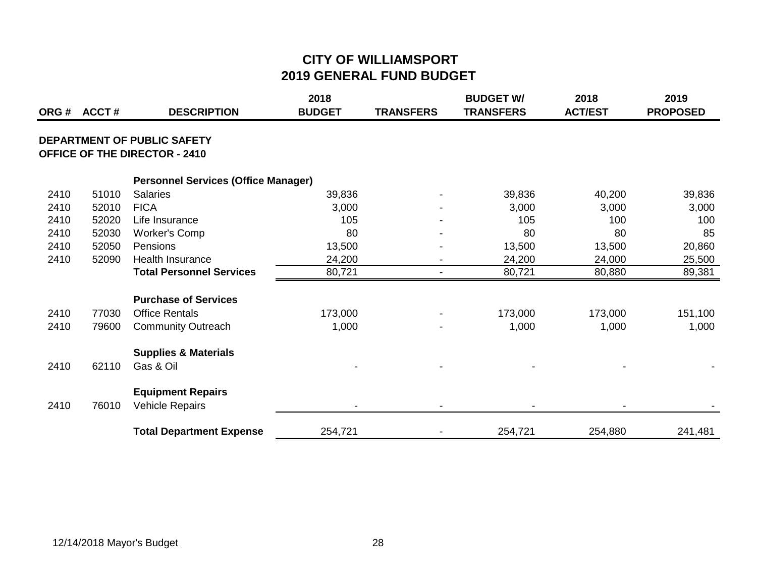# CITY OF WILLIAMSPORT
## 2019 GENERAL FUND BUDGET

| ORG # | ACCT # | DESCRIPTION | 2018 BUDGET | TRANSFERS | BUDGET W/ TRANSFERS | 2018 ACT/EST | 2019 PROPOSED |
|---|---|---|---|---|---|---|---|
| **DEPARTMENT OF PUBLIC SAFETY** | | | | | | | |
| **OFFICE OF THE DIRECTOR - 2410** | | | | | | | |
| | | **Personnel Services (Office Manager)** | | | | | |
| 2410 | 51010 | Salaries | 39,836 | - | 39,836 | 40,200 | 39,836 |
| 2410 | 52010 | FICA | 3,000 | - | 3,000 | 3,000 | 3,000 |
| 2410 | 52020 | Life Insurance | 105 | - | 105 | 100 | 100 |
| 2410 | 52030 | Worker's Comp | 80 | - | 80 | 80 | 85 |
| 2410 | 52050 | Pensions | 13,500 | - | 13,500 | 13,500 | 20,860 |
| 2410 | 52090 | Health Insurance | 24,200 | - | 24,200 | 24,000 | 25,500 |
| | | **Total Personnel Services** | 80,721 | - | 80,721 | 80,880 | 89,381 |
| | | **Purchase of Services** | | | | | |
| 2410 | 77030 | Office Rentals | 173,000 | - | 173,000 | 173,000 | 151,100 |
| 2410 | 79600 | Community Outreach | 1,000 | - | 1,000 | 1,000 | 1,000 |
| | | **Supplies & Materials** | | | | | |
| 2410 | 62110 | Gas & Oil | - | - | - | - | - |
| | | **Equipment Repairs** | | | | | |
| 2410 | 76010 | Vehicle Repairs | - | - | - | - | - |
| | | **Total Department Expense** | 254,721 | - | 254,721 | 254,880 | 241,481 |

12/14/2018 Mayor's Budget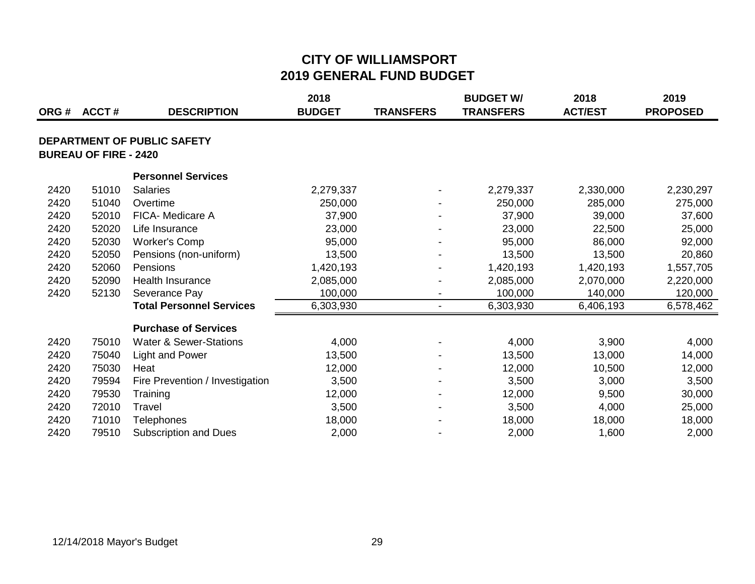# CITY OF WILLIAMSPORT
## 2019 GENERAL FUND BUDGET

| ORG # | ACCT # | DESCRIPTION | 2018 BUDGET | TRANSFERS | BUDGET W/ TRANSFERS | 2018 ACT/EST | 2019 PROPOSED |
|---|---|---|---|---|---|---|---|
| **DEPARTMENT OF PUBLIC SAFETY** | | | | | | | |
| **BUREAU OF FIRE - 2420** | | | | | | | |
| | | **Personnel Services** | | | | | |
| 2420 | 51010 | Salaries | 2,279,337 | - | 2,279,337 | 2,330,000 | 2,230,297 |
| 2420 | 51040 | Overtime | 250,000 | - | 250,000 | 285,000 | 275,000 |
| 2420 | 52010 | FICA- Medicare A | 37,900 | - | 37,900 | 39,000 | 37,600 |
| 2420 | 52020 | Life Insurance | 23,000 | - | 23,000 | 22,500 | 25,000 |
| 2420 | 52030 | Worker's Comp | 95,000 | - | 95,000 | 86,000 | 92,000 |
| 2420 | 52050 | Pensions (non-uniform) | 13,500 | - | 13,500 | 13,500 | 20,860 |
| 2420 | 52060 | Pensions | 1,420,193 | - | 1,420,193 | 1,420,193 | 1,557,705 |
| 2420 | 52090 | Health Insurance | 2,085,000 | - | 2,085,000 | 2,070,000 | 2,220,000 |
| 2420 | 52130 | Severance Pay | 100,000 | - | 100,000 | 140,000 | 120,000 |
| | | **Total Personnel Services** | 6,303,930 | - | 6,303,930 | 6,406,193 | 6,578,462 |
| | | **Purchase of Services** | | | | | |
| 2420 | 75010 | Water & Sewer-Stations | 4,000 | - | 4,000 | 3,900 | 4,000 |
| 2420 | 75040 | Light and Power | 13,500 | - | 13,500 | 13,000 | 14,000 |
| 2420 | 75030 | Heat | 12,000 | - | 12,000 | 10,500 | 12,000 |
| 2420 | 79594 | Fire Prevention / Investigation | 3,500 | - | 3,500 | 3,000 | 3,500 |
| 2420 | 79530 | Training | 12,000 | - | 12,000 | 9,500 | 30,000 |
| 2420 | 72010 | Travel | 3,500 | - | 3,500 | 4,000 | 25,000 |
| 2420 | 71010 | Telephones | 18,000 | - | 18,000 | 18,000 | 18,000 |
| 2420 | 79510 | Subscription and Dues | 2,000 | - | 2,000 | 1,600 | 2,000 |

12/14/2018 Mayor's Budget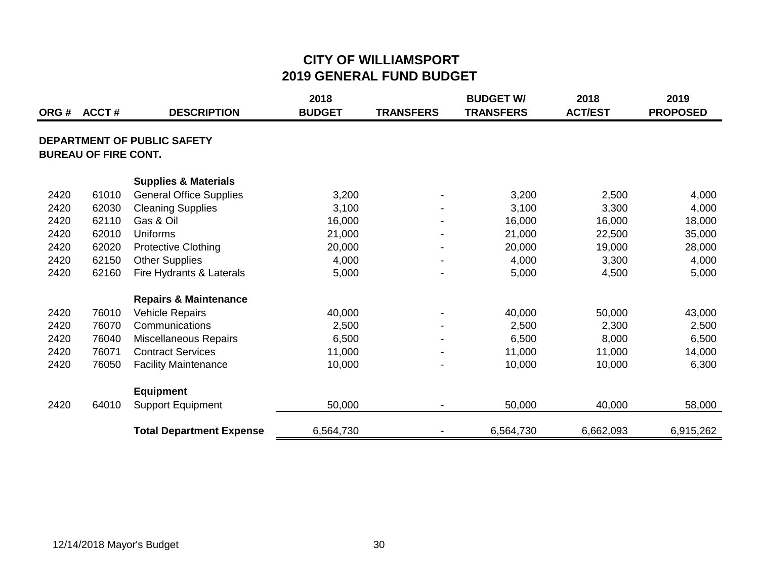# CITY OF WILLIAMSPORT
## 2019 GENERAL FUND BUDGET

| ORG # | ACCT # | DESCRIPTION | 2018 BUDGET | TRANSFERS | BUDGET W/ TRANSFERS | 2018 ACT/EST | 2019 PROPOSED |
|---|---|---|---|---|---|---|---|
| **DEPARTMENT OF PUBLIC SAFETY** | | | | | | | |
| **BUREAU OF FIRE CONT.** | | | | | | | |
| | | **Supplies & Materials** | | | | | |
| 2420 | 61010 | General Office Supplies | 3,200 | - | 3,200 | 2,500 | 4,000 |
| 2420 | 62030 | Cleaning Supplies | 3,100 | - | 3,100 | 3,300 | 4,000 |
| 2420 | 62110 | Gas & Oil | 16,000 | - | 16,000 | 16,000 | 18,000 |
| 2420 | 62010 | Uniforms | 21,000 | - | 21,000 | 22,500 | 35,000 |
| 2420 | 62020 | Protective Clothing | 20,000 | - | 20,000 | 19,000 | 28,000 |
| 2420 | 62150 | Other Supplies | 4,000 | - | 4,000 | 3,300 | 4,000 |
| 2420 | 62160 | Fire Hydrants & Laterals | 5,000 | - | 5,000 | 4,500 | 5,000 |
| | | **Repairs & Maintenance** | | | | | |
| 2420 | 76010 | Vehicle Repairs | 40,000 | - | 40,000 | 50,000 | 43,000 |
| 2420 | 76070 | Communications | 2,500 | - | 2,500 | 2,300 | 2,500 |
| 2420 | 76040 | Miscellaneous Repairs | 6,500 | - | 6,500 | 8,000 | 6,500 |
| 2420 | 76071 | Contract Services | 11,000 | - | 11,000 | 11,000 | 14,000 |
| 2420 | 76050 | Facility Maintenance | 10,000 | - | 10,000 | 10,000 | 6,300 |
| | | **Equipment** | | | | | |
| 2420 | 64010 | Support Equipment | 50,000 | - | 50,000 | 40,000 | 58,000 |
| | | **Total Department Expense** | 6,564,730 | - | 6,564,730 | 6,662,093 | 6,915,262 |

12/14/2018 Mayor's Budget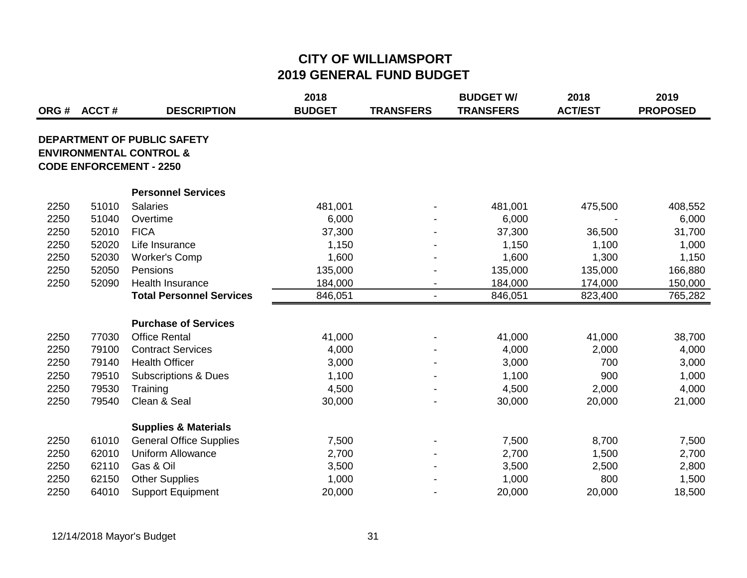# CITY OF WILLIAMSPORT
## 2019 GENERAL FUND BUDGET

| ORG # | ACCT # | DESCRIPTION | 2018 BUDGET | TRANSFERS | BUDGET W/ TRANSFERS | 2018 ACT/EST | 2019 PROPOSED |
|---|---|---|---|---|---|---|---|
| **DEPARTMENT OF PUBLIC SAFETY ENVIRONMENTAL CONTROL & CODE ENFORCEMENT - 2250** | | | | | | | |
| | | **Personnel Services** | | | | | |
| 2250 | 51010 | Salaries | 481,001 | - | 481,001 | 475,500 | 408,552 |
| 2250 | 51040 | Overtime | 6,000 | - | 6,000 | - | 6,000 |
| 2250 | 52010 | FICA | 37,300 | - | 37,300 | 36,500 | 31,700 |
| 2250 | 52020 | Life Insurance | 1,150 | - | 1,150 | 1,100 | 1,000 |
| 2250 | 52030 | Worker's Comp | 1,600 | - | 1,600 | 1,300 | 1,150 |
| 2250 | 52050 | Pensions | 135,000 | - | 135,000 | 135,000 | 166,880 |
| 2250 | 52090 | Health Insurance | 184,000 | - | 184,000 | 174,000 | 150,000 |
| | | **Total Personnel Services** | 846,051 | - | 846,051 | 823,400 | 765,282 |
| | | **Purchase of Services** | | | | | |
| 2250 | 77030 | Office Rental | 41,000 | - | 41,000 | 41,000 | 38,700 |
| 2250 | 79100 | Contract Services | 4,000 | - | 4,000 | 2,000 | 4,000 |
| 2250 | 79140 | Health Officer | 3,000 | - | 3,000 | 700 | 3,000 |
| 2250 | 79510 | Subscriptions & Dues | 1,100 | - | 1,100 | 900 | 1,000 |
| 2250 | 79530 | Training | 4,500 | - | 4,500 | 2,000 | 4,000 |
| 2250 | 79540 | Clean & Seal | 30,000 | - | 30,000 | 20,000 | 21,000 |
| | | **Supplies & Materials** | | | | | |
| 2250 | 61010 | General Office Supplies | 7,500 | - | 7,500 | 8,700 | 7,500 |
| 2250 | 62010 | Uniform Allowance | 2,700 | - | 2,700 | 1,500 | 2,700 |
| 2250 | 62110 | Gas & Oil | 3,500 | - | 3,500 | 2,500 | 2,800 |
| 2250 | 62150 | Other Supplies | 1,000 | - | 1,000 | 800 | 1,500 |
| 2250 | 64010 | Support Equipment | 20,000 | - | 20,000 | 20,000 | 18,500 |

12/14/2018 Mayor's Budget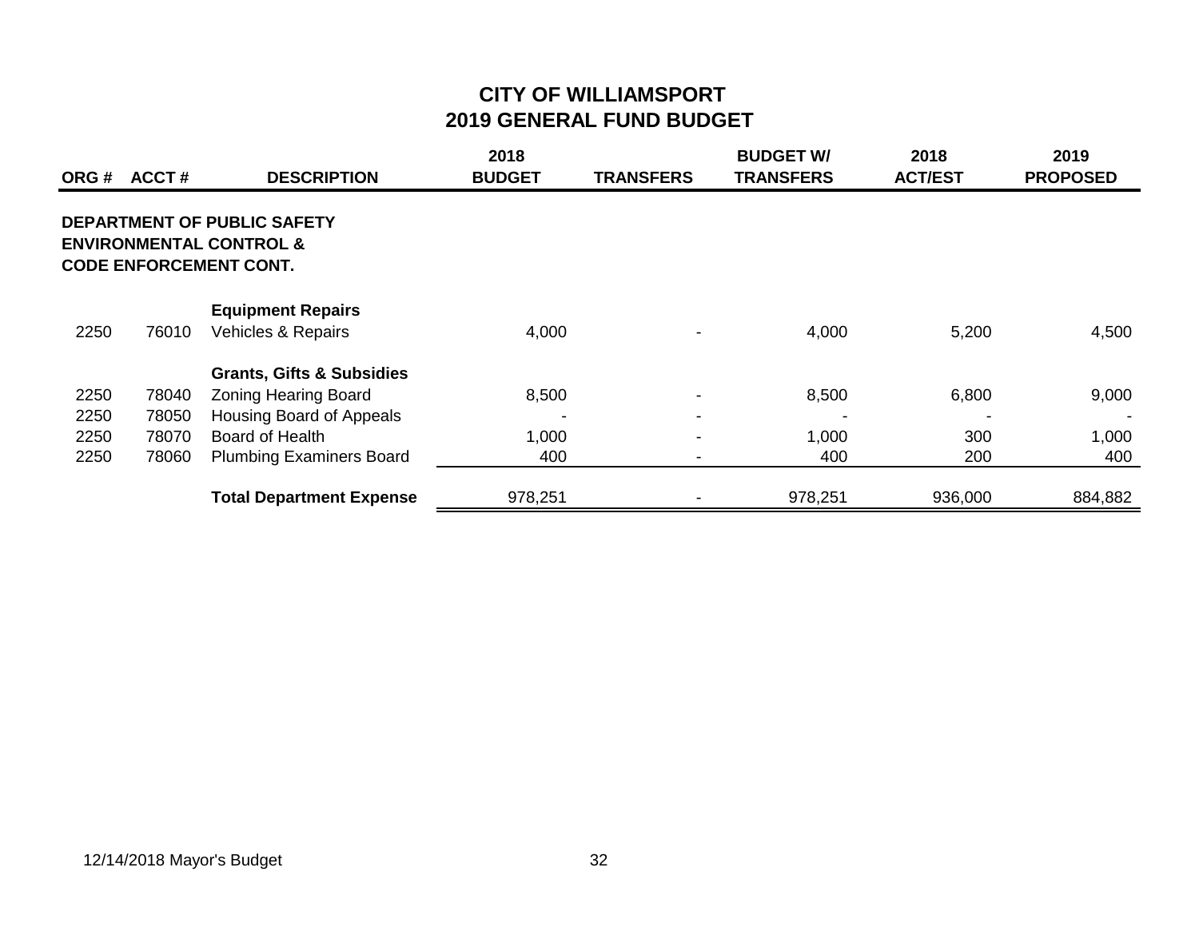# CITY OF WILLIAMSPORT
## 2019 GENERAL FUND BUDGET

| ORG # | ACCT # | DESCRIPTION | 2018 BUDGET | TRANSFERS | BUDGET W/ TRANSFERS | 2018 ACT/EST | 2019 PROPOSED |
|---|---|---|---|---|---|---|---|
| **DEPARTMENT OF PUBLIC SAFETY ENVIRONMENTAL CONTROL & CODE ENFORCEMENT CONT.** | | | | | | | |
| | | **Equipment Repairs** | | | | | |
| 2250 | 76010 | Vehicles & Repairs | 4,000 | - | 4,000 | 5,200 | 4,500 |
| | | **Grants, Gifts & Subsidies** | | | | | |
| 2250 | 78040 | Zoning Hearing Board | 8,500 | - | 8,500 | 6,800 | 9,000 |
| 2250 | 78050 | Housing Board of Appeals | - | - | - | - | - |
| 2250 | 78070 | Board of Health | 1,000 | - | 1,000 | 300 | 1,000 |
| 2250 | 78060 | Plumbing Examiners Board | 400 | - | 400 | 200 | 400 |
| | | **Total Department Expense** | 978,251 | - | 978,251 | 936,000 | 884,882 |

12/14/2018 Mayor's Budget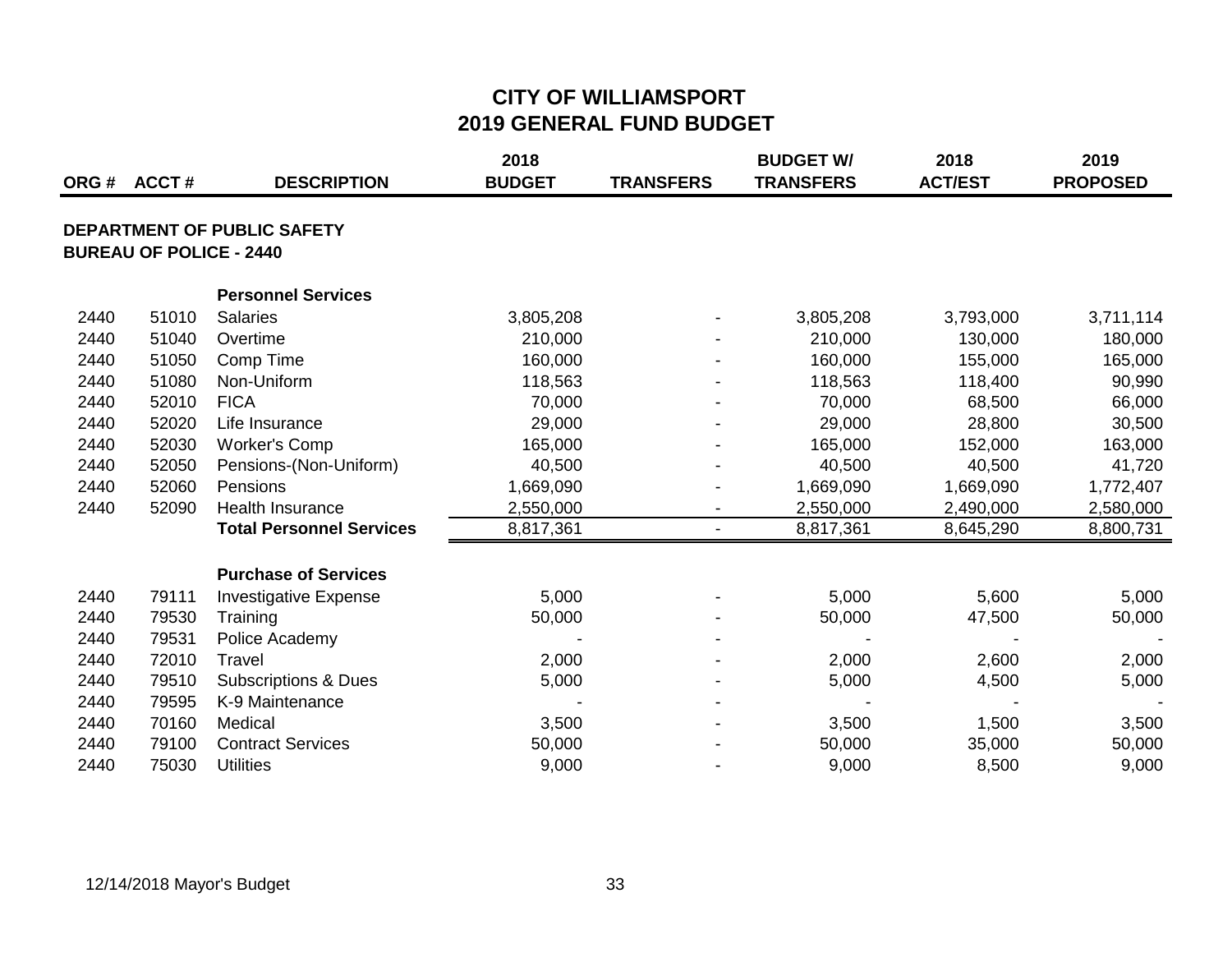# CITY OF WILLIAMSPORT
## 2019 GENERAL FUND BUDGET

| ORG # | ACCT # | DESCRIPTION | 2018 BUDGET | TRANSFERS | BUDGET W/ TRANSFERS | 2018 ACT/EST | 2019 PROPOSED |
|---|---|---|---|---|---|---|---|
| **DEPARTMENT OF PUBLIC SAFETY** | | | | | | | |
| **BUREAU OF POLICE - 2440** | | | | | | | |
| | | **Personnel Services** | | | | | |
| 2440 | 51010 | Salaries | 3,805,208 | - | 3,805,208 | 3,793,000 | 3,711,114 |
| 2440 | 51040 | Overtime | 210,000 | - | 210,000 | 130,000 | 180,000 |
| 2440 | 51050 | Comp Time | 160,000 | - | 160,000 | 155,000 | 165,000 |
| 2440 | 51080 | Non-Uniform | 118,563 | - | 118,563 | 118,400 | 90,990 |
| 2440 | 52010 | FICA | 70,000 | - | 70,000 | 68,500 | 66,000 |
| 2440 | 52020 | Life Insurance | 29,000 | - | 29,000 | 28,800 | 30,500 |
| 2440 | 52030 | Worker's Comp | 165,000 | - | 165,000 | 152,000 | 163,000 |
| 2440 | 52050 | Pensions-(Non-Uniform) | 40,500 | - | 40,500 | 40,500 | 41,720 |
| 2440 | 52060 | Pensions | 1,669,090 | - | 1,669,090 | 1,669,090 | 1,772,407 |
| 2440 | 52090 | Health Insurance | 2,550,000 | - | 2,550,000 | 2,490,000 | 2,580,000 |
| | | **Total Personnel Services** | 8,817,361 | - | 8,817,361 | 8,645,290 | 8,800,731 |
| | | **Purchase of Services** | | | | | |
| 2440 | 79111 | Investigative Expense | 5,000 | - | 5,000 | 5,600 | 5,000 |
| 2440 | 79530 | Training | 50,000 | - | 50,000 | 47,500 | 50,000 |
| 2440 | 79531 | Police Academy | - | - | - | - | - |
| 2440 | 72010 | Travel | 2,000 | - | 2,000 | 2,600 | 2,000 |
| 2440 | 79510 | Subscriptions & Dues | 5,000 | - | 5,000 | 4,500 | 5,000 |
| 2440 | 79595 | K-9 Maintenance | - | - | - | - | - |
| 2440 | 70160 | Medical | 3,500 | - | 3,500 | 1,500 | 3,500 |
| 2440 | 79100 | Contract Services | 50,000 | - | 50,000 | 35,000 | 50,000 |
| 2440 | 75030 | Utilities | 9,000 | - | 9,000 | 8,500 | 9,000 |

12/14/2018 Mayor's Budget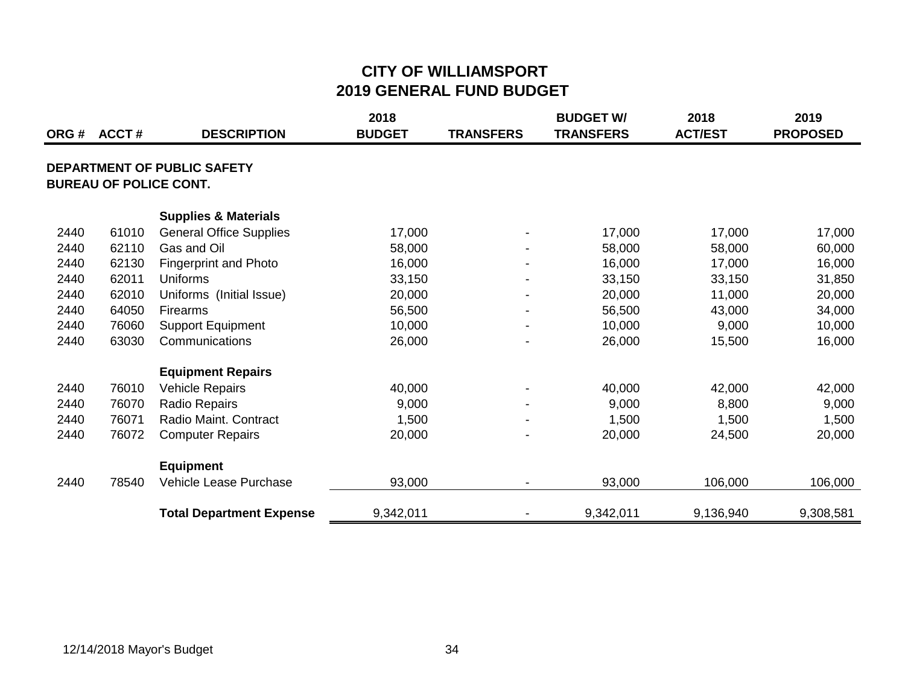# CITY OF WILLIAMSPORT
## 2019 GENERAL FUND BUDGET

| ORG # | ACCT # | DESCRIPTION | 2018 BUDGET | TRANSFERS | BUDGET W/ TRANSFERS | 2018 ACT/EST | 2019 PROPOSED |
|---|---|---|---|---|---|---|---|
| **DEPARTMENT OF PUBLIC SAFETY** | | | | | | | |
| **BUREAU OF POLICE CONT.** | | | | | | | |
| | | **Supplies & Materials** | | | | | |
| 2440 | 61010 | General Office Supplies | 17,000 | - | 17,000 | 17,000 | 17,000 |
| 2440 | 62110 | Gas and Oil | 58,000 | - | 58,000 | 58,000 | 60,000 |
| 2440 | 62130 | Fingerprint and Photo | 16,000 | - | 16,000 | 17,000 | 16,000 |
| 2440 | 62011 | Uniforms | 33,150 | - | 33,150 | 33,150 | 31,850 |
| 2440 | 62010 | Uniforms (Initial Issue) | 20,000 | - | 20,000 | 11,000 | 20,000 |
| 2440 | 64050 | Firearms | 56,500 | - | 56,500 | 43,000 | 34,000 |
| 2440 | 76060 | Support Equipment | 10,000 | - | 10,000 | 9,000 | 10,000 |
| 2440 | 63030 | Communications | 26,000 | - | 26,000 | 15,500 | 16,000 |
| | | **Equipment Repairs** | | | | | |
| 2440 | 76010 | Vehicle Repairs | 40,000 | - | 40,000 | 42,000 | 42,000 |
| 2440 | 76070 | Radio Repairs | 9,000 | - | 9,000 | 8,800 | 9,000 |
| 2440 | 76071 | Radio Maint. Contract | 1,500 | - | 1,500 | 1,500 | 1,500 |
| 2440 | 76072 | Computer Repairs | 20,000 | - | 20,000 | 24,500 | 20,000 |
| | | **Equipment** | | | | | |
| 2440 | 78540 | Vehicle Lease Purchase | 93,000 | - | 93,000 | 106,000 | 106,000 |
| | | **Total Department Expense** | 9,342,011 | - | 9,342,011 | 9,136,940 | 9,308,581 |

12/14/2018 Mayor's Budget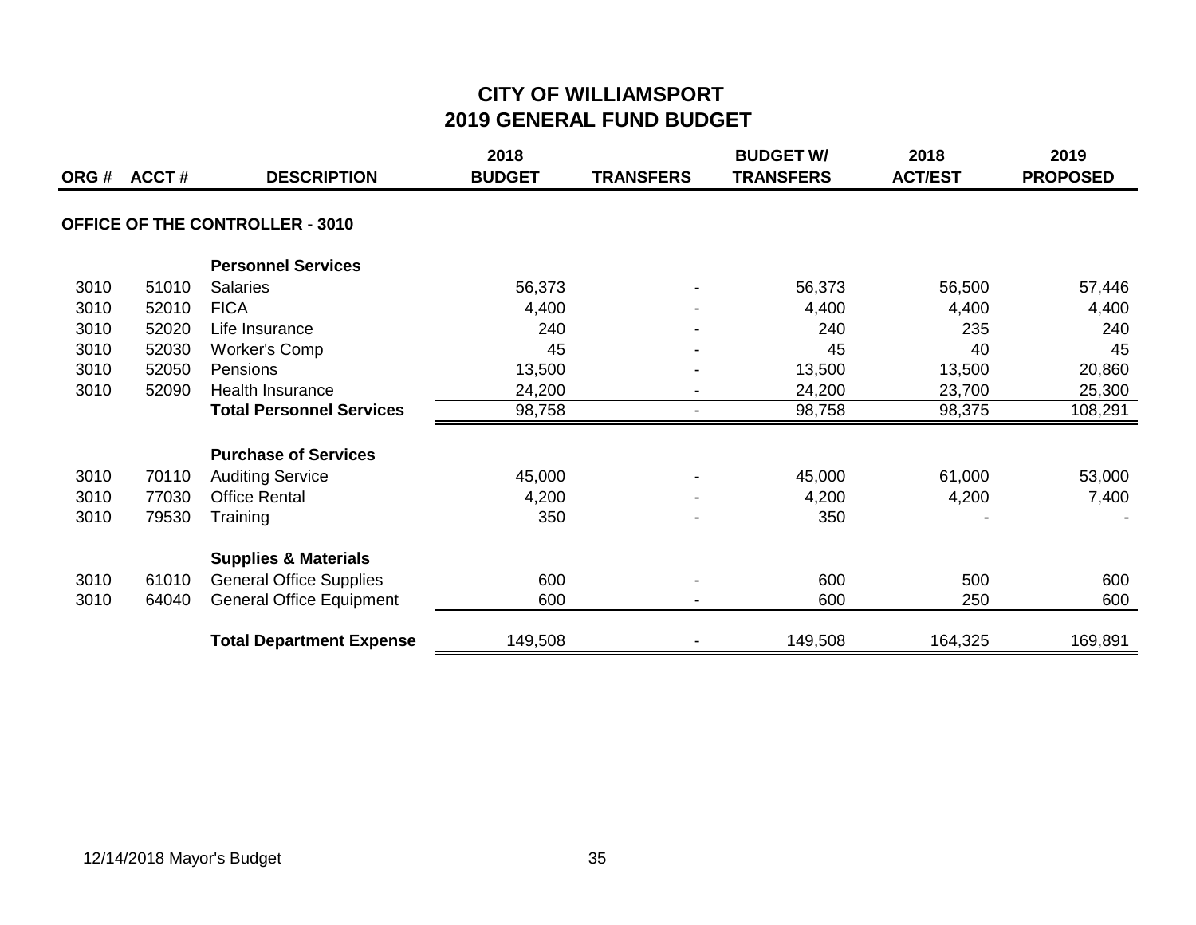# CITY OF WILLIAMSPORT
## 2019 GENERAL FUND BUDGET

| ORG # | ACCT # | DESCRIPTION | 2018 BUDGET | TRANSFERS | BUDGET W/ TRANSFERS | 2018 ACT/EST | 2019 PROPOSED |
|---|---|---|---|---|---|---|---|
| **OFFICE OF THE CONTROLLER - 3010** | | | | | | | |
| | | **Personnel Services** | | | | | |
| 3010 | 51010 | Salaries | 56,373 | - | 56,373 | 56,500 | 57,446 |
| 3010 | 52010 | FICA | 4,400 | - | 4,400 | 4,400 | 4,400 |
| 3010 | 52020 | Life Insurance | 240 | - | 240 | 235 | 240 |
| 3010 | 52030 | Worker's Comp | 45 | - | 45 | 40 | 45 |
| 3010 | 52050 | Pensions | 13,500 | - | 13,500 | 13,500 | 20,860 |
| 3010 | 52090 | Health Insurance | 24,200 | - | 24,200 | 23,700 | 25,300 |
| | | **Total Personnel Services** | 98,758 | - | 98,758 | 98,375 | 108,291 |
| | | **Purchase of Services** | | | | | |
| 3010 | 70110 | Auditing Service | 45,000 | - | 45,000 | 61,000 | 53,000 |
| 3010 | 77030 | Office Rental | 4,200 | - | 4,200 | 4,200 | 7,400 |
| 3010 | 79530 | Training | 350 | - | 350 | - | - |
| | | **Supplies & Materials** | | | | | |
| 3010 | 61010 | General Office Supplies | 600 | - | 600 | 500 | 600 |
| 3010 | 64040 | General Office Equipment | 600 | - | 600 | 250 | 600 |
| | | **Total Department Expense** | 149,508 | - | 149,508 | 164,325 | 169,891 |

12/14/2018 Mayor's Budget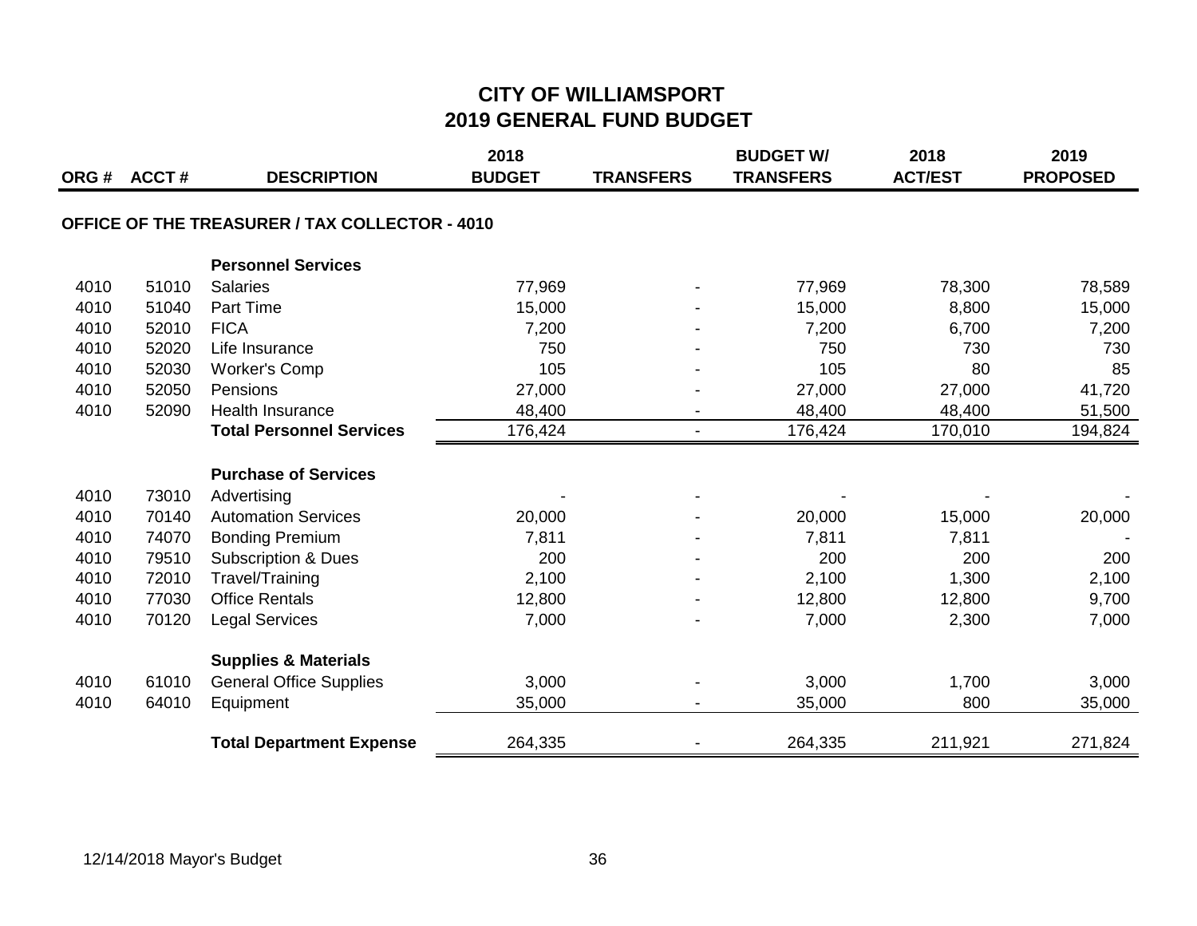# CITY OF WILLIAMSPORT
## 2019 GENERAL FUND BUDGET

| ORG # | ACCT # | DESCRIPTION | 2018 BUDGET | TRANSFERS | BUDGET W/ TRANSFERS | 2018 ACT/EST | 2019 PROPOSED |
|---|---|---|---|---|---|---|---|
| **OFFICE OF THE TREASURER / TAX COLLECTOR - 4010** | | | | | | | |
| | | **Personnel Services** | | | | | |
| 4010 | 51010 | Salaries | 77,969 | - | 77,969 | 78,300 | 78,589 |
| 4010 | 51040 | Part Time | 15,000 | - | 15,000 | 8,800 | 15,000 |
| 4010 | 52010 | FICA | 7,200 | - | 7,200 | 6,700 | 7,200 |
| 4010 | 52020 | Life Insurance | 750 | - | 750 | 730 | 730 |
| 4010 | 52030 | Worker's Comp | 105 | - | 105 | 80 | 85 |
| 4010 | 52050 | Pensions | 27,000 | - | 27,000 | 27,000 | 41,720 |
| 4010 | 52090 | Health Insurance | 48,400 | - | 48,400 | 48,400 | 51,500 |
| | | **Total Personnel Services** | 176,424 | - | 176,424 | 170,010 | 194,824 |
| | | **Purchase of Services** | | | | | |
| 4010 | 73010 | Advertising | - | - | - | - | - |
| 4010 | 70140 | Automation Services | 20,000 | - | 20,000 | 15,000 | 20,000 |
| 4010 | 74070 | Bonding Premium | 7,811 | - | 7,811 | 7,811 | - |
| 4010 | 79510 | Subscription & Dues | 200 | - | 200 | 200 | 200 |
| 4010 | 72010 | Travel/Training | 2,100 | - | 2,100 | 1,300 | 2,100 |
| 4010 | 77030 | Office Rentals | 12,800 | - | 12,800 | 12,800 | 9,700 |
| 4010 | 70120 | Legal Services | 7,000 | - | 7,000 | 2,300 | 7,000 |
| | | **Supplies & Materials** | | | | | |
| 4010 | 61010 | General Office Supplies | 3,000 | - | 3,000 | 1,700 | 3,000 |
| 4010 | 64010 | Equipment | 35,000 | - | 35,000 | 800 | 35,000 |
| | | **Total Department Expense** | 264,335 | - | 264,335 | 211,921 | 271,824 |

12/14/2018 Mayor's Budget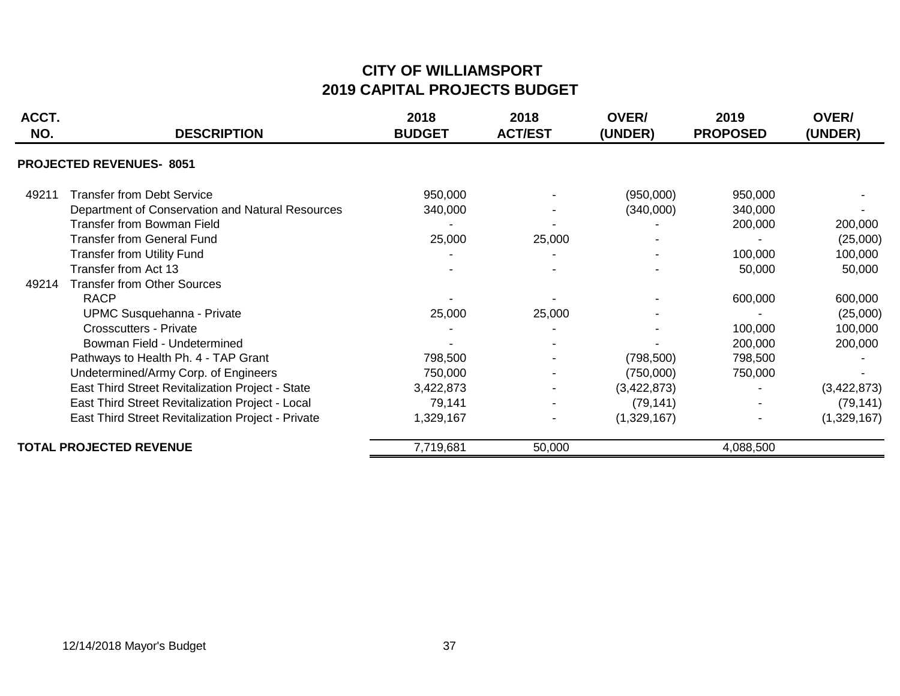# CITY OF WILLIAMSPORT
## 2019 CAPITAL PROJECTS BUDGET

| ACCT. NO. | DESCRIPTION | 2018 BUDGET | 2018 ACT/EST | OVER/ (UNDER) | 2019 PROPOSED | OVER/ (UNDER) |
|---|---|---|---|---|---|---|
| | **PROJECTED REVENUES- 8051** | | | | | |
| 49211 | Transfer from Debt Service | 950,000 | - | (950,000) | 950,000 | - |
| | Department of Conservation and Natural Resources | 340,000 | - | (340,000) | 340,000 | - |
| | Transfer from Bowman Field | - | - | - | 200,000 | 200,000 |
| | Transfer from General Fund | 25,000 | 25,000 | - | - | (25,000) |
| | Transfer from Utility Fund | - | - | - | 100,000 | 100,000 |
| | Transfer from Act 13 | - | - | - | 50,000 | 50,000 |
| 49214 | Transfer from Other Sources | | | | | |
| | RACP | - | - | - | 600,000 | 600,000 |
| | UPMC Susquehanna - Private | 25,000 | 25,000 | - | - | (25,000) |
| | Crosscutters - Private | - | - | - | 100,000 | 100,000 |
| | Bowman Field - Undetermined | - | - | - | 200,000 | 200,000 |
| | Pathways to Health Ph. 4 - TAP Grant | 798,500 | - | (798,500) | 798,500 | - |
| | Undetermined/Army Corp. of Engineers | 750,000 | - | (750,000) | 750,000 | - |
| | East Third Street Revitalization Project - State | 3,422,873 | - | (3,422,873) | - | (3,422,873) |
| | East Third Street Revitalization Project - Local | 79,141 | - | (79,141) | - | (79,141) |
| | East Third Street Revitalization Project - Private | 1,329,167 | - | (1,329,167) | - | (1,329,167) |
| | **TOTAL PROJECTED REVENUE** | 7,719,681 | 50,000 | | 4,088,500 | |

12/14/2018 Mayor's Budget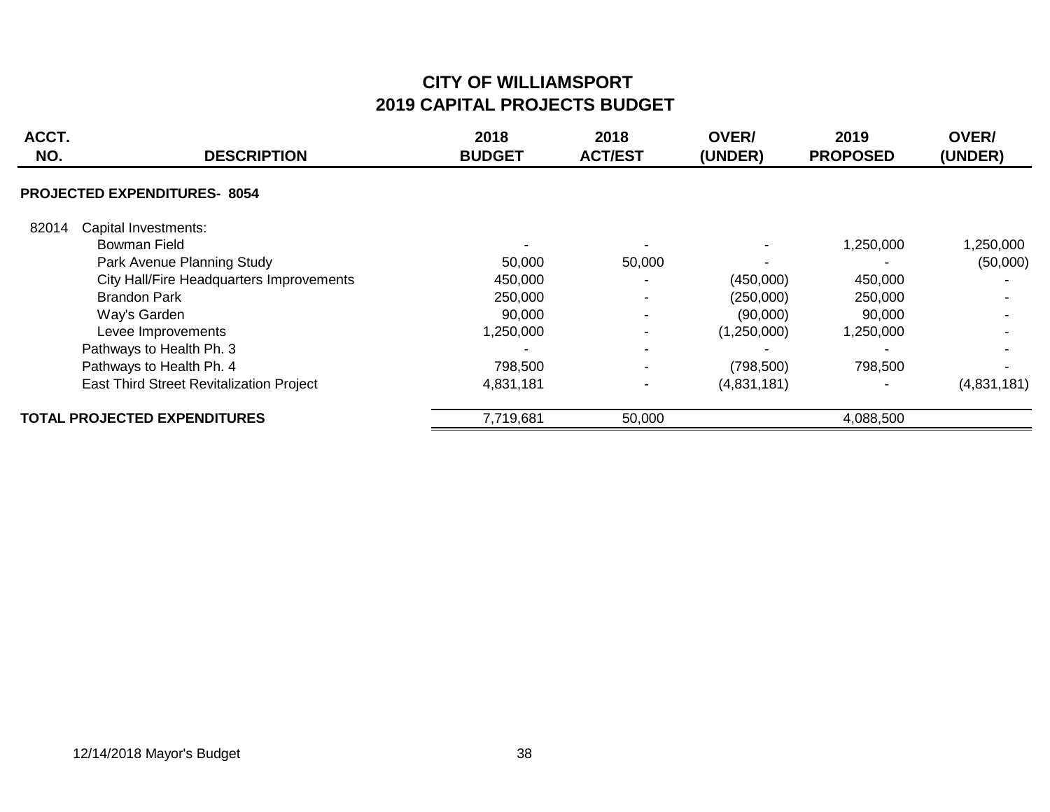# CITY OF WILLIAMSPORT
## 2019 CAPITAL PROJECTS BUDGET

| ACCT. NO. | DESCRIPTION | 2018 BUDGET | 2018 ACT/EST | OVER/ (UNDER) | 2019 PROPOSED | OVER/ (UNDER) |
|---|---|---|---|---|---|---|
| **PROJECTED EXPENDITURES- 8054** | | | | | | |
| 82014 | Capital Investments: | | | | | |
| | Bowman Field | - | - | - | 1,250,000 | 1,250,000 |
| | Park Avenue Planning Study | 50,000 | 50,000 | - | - | (50,000) |
| | City Hall/Fire Headquarters Improvements | 450,000 | - | (450,000) | 450,000 | - |
| | Brandon Park | 250,000 | - | (250,000) | 250,000 | - |
| | Way's Garden | 90,000 | - | (90,000) | 90,000 | - |
| | Levee Improvements | 1,250,000 | - | (1,250,000) | 1,250,000 | - |
| | Pathways to Health Ph. 3 | - | - | - | - | - |
| | Pathways to Health Ph. 4 | 798,500 | - | (798,500) | 798,500 | - |
| | East Third Street Revitalization Project | 4,831,181 | - | (4,831,181) | - | (4,831,181) |
| **TOTAL PROJECTED EXPENDITURES** | | 7,719,681 | 50,000 | | 4,088,500 | |

12/14/2018 Mayor's Budget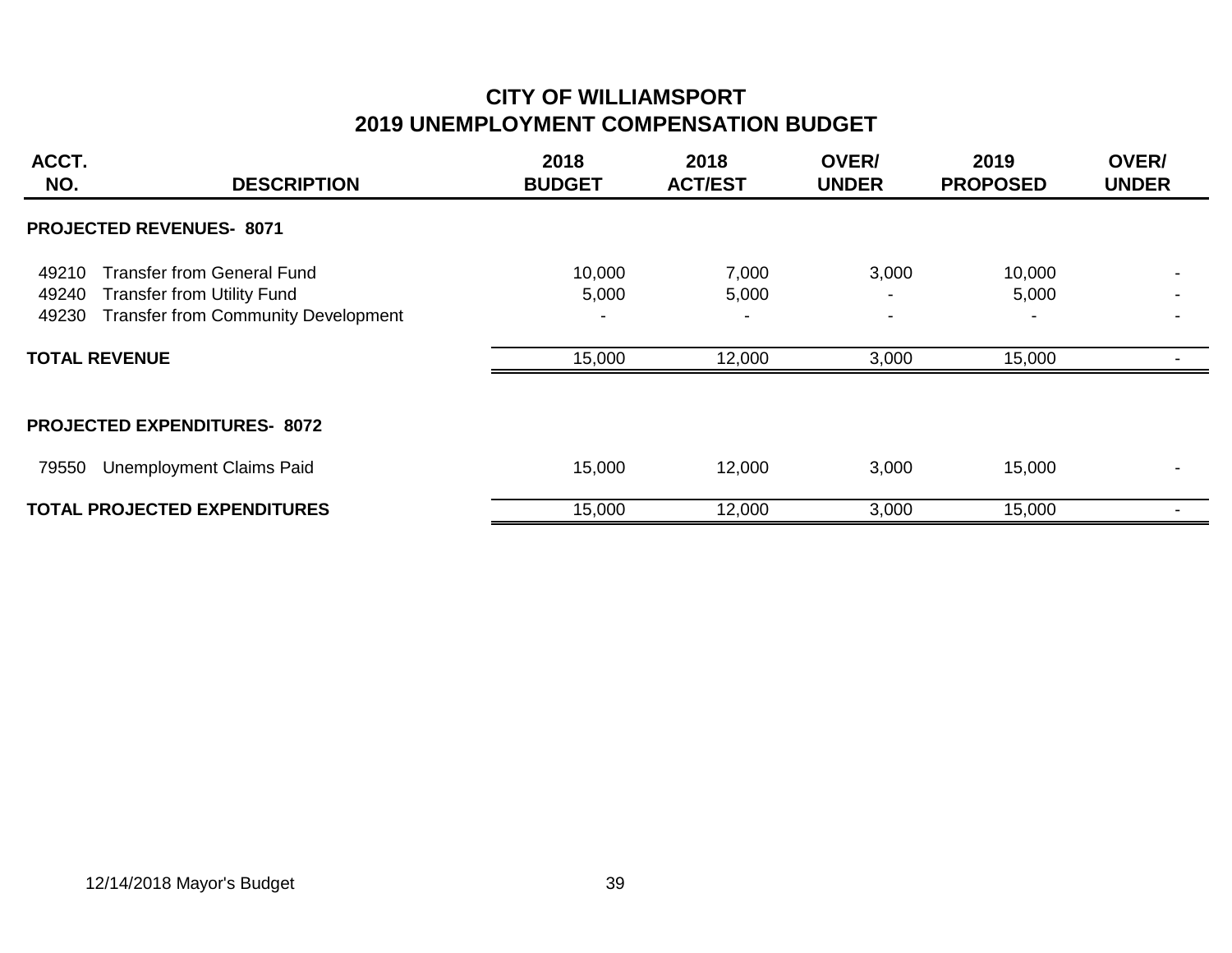# CITY OF WILLIAMSPORT
## 2019 UNEMPLOYMENT COMPENSATION BUDGET

| ACCT. NO. | DESCRIPTION | 2018 BUDGET | 2018 ACT/EST | OVER/ UNDER | 2019 PROPOSED | OVER/ UNDER |
|---|---|---|---|---|---|---|
| **PROJECTED REVENUES- 8071** | | | | | | |
| 49210 | Transfer from General Fund | 10,000 | 7,000 | 3,000 | 10,000 | - |
| 49240 | Transfer from Utility Fund | 5,000 | 5,000 | - | 5,000 | - |
| 49230 | Transfer from Community Development | - | - | - | - | - |
| **TOTAL REVENUE** | | 15,000 | 12,000 | 3,000 | 15,000 | - |
| **PROJECTED EXPENDITURES- 8072** | | | | | | |
| 79550 | Unemployment Claims Paid | 15,000 | 12,000 | 3,000 | 15,000 | - |
| **TOTAL PROJECTED EXPENDITURES** | | 15,000 | 12,000 | 3,000 | 15,000 | - |

12/14/2018 Mayor's Budget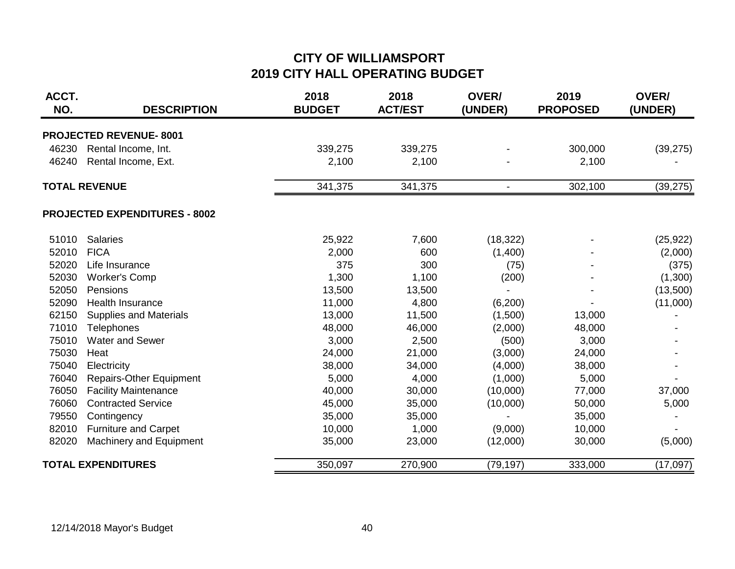# CITY OF WILLIAMSPORT
## 2019 CITY HALL OPERATING BUDGET

| ACCT. NO. | DESCRIPTION | 2018 BUDGET | 2018 ACT/EST | OVER/ (UNDER) | 2019 PROPOSED | OVER/ (UNDER) |
|---|---|---|---|---|---|---|
| | **PROJECTED REVENUE- 8001** | | | | | |
| 46230 | Rental Income, Int. | 339,275 | 339,275 | - | 300,000 | (39,275) |
| 46240 | Rental Income, Ext. | 2,100 | 2,100 | - | 2,100 | - |
| | **TOTAL REVENUE** | 341,375 | 341,375 | - | 302,100 | (39,275) |
| | **PROJECTED EXPENDITURES - 8002** | | | | | |
| 51010 | Salaries | 25,922 | 7,600 | (18,322) | - | (25,922) |
| 52010 | FICA | 2,000 | 600 | (1,400) | - | (2,000) |
| 52020 | Life Insurance | 375 | 300 | (75) | - | (375) |
| 52030 | Worker's Comp | 1,300 | 1,100 | (200) | - | (1,300) |
| 52050 | Pensions | 13,500 | 13,500 | - | - | (13,500) |
| 52090 | Health Insurance | 11,000 | 4,800 | (6,200) | - | (11,000) |
| 62150 | Supplies and Materials | 13,000 | 11,500 | (1,500) | 13,000 | - |
| 71010 | Telephones | 48,000 | 46,000 | (2,000) | 48,000 | - |
| 75010 | Water and Sewer | 3,000 | 2,500 | (500) | 3,000 | - |
| 75030 | Heat | 24,000 | 21,000 | (3,000) | 24,000 | - |
| 75040 | Electricity | 38,000 | 34,000 | (4,000) | 38,000 | - |
| 76040 | Repairs-Other Equipment | 5,000 | 4,000 | (1,000) | 5,000 | - |
| 76050 | Facility Maintenance | 40,000 | 30,000 | (10,000) | 77,000 | 37,000 |
| 76060 | Contracted Service | 45,000 | 35,000 | (10,000) | 50,000 | 5,000 |
| 79550 | Contingency | 35,000 | 35,000 | - | 35,000 | - |
| 82010 | Furniture and Carpet | 10,000 | 1,000 | (9,000) | 10,000 | - |
| 82020 | Machinery and Equipment | 35,000 | 23,000 | (12,000) | 30,000 | (5,000) |
| | **TOTAL EXPENDITURES** | 350,097 | 270,900 | (79,197) | 333,000 | (17,097) |

12/14/2018 Mayor's Budget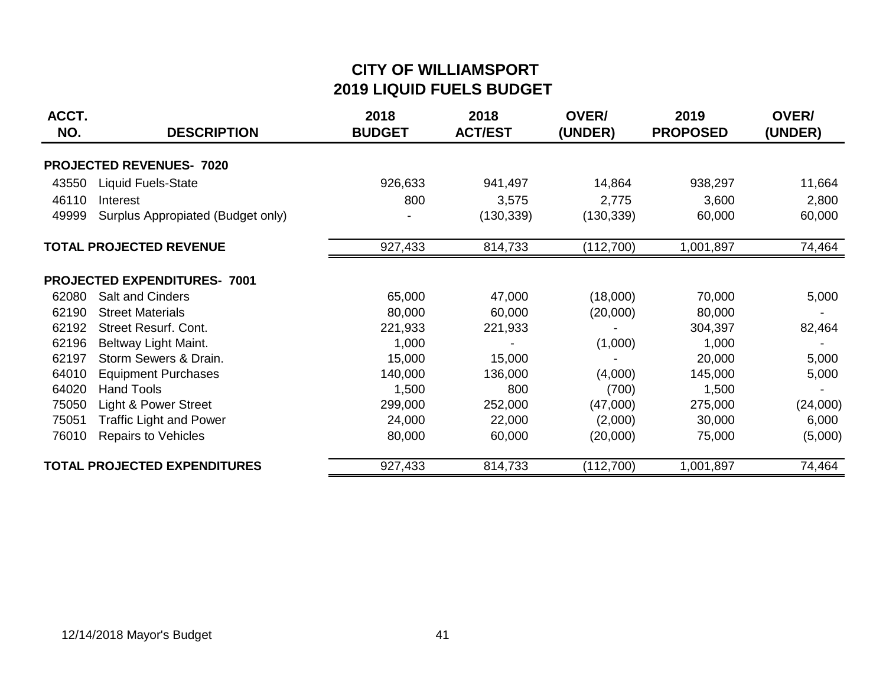# CITY OF WILLIAMSPORT
## 2019 LIQUID FUELS BUDGET

| ACCT. NO. | DESCRIPTION | 2018 BUDGET | 2018 ACT/EST | OVER/ (UNDER) | 2019 PROPOSED | OVER/ (UNDER) |
|---|---|---|---|---|---|---|
| | **PROJECTED REVENUES- 7020** | | | | | |
| 43550 | Liquid Fuels-State | 926,633 | 941,497 | 14,864 | 938,297 | 11,664 |
| 46110 | Interest | 800 | 3,575 | 2,775 | 3,600 | 2,800 |
| 49999 | Surplus Appropiated (Budget only) | - | (130,339) | (130,339) | 60,000 | 60,000 |
| | **TOTAL PROJECTED REVENUE** | 927,433 | 814,733 | (112,700) | 1,001,897 | 74,464 |
| | **PROJECTED EXPENDITURES- 7001** | | | | | |
| 62080 | Salt and Cinders | 65,000 | 47,000 | (18,000) | 70,000 | 5,000 |
| 62190 | Street Materials | 80,000 | 60,000 | (20,000) | 80,000 | - |
| 62192 | Street Resurf. Cont. | 221,933 | 221,933 | - | 304,397 | 82,464 |
| 62196 | Beltway Light Maint. | 1,000 | - | (1,000) | 1,000 | - |
| 62197 | Storm Sewers & Drain. | 15,000 | 15,000 | - | 20,000 | 5,000 |
| 64010 | Equipment Purchases | 140,000 | 136,000 | (4,000) | 145,000 | 5,000 |
| 64020 | Hand Tools | 1,500 | 800 | (700) | 1,500 | - |
| 75050 | Light & Power Street | 299,000 | 252,000 | (47,000) | 275,000 | (24,000) |
| 75051 | Traffic Light and Power | 24,000 | 22,000 | (2,000) | 30,000 | 6,000 |
| 76010 | Repairs to Vehicles | 80,000 | 60,000 | (20,000) | 75,000 | (5,000) |
| | **TOTAL PROJECTED EXPENDITURES** | 927,433 | 814,733 | (112,700) | 1,001,897 | 74,464 |

12/14/2018 Mayor's Budget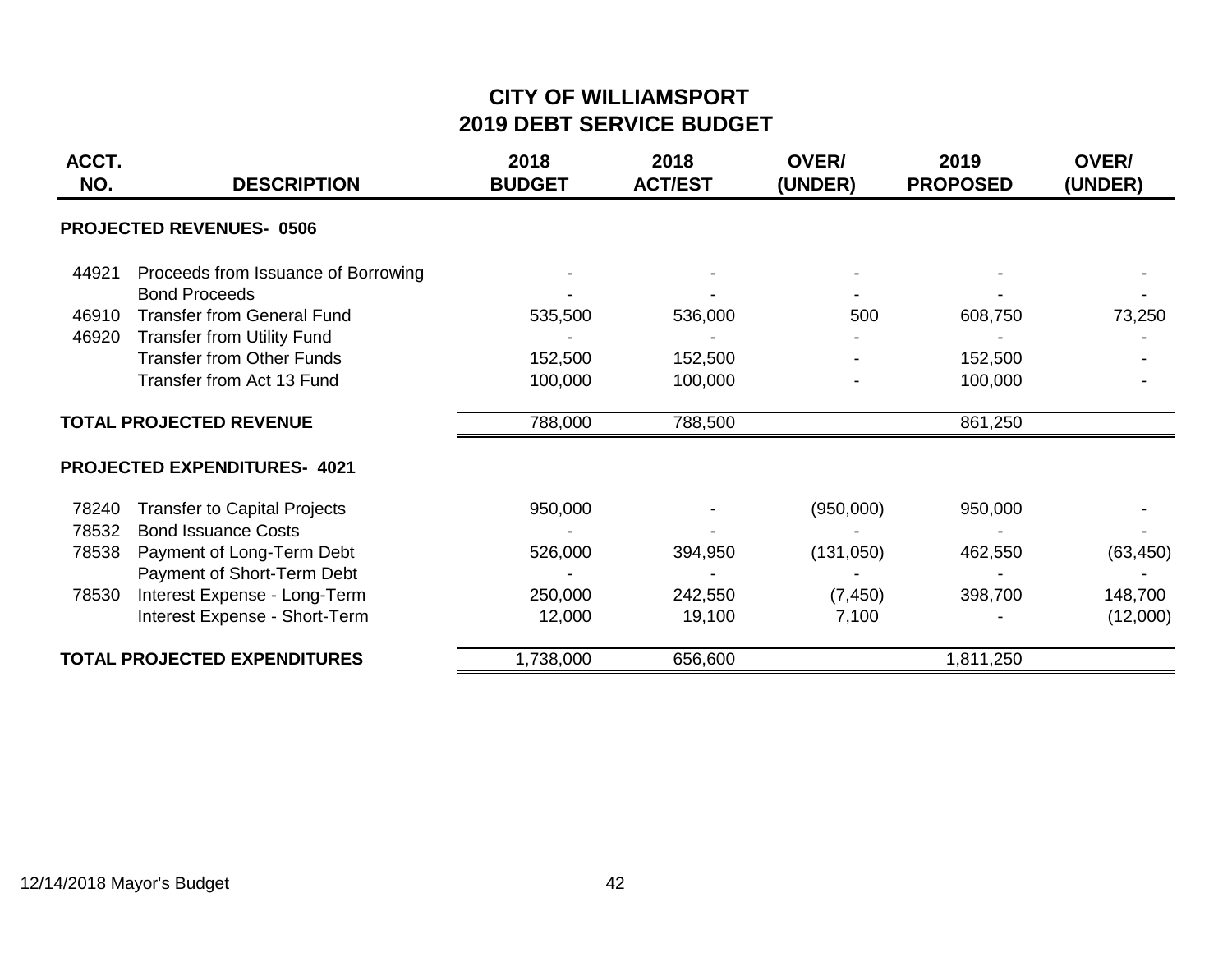# CITY OF WILLIAMSPORT
## 2019 DEBT SERVICE BUDGET

| ACCT. NO. | DESCRIPTION | 2018 BUDGET | 2018 ACT/EST | OVER/ (UNDER) | 2019 PROPOSED | OVER/ (UNDER) |
|---|---|---|---|---|---|---|
| | **PROJECTED REVENUES- 0506** | | | | | |
| 44921 | Proceeds from Issuance of Borrowing | - | - | - | - | - |
| | Bond Proceeds | - | - | - | - | - |
| 46910 | Transfer from General Fund | 535,500 | 536,000 | 500 | 608,750 | 73,250 |
| 46920 | Transfer from Utility Fund | - | - | - | - | - |
| | Transfer from Other Funds | 152,500 | 152,500 | - | 152,500 | - |
| | Transfer from Act 13 Fund | 100,000 | 100,000 | - | 100,000 | - |
| | **TOTAL PROJECTED REVENUE** | 788,000 | 788,500 | | 861,250 | |
| | **PROJECTED EXPENDITURES- 4021** | | | | | |
| 78240 | Transfer to Capital Projects | 950,000 | - | (950,000) | 950,000 | - |
| 78532 | Bond Issuance Costs | - | - | - | - | - |
| 78538 | Payment of Long-Term Debt | 526,000 | 394,950 | (131,050) | 462,550 | (63,450) |
| | Payment of Short-Term Debt | - | - | - | - | - |
| 78530 | Interest Expense - Long-Term | 250,000 | 242,550 | (7,450) | 398,700 | 148,700 |
| | Interest Expense - Short-Term | 12,000 | 19,100 | 7,100 | - | (12,000) |
| | **TOTAL PROJECTED EXPENDITURES** | 1,738,000 | 656,600 | | 1,811,250 | |

12/14/2018 Mayor's Budget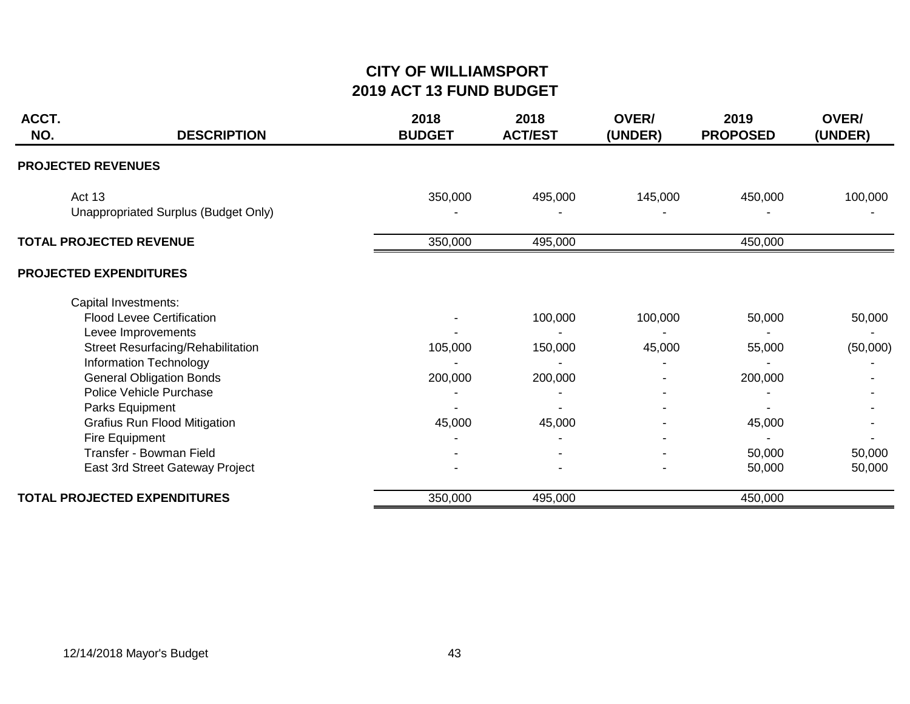# CITY OF WILLIAMSPORT
# 2019 ACT 13 FUND BUDGET

| ACCT. NO. | DESCRIPTION | 2018 BUDGET | 2018 ACT/EST | OVER/ (UNDER) | 2019 PROPOSED | OVER/ (UNDER) |
|---|---|---|---|---|---|---|
| | **PROJECTED REVENUES** | | | | | |
| | Act 13 | 350,000 | 495,000 | 145,000 | 450,000 | 100,000 |
| | Unappropriated Surplus (Budget Only) | - | - | - | - | - |
| | **TOTAL PROJECTED REVENUE** | 350,000 | 495,000 | | 450,000 | |
| | **PROJECTED EXPENDITURES** | | | | | |
| | Capital Investments: | | | | | |
| | Flood Levee Certification | - | 100,000 | 100,000 | 50,000 | 50,000 |
| | Levee Improvements | - | - | - | - | - |
| | Street Resurfacing/Rehabilitation | 105,000 | 150,000 | 45,000 | 55,000 | (50,000) |
| | Information Technology | - | - | - | - | - |
| | General Obligation Bonds | 200,000 | 200,000 | - | 200,000 | - |
| | Police Vehicle Purchase | - | - | - | - | - |
| | Parks Equipment | - | - | - | - | - |
| | Grafius Run Flood Mitigation | 45,000 | 45,000 | - | 45,000 | - |
| | Fire Equipment | - | - | - | - | - |
| | Transfer - Bowman Field | - | - | - | 50,000 | 50,000 |
| | East 3rd Street Gateway Project | - | - | - | 50,000 | 50,000 |
| | **TOTAL PROJECTED EXPENDITURES** | 350,000 | 495,000 | | 450,000 | |

12/14/2018 Mayor's Budget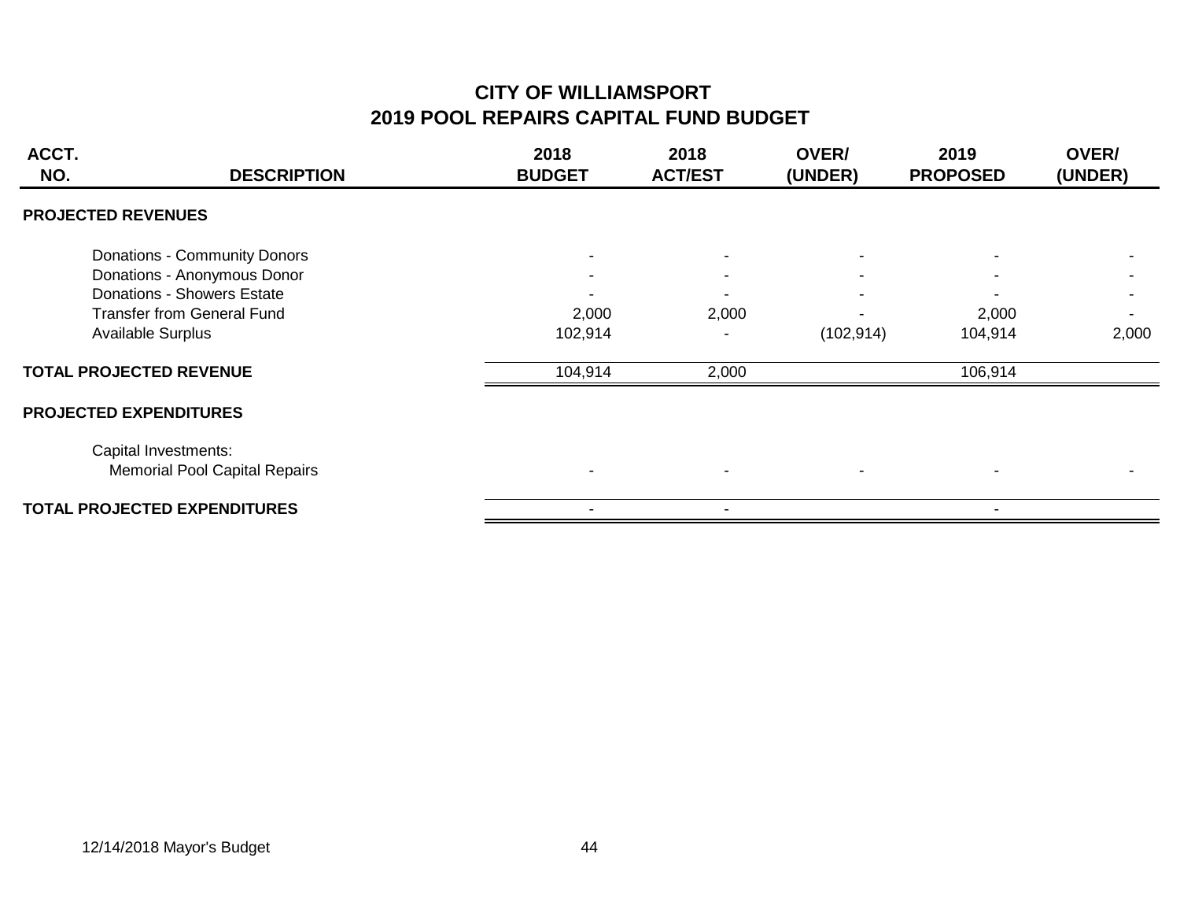# CITY OF WILLIAMSPORT
## 2019 POOL REPAIRS CAPITAL FUND BUDGET

| ACCT. NO. | DESCRIPTION | 2018 BUDGET | 2018 ACT/EST | OVER/ (UNDER) | 2019 PROPOSED | OVER/ (UNDER) |
|---|---|---|---|---|---|---|
| **PROJECTED REVENUES** | | | | | | |
| | Donations - Community Donors | - | - | - | - | - |
| | Donations - Anonymous Donor | - | - | - | - | - |
| | Donations - Showers Estate | - | - | - | - | - |
| | Transfer from General Fund | 2,000 | 2,000 | - | 2,000 | - |
| | Available Surplus | 102,914 | - | (102,914) | 104,914 | 2,000 |
| **TOTAL PROJECTED REVENUE** | | 104,914 | 2,000 | | 106,914 | |
| **PROJECTED EXPENDITURES** | | | | | | |
| | Capital Investments: | | | | | |
| | Memorial Pool Capital Repairs | - | - | - | - | - |
| **TOTAL PROJECTED EXPENDITURES** | | - | - | | - | |

12/14/2018 Mayor's Budget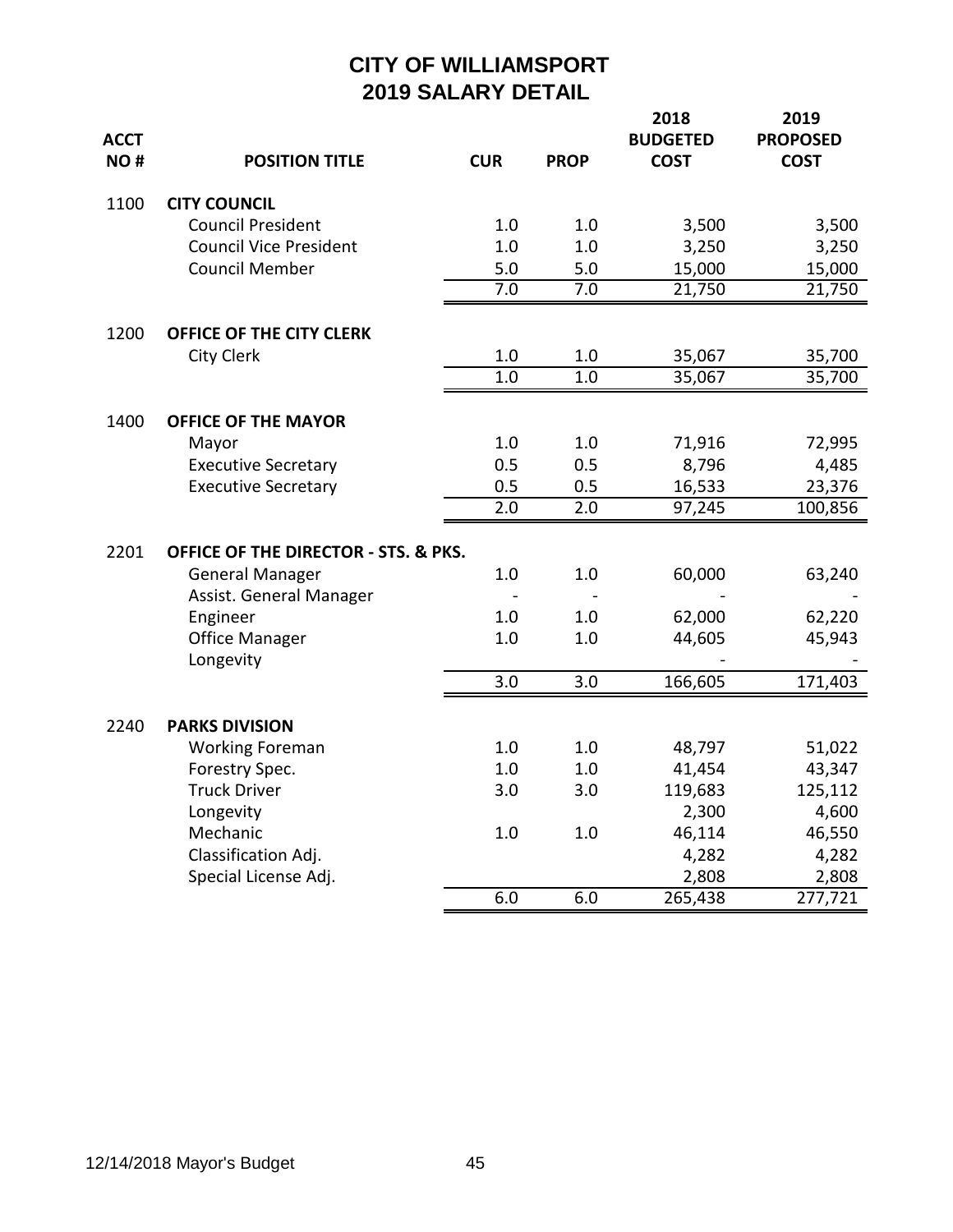# CITY OF WILLIAMSPORT
## 2019 SALARY DETAIL

| ACCT NO # | POSITION TITLE | CUR | PROP | 2018 BUDGETED COST | 2019 PROPOSED COST |
|---|---|---|---|---|---|
| 1100 | **CITY COUNCIL** | | | | |
| | Council President | 1.0 | 1.0 | 3,500 | 3,500 |
| | Council Vice President | 1.0 | 1.0 | 3,250 | 3,250 |
| | Council Member | 5.0 | 5.0 | 15,000 | 15,000 |
| | | 7.0 | 7.0 | 21,750 | 21,750 |
| 1200 | **OFFICE OF THE CITY CLERK** | | | | |
| | City Clerk | 1.0 | 1.0 | 35,067 | 35,700 |
| | | 1.0 | 1.0 | 35,067 | 35,700 |
| 1400 | **OFFICE OF THE MAYOR** | | | | |
| | Mayor | 1.0 | 1.0 | 71,916 | 72,995 |
| | Executive Secretary | 0.5 | 0.5 | 8,796 | 4,485 |
| | Executive Secretary | 0.5 | 0.5 | 16,533 | 23,376 |
| | | 2.0 | 2.0 | 97,245 | 100,856 |
| 2201 | **OFFICE OF THE DIRECTOR - STS. & PKS.** | | | | |
| | General Manager | 1.0 | 1.0 | 60,000 | 63,240 |
| | Assist. General Manager | - | - | - | - |
| | Engineer | 1.0 | 1.0 | 62,000 | 62,220 |
| | Office Manager | 1.0 | 1.0 | 44,605 | 45,943 |
| | Longevity | | | - | - |
| | | 3.0 | 3.0 | 166,605 | 171,403 |
| 2240 | **PARKS DIVISION** | | | | |
| | Working Foreman | 1.0 | 1.0 | 48,797 | 51,022 |
| | Forestry Spec. | 1.0 | 1.0 | 41,454 | 43,347 |
| | Truck Driver | 3.0 | 3.0 | 119,683 | 125,112 |
| | Longevity | | | 2,300 | 4,600 |
| | Mechanic | 1.0 | 1.0 | 46,114 | 46,550 |
| | Classification Adj. | | | 4,282 | 4,282 |
| | Special License Adj. | | | 2,808 | 2,808 |
| | | 6.0 | 6.0 | 265,438 | 277,721 |

12/14/2018 Mayor's Budget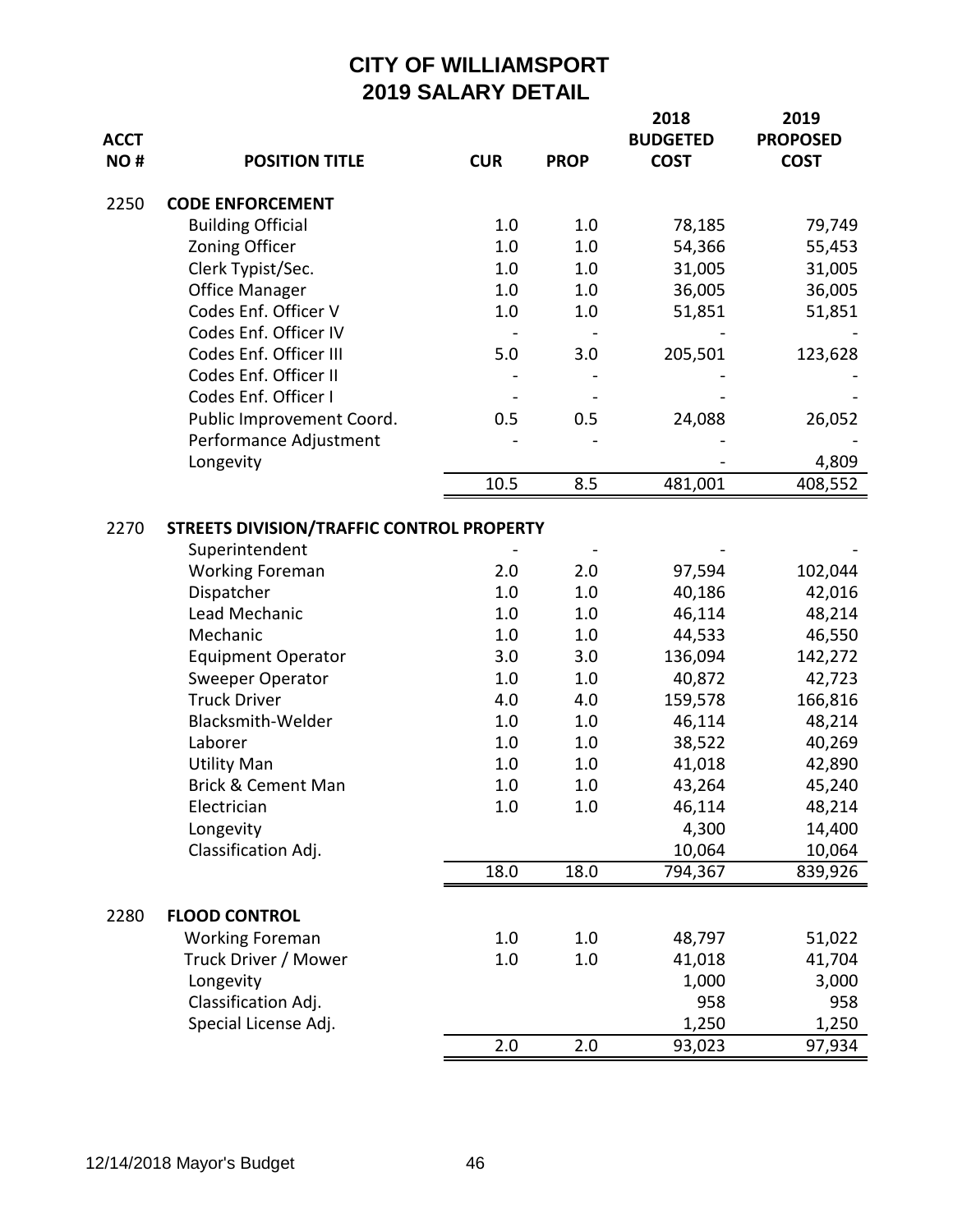# CITY OF WILLIAMSPORT
## 2019 SALARY DETAIL

| ACCT NO # | POSITION TITLE | CUR | PROP | 2018 BUDGETED COST | 2019 PROPOSED COST |
|---|---|---|---|---|---|
| 2250 | **CODE ENFORCEMENT** | | | | |
| | Building Official | 1.0 | 1.0 | 78,185 | 79,749 |
| | Zoning Officer | 1.0 | 1.0 | 54,366 | 55,453 |
| | Clerk Typist/Sec. | 1.0 | 1.0 | 31,005 | 31,005 |
| | Office Manager | 1.0 | 1.0 | 36,005 | 36,005 |
| | Codes Enf. Officer V | 1.0 | 1.0 | 51,851 | 51,851 |
| | Codes Enf. Officer IV | - | - | - | - |
| | Codes Enf. Officer III | 5.0 | 3.0 | 205,501 | 123,628 |
| | Codes Enf. Officer II | - | - | - | - |
| | Codes Enf. Officer I | - | - | - | - |
| | Public Improvement Coord. | 0.5 | 0.5 | 24,088 | 26,052 |
| | Performance Adjustment | - | - | - | - |
| | Longevity | | | - | 4,809 |
| | | 10.5 | 8.5 | 481,001 | 408,552 |
| 2270 | **STREETS DIVISION/TRAFFIC CONTROL PROPERTY** | | | | |
| | Superintendent | - | - | - | - |
| | Working Foreman | 2.0 | 2.0 | 97,594 | 102,044 |
| | Dispatcher | 1.0 | 1.0 | 40,186 | 42,016 |
| | Lead Mechanic | 1.0 | 1.0 | 46,114 | 48,214 |
| | Mechanic | 1.0 | 1.0 | 44,533 | 46,550 |
| | Equipment Operator | 3.0 | 3.0 | 136,094 | 142,272 |
| | Sweeper Operator | 1.0 | 1.0 | 40,872 | 42,723 |
| | Truck Driver | 4.0 | 4.0 | 159,578 | 166,816 |
| | Blacksmith-Welder | 1.0 | 1.0 | 46,114 | 48,214 |
| | Laborer | 1.0 | 1.0 | 38,522 | 40,269 |
| | Utility Man | 1.0 | 1.0 | 41,018 | 42,890 |
| | Brick & Cement Man | 1.0 | 1.0 | 43,264 | 45,240 |
| | Electrician | 1.0 | 1.0 | 46,114 | 48,214 |
| | Longevity | | | 4,300 | 14,400 |
| | Classification Adj. | | | 10,064 | 10,064 |
| | | 18.0 | 18.0 | 794,367 | 839,926 |
| 2280 | **FLOOD CONTROL** | | | | |
| | Working Foreman | 1.0 | 1.0 | 48,797 | 51,022 |
| | Truck Driver / Mower | 1.0 | 1.0 | 41,018 | 41,704 |
| | Longevity | | | 1,000 | 3,000 |
| | Classification Adj. | | | 958 | 958 |
| | Special License Adj. | | | 1,250 | 1,250 |
| | | 2.0 | 2.0 | 93,023 | 97,934 |

12/14/2018 Mayor's Budget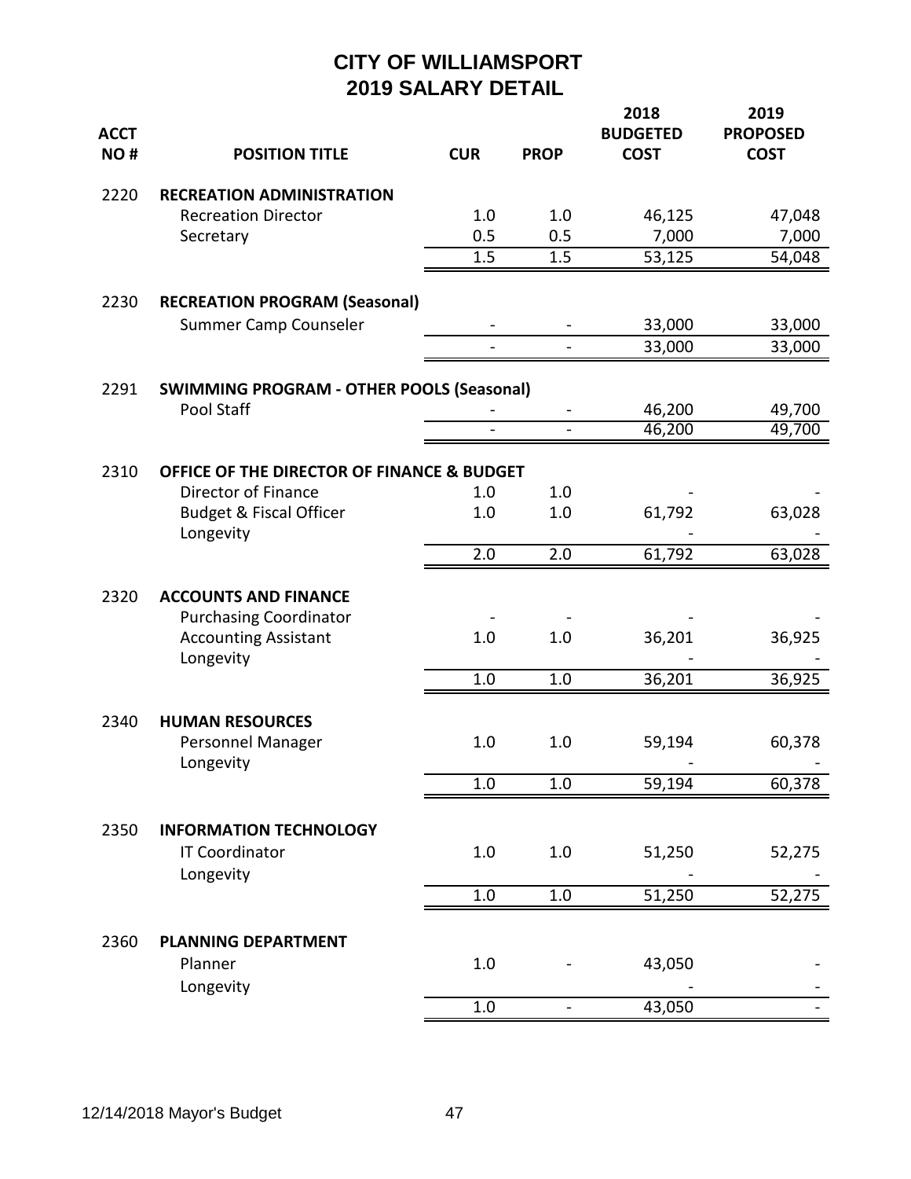# CITY OF WILLIAMSPORT
## 2019 SALARY DETAIL

| ACCT NO # | POSITION TITLE | CUR | PROP | 2018 BUDGETED COST | 2019 PROPOSED COST |
|---|---|---|---|---|---|
| 2220 | **RECREATION ADMINISTRATION** | | | | |
| | Recreation Director | 1.0 | 1.0 | 46,125 | 47,048 |
| | Secretary | 0.5 | 0.5 | 7,000 | 7,000 |
| | | 1.5 | 1.5 | 53,125 | 54,048 |
| 2230 | **RECREATION PROGRAM (Seasonal)** | | | | |
| | Summer Camp Counseler | - | - | 33,000 | 33,000 |
| | | - | - | 33,000 | 33,000 |
| 2291 | **SWIMMING PROGRAM - OTHER POOLS (Seasonal)** | | | | |
| | Pool Staff | - | - | 46,200 | 49,700 |
| | | - | - | 46,200 | 49,700 |
| 2310 | **OFFICE OF THE DIRECTOR OF FINANCE & BUDGET** | | | | |
| | Director of Finance | 1.0 | 1.0 | - | - |
| | Budget & Fiscal Officer | 1.0 | 1.0 | 61,792 | 63,028 |
| | Longevity | | | - | - |
| | | 2.0 | 2.0 | 61,792 | 63,028 |
| 2320 | **ACCOUNTS AND FINANCE** | | | | |
| | Purchasing Coordinator | - | - | - | - |
| | Accounting Assistant | 1.0 | 1.0 | 36,201 | 36,925 |
| | Longevity | | | - | - |
| | | 1.0 | 1.0 | 36,201 | 36,925 |
| 2340 | **HUMAN RESOURCES** | | | | |
| | Personnel Manager | 1.0 | 1.0 | 59,194 | 60,378 |
| | Longevity | | | - | - |
| | | 1.0 | 1.0 | 59,194 | 60,378 |
| 2350 | **INFORMATION TECHNOLOGY** | | | | |
| | IT Coordinator | 1.0 | 1.0 | 51,250 | 52,275 |
| | Longevity | | | - | - |
| | | 1.0 | 1.0 | 51,250 | 52,275 |
| 2360 | **PLANNING DEPARTMENT** | | | | |
| | Planner | 1.0 | - | 43,050 | - |
| | Longevity | | | - | - |
| | | 1.0 | - | 43,050 | - |

12/14/2018 Mayor's Budget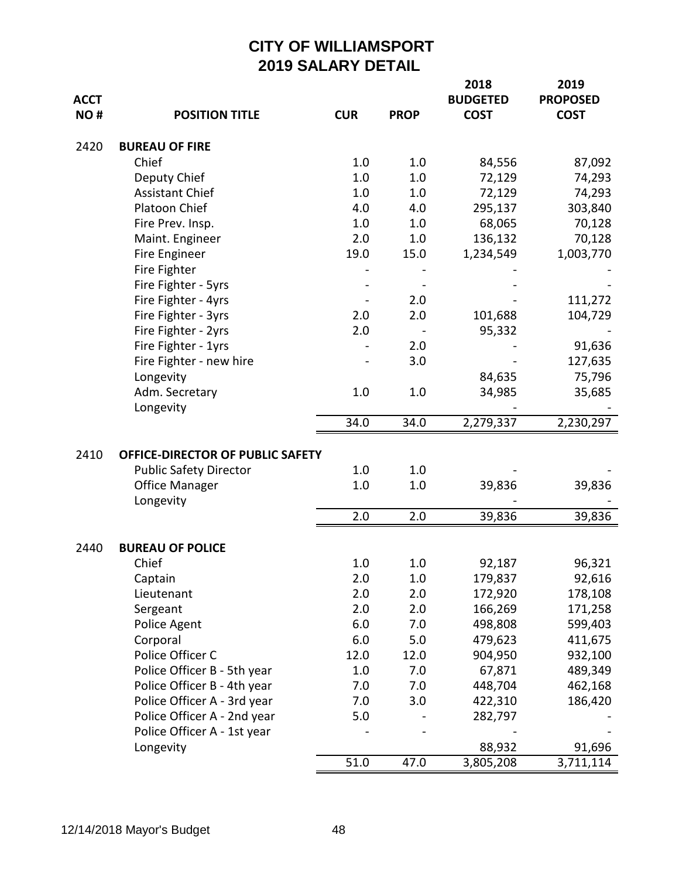# CITY OF WILLIAMSPORT
## 2019 SALARY DETAIL

| ACCT NO # | POSITION TITLE | CUR | PROP | 2018 BUDGETED COST | 2019 PROPOSED COST |
|---|---|---|---|---|---|
| 2420 | **BUREAU OF FIRE** | | | | |
| | Chief | 1.0 | 1.0 | 84,556 | 87,092 |
| | Deputy Chief | 1.0 | 1.0 | 72,129 | 74,293 |
| | Assistant Chief | 1.0 | 1.0 | 72,129 | 74,293 |
| | Platoon Chief | 4.0 | 4.0 | 295,137 | 303,840 |
| | Fire Prev. Insp. | 1.0 | 1.0 | 68,065 | 70,128 |
| | Maint. Engineer | 2.0 | 1.0 | 136,132 | 70,128 |
| | Fire Engineer | 19.0 | 15.0 | 1,234,549 | 1,003,770 |
| | Fire Fighter | - | - | - | - |
| | Fire Fighter - 5yrs | - | - | - | - |
| | Fire Fighter - 4yrs | - | 2.0 | - | 111,272 |
| | Fire Fighter - 3yrs | 2.0 | 2.0 | 101,688 | 104,729 |
| | Fire Fighter - 2yrs | 2.0 | - | 95,332 | - |
| | Fire Fighter - 1yrs | - | 2.0 | - | 91,636 |
| | Fire Fighter - new hire | - | 3.0 | - | 127,635 |
| | Longevity | | | 84,635 | 75,796 |
| | Adm. Secretary | 1.0 | 1.0 | 34,985 | 35,685 |
| | Longevity | | | - | - |
| | | 34.0 | 34.0 | 2,279,337 | 2,230,297 |
| 2410 | **OFFICE-DIRECTOR OF PUBLIC SAFETY** | | | | |
| | Public Safety Director | 1.0 | 1.0 | - | - |
| | Office Manager | 1.0 | 1.0 | 39,836 | 39,836 |
| | Longevity | | | - | - |
| | | 2.0 | 2.0 | 39,836 | 39,836 |
| 2440 | **BUREAU OF POLICE** | | | | |
| | Chief | 1.0 | 1.0 | 92,187 | 96,321 |
| | Captain | 2.0 | 1.0 | 179,837 | 92,616 |
| | Lieutenant | 2.0 | 2.0 | 172,920 | 178,108 |
| | Sergeant | 2.0 | 2.0 | 166,269 | 171,258 |
| | Police Agent | 6.0 | 7.0 | 498,808 | 599,403 |
| | Corporal | 6.0 | 5.0 | 479,623 | 411,675 |
| | Police Officer C | 12.0 | 12.0 | 904,950 | 932,100 |
| | Police Officer B - 5th year | 1.0 | 7.0 | 67,871 | 489,349 |
| | Police Officer B - 4th year | 7.0 | 7.0 | 448,704 | 462,168 |
| | Police Officer A - 3rd year | 7.0 | 3.0 | 422,310 | 186,420 |
| | Police Officer A - 2nd year | 5.0 | - | 282,797 | - |
| | Police Officer A - 1st year | - | - | - | - |
| | Longevity | | | 88,932 | 91,696 |
| | | 51.0 | 47.0 | 3,805,208 | 3,711,114 |

12/14/2018 Mayor's Budget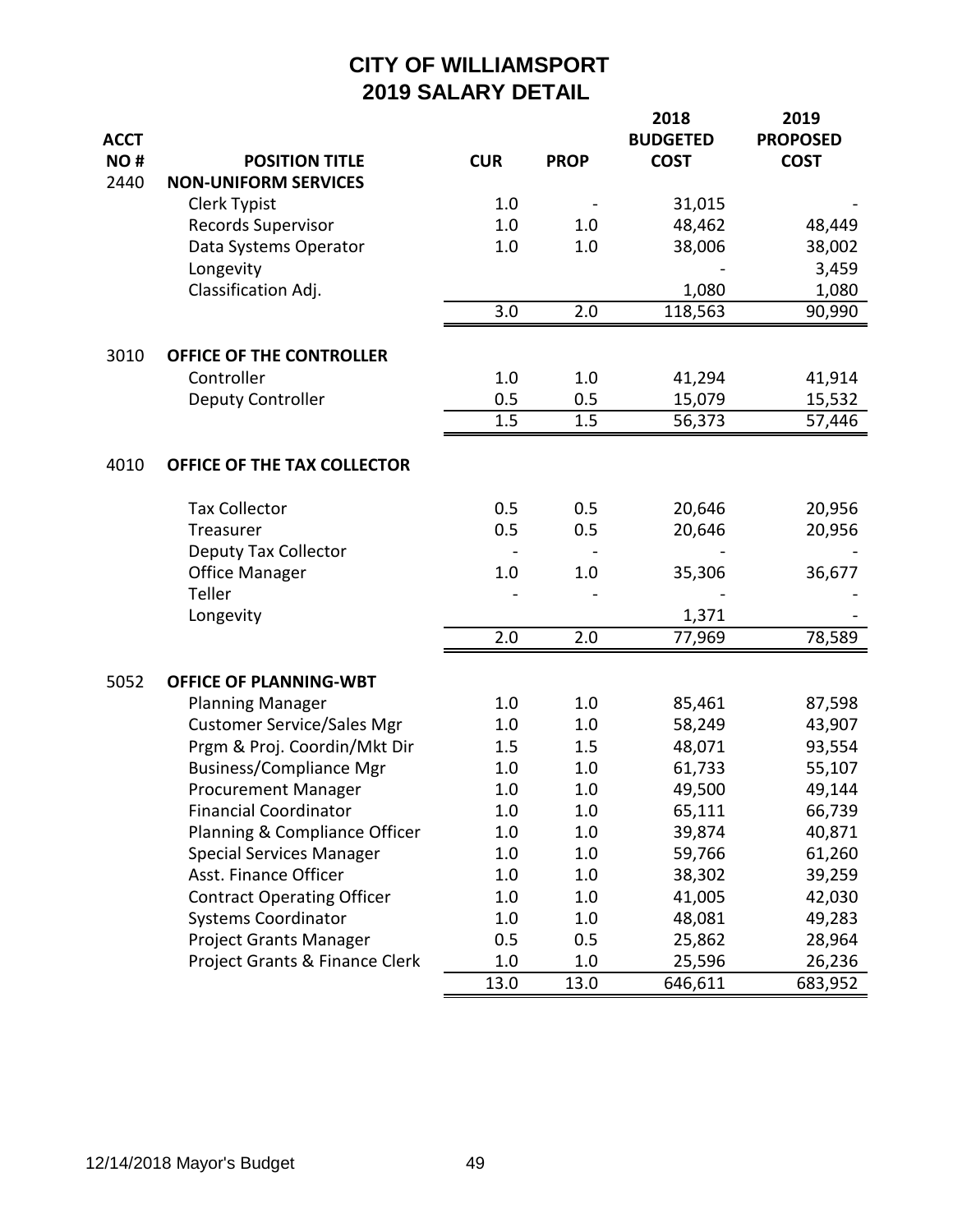# CITY OF WILLIAMSPORT
## 2019 SALARY DETAIL

| ACCT NO # | POSITION TITLE | CUR | PROP | 2018 BUDGETED COST | 2019 PROPOSED COST |
|---|---|---|---|---|---|
| 2440 | **NON-UNIFORM SERVICES** | | | | |
| | Clerk Typist | 1.0 | - | 31,015 | - |
| | Records Supervisor | 1.0 | 1.0 | 48,462 | 48,449 |
| | Data Systems Operator | 1.0 | 1.0 | 38,006 | 38,002 |
| | Longevity | | | - | 3,459 |
| | Classification Adj. | | | 1,080 | 1,080 |
| | | 3.0 | 2.0 | 118,563 | 90,990 |
| 3010 | **OFFICE OF THE CONTROLLER** | | | | |
| | Controller | 1.0 | 1.0 | 41,294 | 41,914 |
| | Deputy Controller | 0.5 | 0.5 | 15,079 | 15,532 |
| | | 1.5 | 1.5 | 56,373 | 57,446 |
| 4010 | **OFFICE OF THE TAX COLLECTOR** | | | | |
| | Tax Collector | 0.5 | 0.5 | 20,646 | 20,956 |
| | Treasurer | 0.5 | 0.5 | 20,646 | 20,956 |
| | Deputy Tax Collector | - | - | - | - |
| | Office Manager | 1.0 | 1.0 | 35,306 | 36,677 |
| | Teller | - | - | - | - |
| | Longevity | | | 1,371 | - |
| | | 2.0 | 2.0 | 77,969 | 78,589 |
| 5052 | **OFFICE OF PLANNING-WBT** | | | | |
| | Planning Manager | 1.0 | 1.0 | 85,461 | 87,598 |
| | Customer Service/Sales Mgr | 1.0 | 1.0 | 58,249 | 43,907 |
| | Prgm & Proj. Coordin/Mkt Dir | 1.5 | 1.5 | 48,071 | 93,554 |
| | Business/Compliance Mgr | 1.0 | 1.0 | 61,733 | 55,107 |
| | Procurement Manager | 1.0 | 1.0 | 49,500 | 49,144 |
| | Financial Coordinator | 1.0 | 1.0 | 65,111 | 66,739 |
| | Planning & Compliance Officer | 1.0 | 1.0 | 39,874 | 40,871 |
| | Special Services Manager | 1.0 | 1.0 | 59,766 | 61,260 |
| | Asst. Finance Officer | 1.0 | 1.0 | 38,302 | 39,259 |
| | Contract Operating Officer | 1.0 | 1.0 | 41,005 | 42,030 |
| | Systems Coordinator | 1.0 | 1.0 | 48,081 | 49,283 |
| | Project Grants Manager | 0.5 | 0.5 | 25,862 | 28,964 |
| | Project Grants & Finance Clerk | 1.0 | 1.0 | 25,596 | 26,236 |
| | | 13.0 | 13.0 | 646,611 | 683,952 |

12/14/2018 Mayor's Budget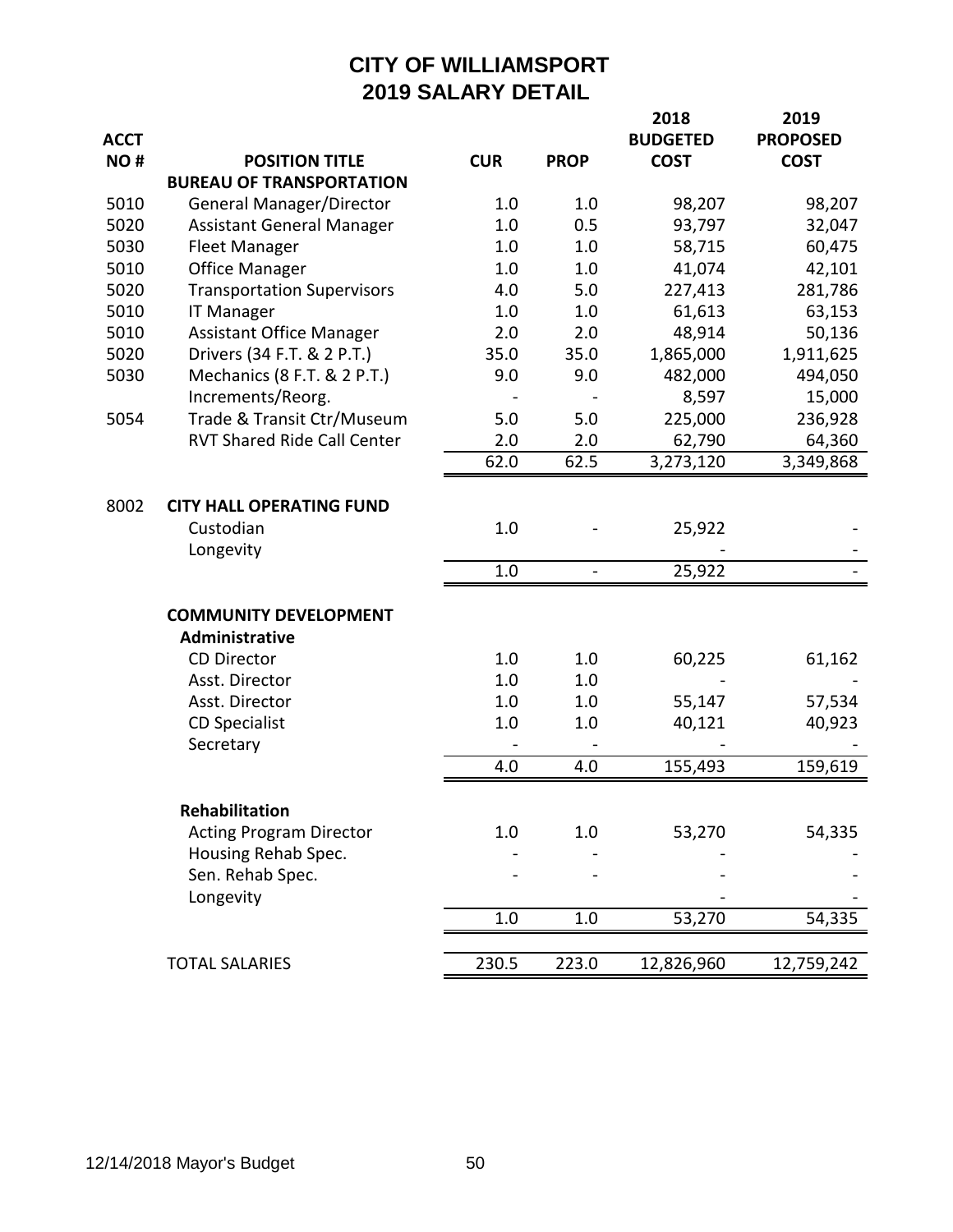# CITY OF WILLIAMSPORT
## 2019 SALARY DETAIL

| ACCT NO # | POSITION TITLE | CUR | PROP | 2018 BUDGETED COST | 2019 PROPOSED COST |
|---|---|---|---|---|---|
| | **BUREAU OF TRANSPORTATION** | | | | |
| 5010 | General Manager/Director | 1.0 | 1.0 | 98,207 | 98,207 |
| 5020 | Assistant General Manager | 1.0 | 0.5 | 93,797 | 32,047 |
| 5030 | Fleet Manager | 1.0 | 1.0 | 58,715 | 60,475 |
| 5010 | Office Manager | 1.0 | 1.0 | 41,074 | 42,101 |
| 5020 | Transportation Supervisors | 4.0 | 5.0 | 227,413 | 281,786 |
| 5010 | IT Manager | 1.0 | 1.0 | 61,613 | 63,153 |
| 5010 | Assistant Office Manager | 2.0 | 2.0 | 48,914 | 50,136 |
| 5020 | Drivers (34 F.T. & 2 P.T.) | 35.0 | 35.0 | 1,865,000 | 1,911,625 |
| 5030 | Mechanics (8 F.T. & 2 P.T.) | 9.0 | 9.0 | 482,000 | 494,050 |
| | Increments/Reorg. | - | - | 8,597 | 15,000 |
| 5054 | Trade & Transit Ctr/Museum | 5.0 | 5.0 | 225,000 | 236,928 |
| | RVT Shared Ride Call Center | 2.0 | 2.0 | 62,790 | 64,360 |
| | | 62.0 | 62.5 | 3,273,120 | 3,349,868 |
| 8002 | **CITY HALL OPERATING FUND** | | | | |
| | Custodian | 1.0 | - | 25,922 | - |
| | Longevity | | | - | - |
| | | 1.0 | - | 25,922 | - |
| | **COMMUNITY DEVELOPMENT** | | | | |
| | **Administrative** | | | | |
| | CD Director | 1.0 | 1.0 | 60,225 | 61,162 |
| | Asst. Director | 1.0 | 1.0 | - | - |
| | Asst. Director | 1.0 | 1.0 | 55,147 | 57,534 |
| | CD Specialist | 1.0 | 1.0 | 40,121 | 40,923 |
| | Secretary | - | - | - | - |
| | | 4.0 | 4.0 | 155,493 | 159,619 |
| | **Rehabilitation** | | | | |
| | Acting Program Director | 1.0 | 1.0 | 53,270 | 54,335 |
| | Housing Rehab Spec. | - | - | - | - |
| | Sen. Rehab Spec. | - | - | - | - |
| | Longevity | | | - | - |
| | | 1.0 | 1.0 | 53,270 | 54,335 |
| | TOTAL SALARIES | 230.5 | 223.0 | 12,826,960 | 12,759,242 |

12/14/2018 Mayor's Budget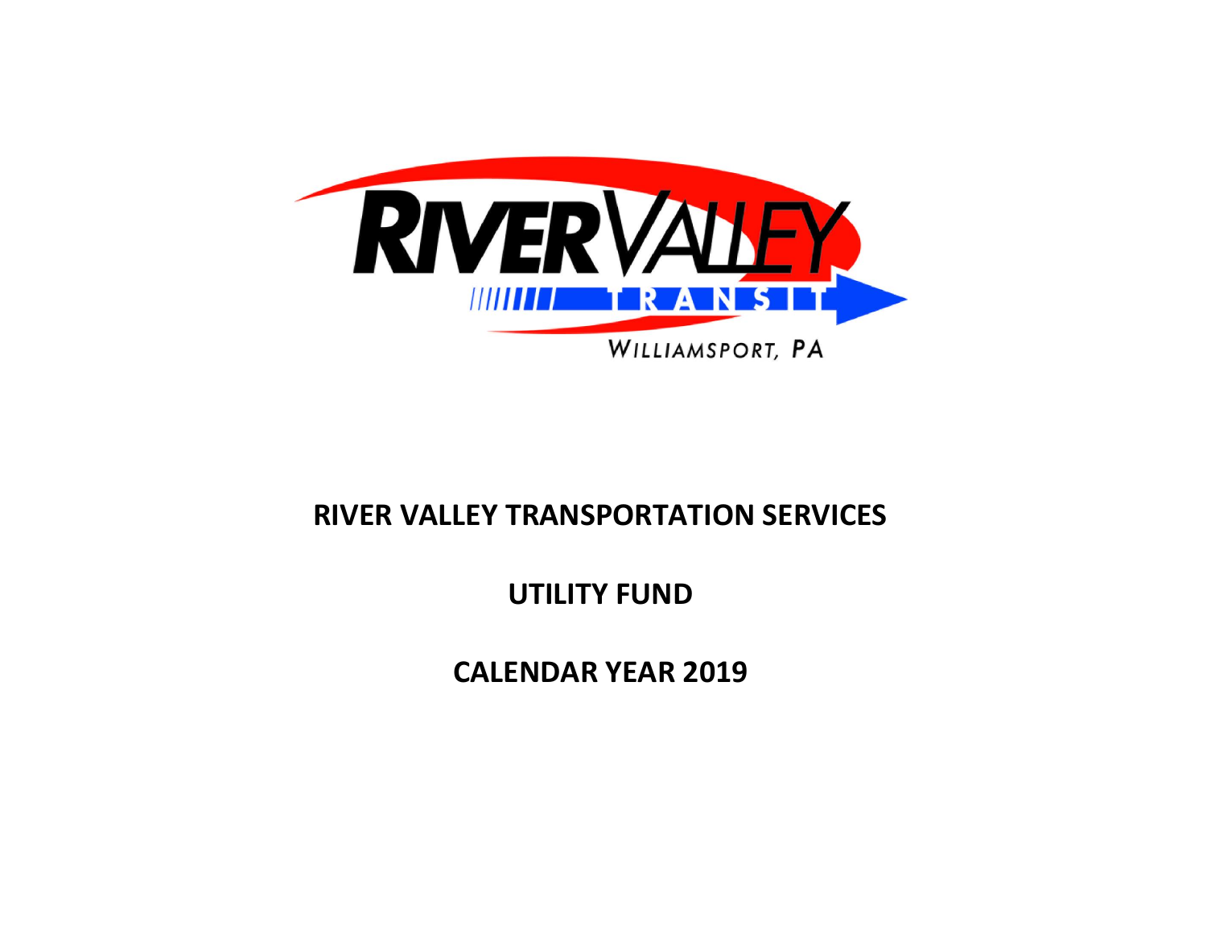# RIVER VALLEY TRANSPORTATION SERVICES

## UTILITY FUND

## CALENDAR YEAR 2019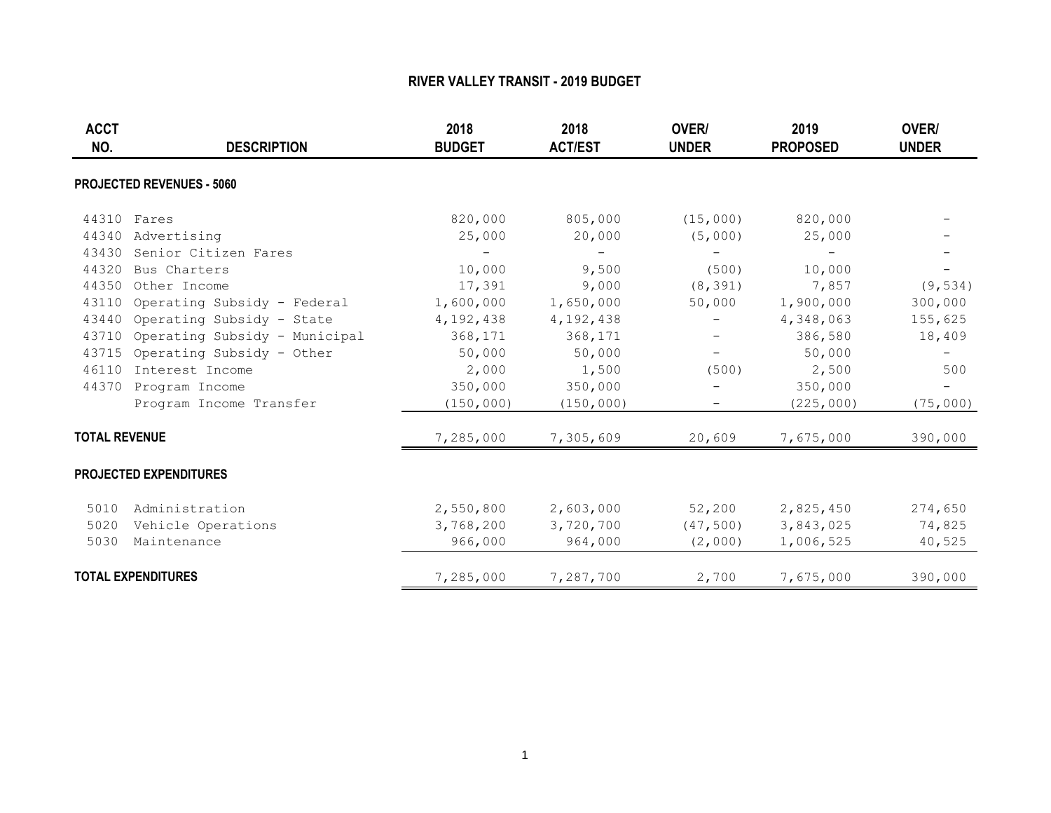# RIVER VALLEY TRANSIT - 2019 BUDGET

| ACCT NO. | DESCRIPTION | 2018 BUDGET | 2018 ACT/EST | OVER/ UNDER | 2019 PROPOSED | OVER/ UNDER |
|---|---|---|---|---|---|---|
| **PROJECTED REVENUES - 5060** | | | | | | |
| 44310 | Fares | 820,000 | 805,000 | (15,000) | 820,000 | - |
| 44340 | Advertising | 25,000 | 20,000 | (5,000) | 25,000 | - |
| 43430 | Senior Citizen Fares | - | - | - | - | - |
| 44320 | Bus Charters | 10,000 | 9,500 | (500) | 10,000 | - |
| 44350 | Other Income | 17,391 | 9,000 | (8,391) | 7,857 | (9,534) |
| 43110 | Operating Subsidy - Federal | 1,600,000 | 1,650,000 | 50,000 | 1,900,000 | 300,000 |
| 43440 | Operating Subsidy - State | 4,192,438 | 4,192,438 | - | 4,348,063 | 155,625 |
| 43710 | Operating Subsidy - Municipal | 368,171 | 368,171 | - | 386,580 | 18,409 |
| 43715 | Operating Subsidy - Other | 50,000 | 50,000 | - | 50,000 | - |
| 46110 | Interest Income | 2,000 | 1,500 | (500) | 2,500 | 500 |
| 44370 | Program Income | 350,000 | 350,000 | - | 350,000 | - |
| | Program Income Transfer | (150,000) | (150,000) | - | (225,000) | (75,000) |
| **TOTAL REVENUE** | | 7,285,000 | 7,305,609 | 20,609 | 7,675,000 | 390,000 |
| **PROJECTED EXPENDITURES** | | | | | | |
| 5010 | Administration | 2,550,800 | 2,603,000 | 52,200 | 2,825,450 | 274,650 |
| 5020 | Vehicle Operations | 3,768,200 | 3,720,700 | (47,500) | 3,843,025 | 74,825 |
| 5030 | Maintenance | 966,000 | 964,000 | (2,000) | 1,006,525 | 40,525 |
| **TOTAL EXPENDITURES** | | 7,285,000 | 7,287,700 | 2,700 | 7,675,000 | 390,000 |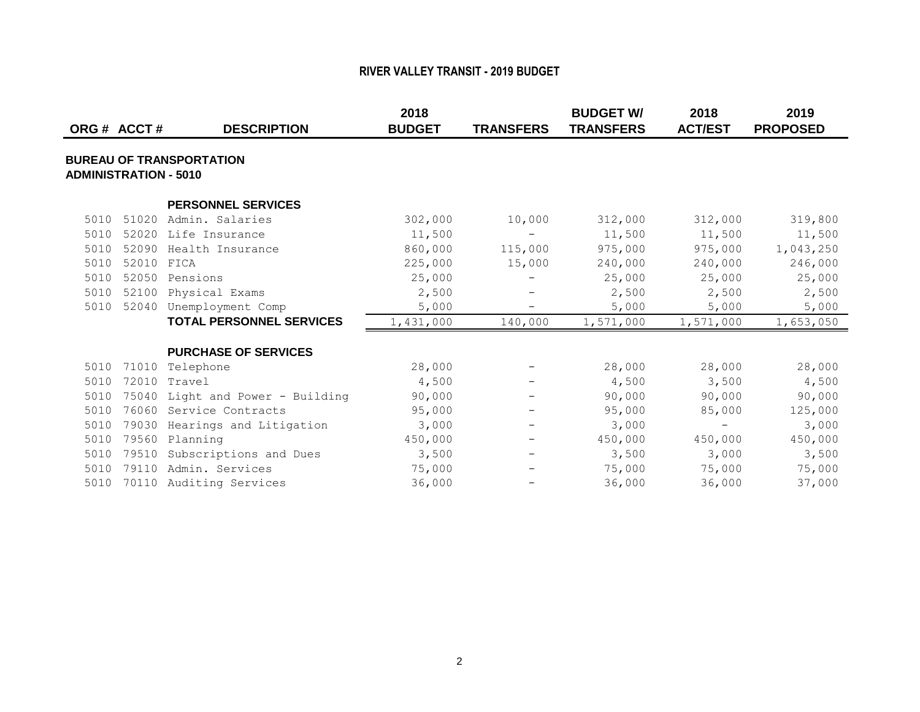# RIVER VALLEY TRANSIT - 2019 BUDGET

| ORG # | ACCT # | DESCRIPTION | 2018 BUDGET | TRANSFERS | BUDGET W/ TRANSFERS | 2018 ACT/EST | 2019 PROPOSED |
|---|---|---|---|---|---|---|---|
| **BUREAU OF TRANSPORTATION** | | | | | | | |
| **ADMINISTRATION - 5010** | | | | | | | |
| | | **PERSONNEL SERVICES** | | | | | |
| 5010 | 51020 | Admin. Salaries | 302,000 | 10,000 | 312,000 | 312,000 | 319,800 |
| 5010 | 52020 | Life Insurance | 11,500 | - | 11,500 | 11,500 | 11,500 |
| 5010 | 52090 | Health Insurance | 860,000 | 115,000 | 975,000 | 975,000 | 1,043,250 |
| 5010 | 52010 | FICA | 225,000 | 15,000 | 240,000 | 240,000 | 246,000 |
| 5010 | 52050 | Pensions | 25,000 | - | 25,000 | 25,000 | 25,000 |
| 5010 | 52100 | Physical Exams | 2,500 | - | 2,500 | 2,500 | 2,500 |
| 5010 | 52040 | Unemployment Comp | 5,000 | - | 5,000 | 5,000 | 5,000 |
| | | **TOTAL PERSONNEL SERVICES** | 1,431,000 | 140,000 | 1,571,000 | 1,571,000 | 1,653,050 |
| | | **PURCHASE OF SERVICES** | | | | | |
| 5010 | 71010 | Telephone | 28,000 | - | 28,000 | 28,000 | 28,000 |
| 5010 | 72010 | Travel | 4,500 | - | 4,500 | 3,500 | 4,500 |
| 5010 | 75040 | Light and Power - Building | 90,000 | - | 90,000 | 90,000 | 90,000 |
| 5010 | 76060 | Service Contracts | 95,000 | - | 95,000 | 85,000 | 125,000 |
| 5010 | 79030 | Hearings and Litigation | 3,000 | - | 3,000 | - | 3,000 |
| 5010 | 79560 | Planning | 450,000 | - | 450,000 | 450,000 | 450,000 |
| 5010 | 79510 | Subscriptions and Dues | 3,500 | - | 3,500 | 3,000 | 3,500 |
| 5010 | 79110 | Admin. Services | 75,000 | - | 75,000 | 75,000 | 75,000 |
| 5010 | 70110 | Auditing Services | 36,000 | - | 36,000 | 36,000 | 37,000 |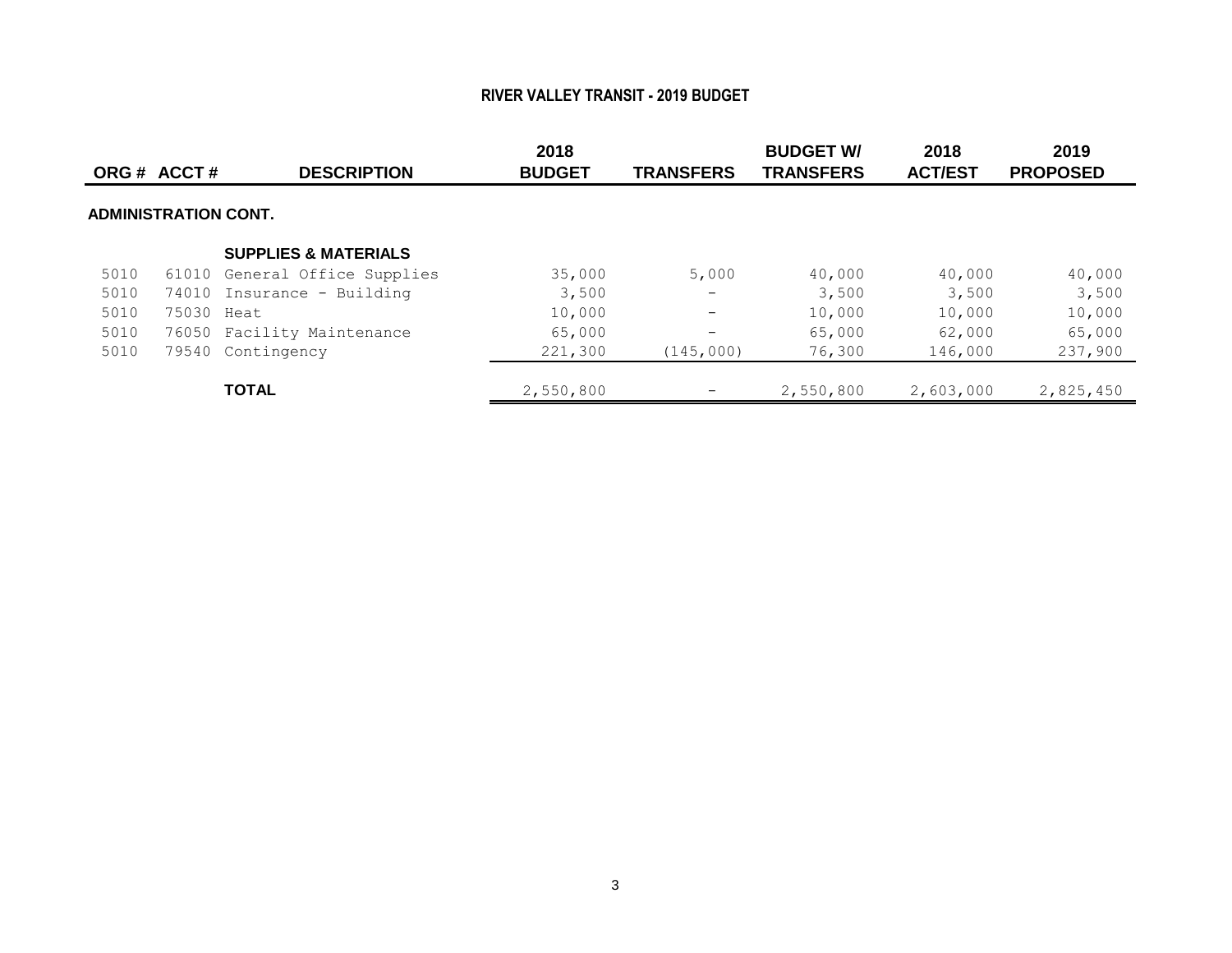## RIVER VALLEY TRANSIT - 2019 BUDGET

| ORG # | ACCT # | DESCRIPTION | 2018 BUDGET | TRANSFERS | BUDGET W/ TRANSFERS | 2018 ACT/EST | 2019 PROPOSED |
|---|---|---|---|---|---|---|---|
| **ADMINISTRATION CONT.** | | | | | | | |
| | | **SUPPLIES & MATERIALS** | | | | | |
| 5010 | 61010 | General Office Supplies | 35,000 | 5,000 | 40,000 | 40,000 | 40,000 |
| 5010 | 74010 | Insurance - Building | 3,500 | - | 3,500 | 3,500 | 3,500 |
| 5010 | 75030 | Heat | 10,000 | - | 10,000 | 10,000 | 10,000 |
| 5010 | 76050 | Facility Maintenance | 65,000 | - | 65,000 | 62,000 | 65,000 |
| 5010 | 79540 | Contingency | 221,300 | (145,000) | 76,300 | 146,000 | 237,900 |
| | | **TOTAL** | 2,550,800 | - | 2,550,800 | 2,603,000 | 2,825,450 |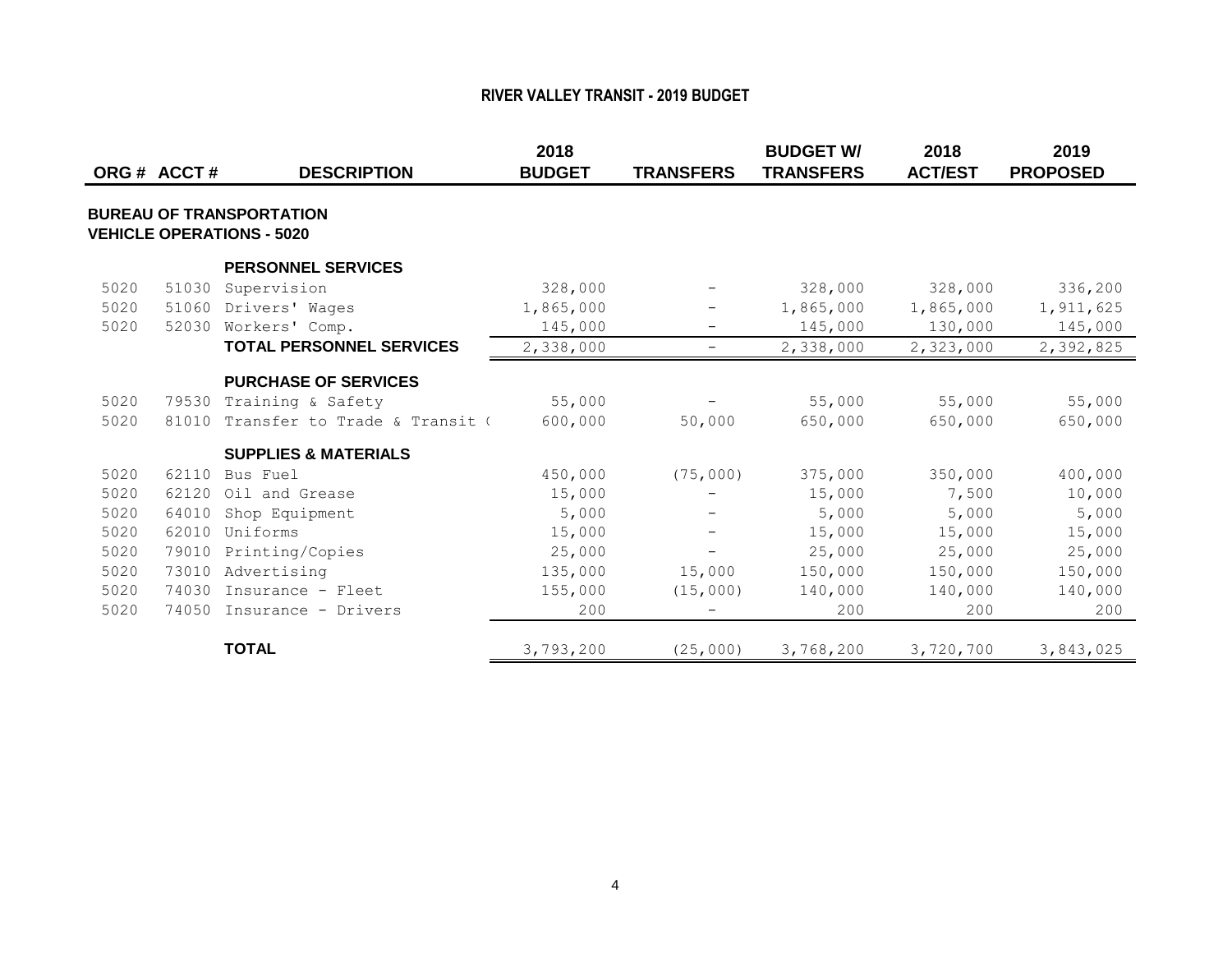# RIVER VALLEY TRANSIT - 2019 BUDGET

| ORG # | ACCT # | DESCRIPTION | 2018 BUDGET | TRANSFERS | BUDGET W/ TRANSFERS | 2018 ACT/EST | 2019 PROPOSED |
|---|---|---|---|---|---|---|---|
| **BUREAU OF TRANSPORTATION** | | | | | | | |
| **VEHICLE OPERATIONS - 5020** | | | | | | | |
| | | **PERSONNEL SERVICES** | | | | | |
| 5020 | 51030 | Supervision | 328,000 | - | 328,000 | 328,000 | 336,200 |
| 5020 | 51060 | Drivers' Wages | 1,865,000 | - | 1,865,000 | 1,865,000 | 1,911,625 |
| 5020 | 52030 | Workers' Comp. | 145,000 | - | 145,000 | 130,000 | 145,000 |
| | | **TOTAL PERSONNEL SERVICES** | 2,338,000 | - | 2,338,000 | 2,323,000 | 2,392,825 |
| | | **PURCHASE OF SERVICES** | | | | | |
| 5020 | 79530 | Training & Safety | 55,000 | - | 55,000 | 55,000 | 55,000 |
| 5020 | 81010 | Transfer to Trade & Transit ( | 600,000 | 50,000 | 650,000 | 650,000 | 650,000 |
| | | **SUPPLIES & MATERIALS** | | | | | |
| 5020 | 62110 | Bus Fuel | 450,000 | (75,000) | 375,000 | 350,000 | 400,000 |
| 5020 | 62120 | Oil and Grease | 15,000 | - | 15,000 | 7,500 | 10,000 |
| 5020 | 64010 | Shop Equipment | 5,000 | - | 5,000 | 5,000 | 5,000 |
| 5020 | 62010 | Uniforms | 15,000 | - | 15,000 | 15,000 | 15,000 |
| 5020 | 79010 | Printing/Copies | 25,000 | - | 25,000 | 25,000 | 25,000 |
| 5020 | 73010 | Advertising | 135,000 | 15,000 | 150,000 | 150,000 | 150,000 |
| 5020 | 74030 | Insurance - Fleet | 155,000 | (15,000) | 140,000 | 140,000 | 140,000 |
| 5020 | 74050 | Insurance - Drivers | 200 | - | 200 | 200 | 200 |
| | | **TOTAL** | 3,793,200 | (25,000) | 3,768,200 | 3,720,700 | 3,843,025 |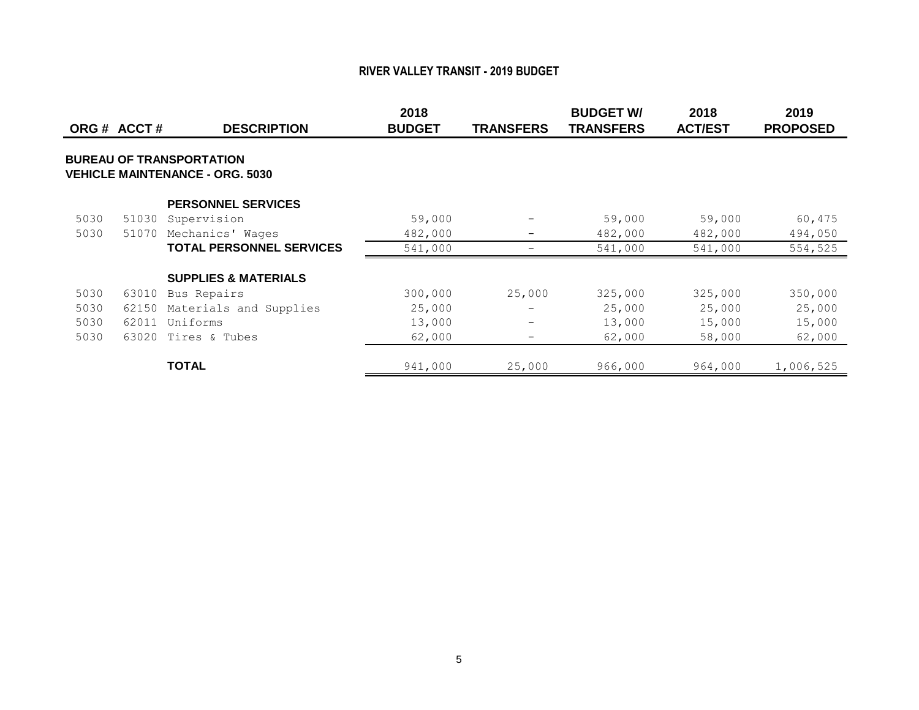# RIVER VALLEY TRANSIT - 2019 BUDGET

| ORG # | ACCT # | DESCRIPTION | 2018 BUDGET | TRANSFERS | BUDGET W/ TRANSFERS | 2018 ACT/EST | 2019 PROPOSED |
|---|---|---|---|---|---|---|---|
| **BUREAU OF TRANSPORTATION** | | | | | | | |
| **VEHICLE MAINTENANCE - ORG. 5030** | | | | | | | |
| | | **PERSONNEL SERVICES** | | | | | |
| 5030 | 51030 | Supervision | 59,000 | - | 59,000 | 59,000 | 60,475 |
| 5030 | 51070 | Mechanics' Wages | 482,000 | - | 482,000 | 482,000 | 494,050 |
| | | **TOTAL PERSONNEL SERVICES** | 541,000 | - | 541,000 | 541,000 | 554,525 |
| | | **SUPPLIES & MATERIALS** | | | | | |
| 5030 | 63010 | Bus Repairs | 300,000 | 25,000 | 325,000 | 325,000 | 350,000 |
| 5030 | 62150 | Materials and Supplies | 25,000 | - | 25,000 | 25,000 | 25,000 |
| 5030 | 62011 | Uniforms | 13,000 | - | 13,000 | 15,000 | 15,000 |
| 5030 | 63020 | Tires & Tubes | 62,000 | - | 62,000 | 58,000 | 62,000 |
| | | **TOTAL** | 941,000 | 25,000 | 966,000 | 964,000 | 1,006,525 |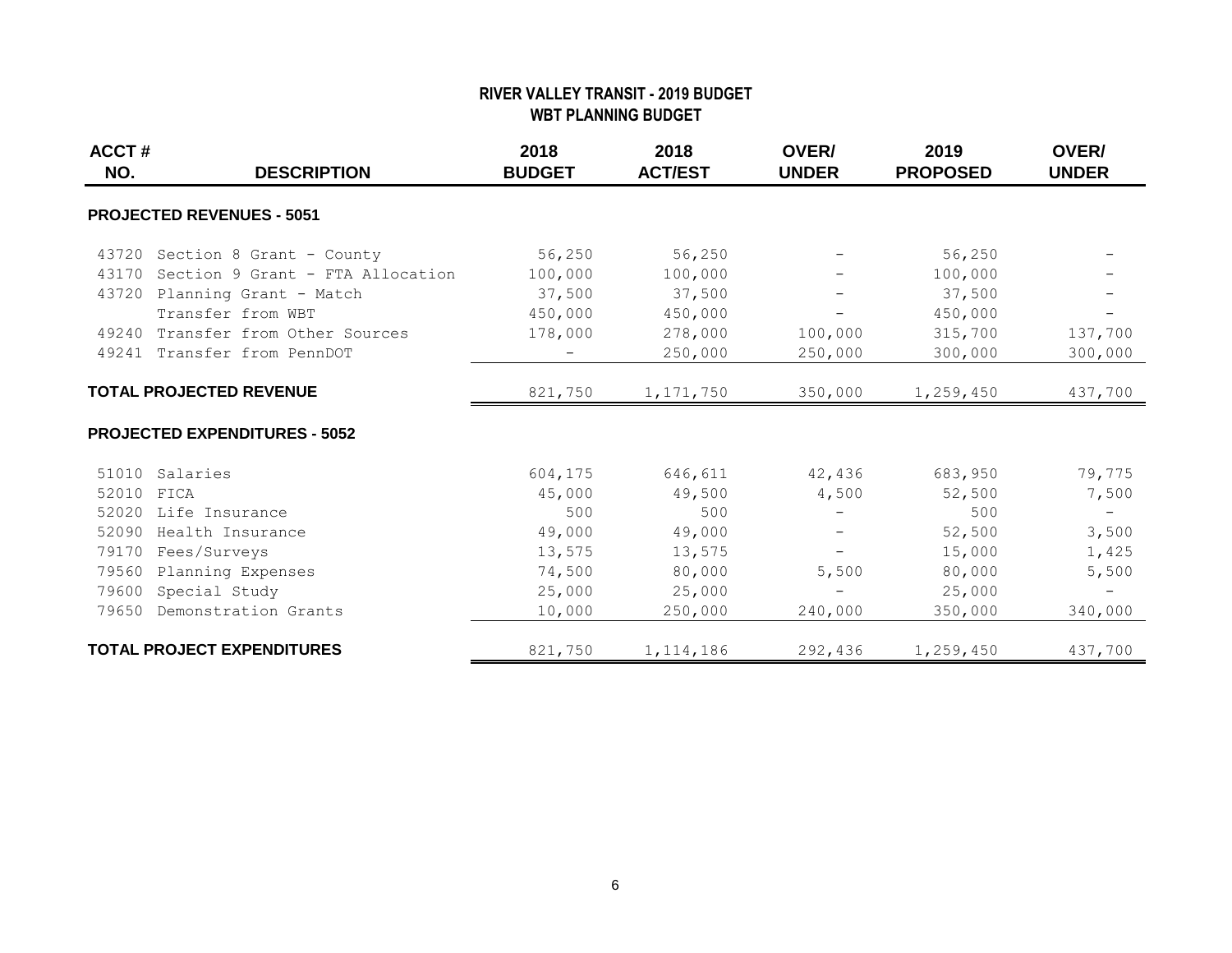# RIVER VALLEY TRANSIT - 2019 BUDGET
## WBT PLANNING BUDGET

| ACCT # NO. | DESCRIPTION | 2018 BUDGET | 2018 ACT/EST | OVER/ UNDER | 2019 PROPOSED | OVER/ UNDER |
|---|---|---|---|---|---|---|
| | **PROJECTED REVENUES - 5051** | | | | | |
| 43720 | Section 8 Grant - County | 56,250 | 56,250 | - | 56,250 | - |
| 43170 | Section 9 Grant - FTA Allocation | 100,000 | 100,000 | - | 100,000 | - |
| 43720 | Planning Grant - Match | 37,500 | 37,500 | - | 37,500 | - |
| | Transfer from WBT | 450,000 | 450,000 | - | 450,000 | - |
| 49240 | Transfer from Other Sources | 178,000 | 278,000 | 100,000 | 315,700 | 137,700 |
| 49241 | Transfer from PennDOT | - | 250,000 | 250,000 | 300,000 | 300,000 |
| | **TOTAL PROJECTED REVENUE** | 821,750 | 1,171,750 | 350,000 | 1,259,450 | 437,700 |
| | **PROJECTED EXPENDITURES - 5052** | | | | | |
| 51010 | Salaries | 604,175 | 646,611 | 42,436 | 683,950 | 79,775 |
| 52010 | FICA | 45,000 | 49,500 | 4,500 | 52,500 | 7,500 |
| 52020 | Life Insurance | 500 | 500 | - | 500 | - |
| 52090 | Health Insurance | 49,000 | 49,000 | - | 52,500 | 3,500 |
| 79170 | Fees/Surveys | 13,575 | 13,575 | - | 15,000 | 1,425 |
| 79560 | Planning Expenses | 74,500 | 80,000 | 5,500 | 80,000 | 5,500 |
| 79600 | Special Study | 25,000 | 25,000 | - | 25,000 | - |
| 79650 | Demonstration Grants | 10,000 | 250,000 | 240,000 | 350,000 | 340,000 |
| | **TOTAL PROJECT EXPENDITURES** | 821,750 | 1,114,186 | 292,436 | 1,259,450 | 437,700 |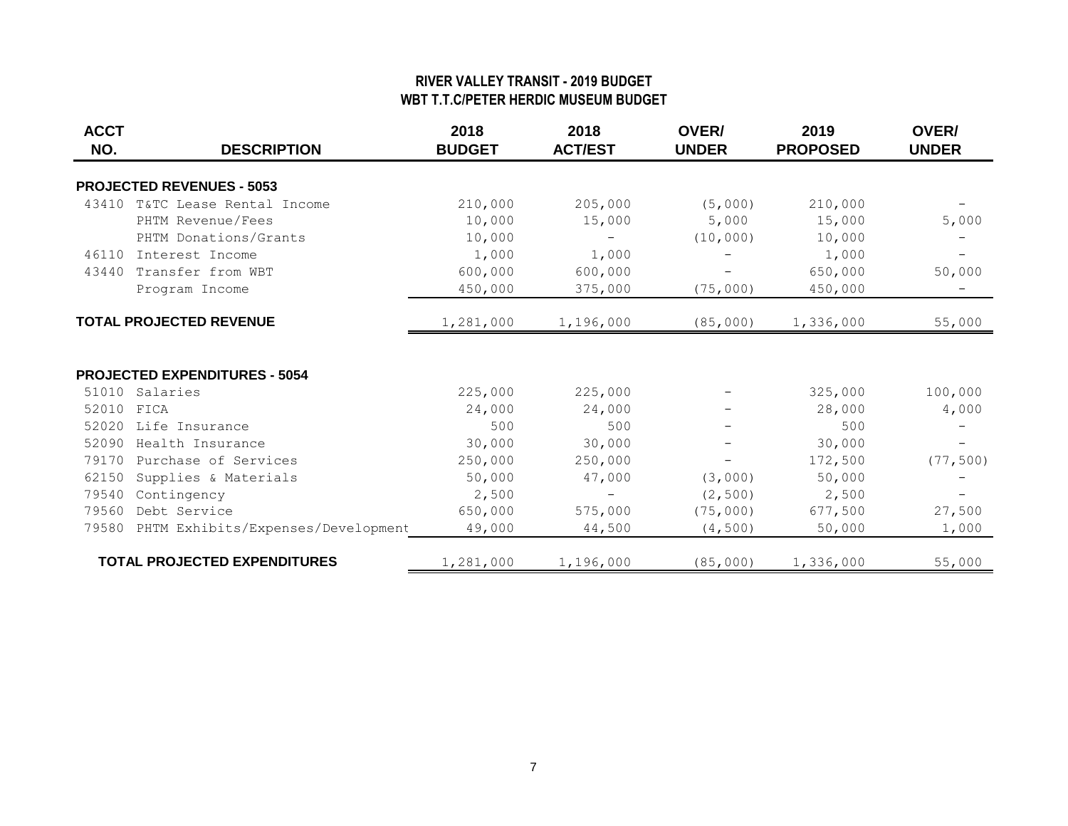# RIVER VALLEY TRANSIT - 2019 BUDGET
## WBT T.T.C/PETER HERDIC MUSEUM BUDGET

| ACCT NO. | DESCRIPTION | 2018 BUDGET | 2018 ACT/EST | OVER/ UNDER | 2019 PROPOSED | OVER/ UNDER |
|---|---|---|---|---|---|---|
| | **PROJECTED REVENUES - 5053** | | | | | |
| 43410 | T&TC Lease Rental Income | 210,000 | 205,000 | (5,000) | 210,000 | - |
| | PHTM Revenue/Fees | 10,000 | 15,000 | 5,000 | 15,000 | 5,000 |
| | PHTM Donations/Grants | 10,000 | - | (10,000) | 10,000 | - |
| 46110 | Interest Income | 1,000 | 1,000 | - | 1,000 | - |
| 43440 | Transfer from WBT | 600,000 | 600,000 | - | 650,000 | 50,000 |
| | Program Income | 450,000 | 375,000 | (75,000) | 450,000 | - |
| | **TOTAL PROJECTED REVENUE** | 1,281,000 | 1,196,000 | (85,000) | 1,336,000 | 55,000 |
| | **PROJECTED EXPENDITURES - 5054** | | | | | |
| 51010 | Salaries | 225,000 | 225,000 | - | 325,000 | 100,000 |
| 52010 | FICA | 24,000 | 24,000 | - | 28,000 | 4,000 |
| 52020 | Life Insurance | 500 | 500 | - | 500 | - |
| 52090 | Health Insurance | 30,000 | 30,000 | - | 30,000 | - |
| 79170 | Purchase of Services | 250,000 | 250,000 | - | 172,500 | (77,500) |
| 62150 | Supplies & Materials | 50,000 | 47,000 | (3,000) | 50,000 | - |
| 79540 | Contingency | 2,500 | - | (2,500) | 2,500 | - |
| 79560 | Debt Service | 650,000 | 575,000 | (75,000) | 677,500 | 27,500 |
| 79580 | PHTM Exhibits/Expenses/Development | 49,000 | 44,500 | (4,500) | 50,000 | 1,000 |
| | **TOTAL PROJECTED EXPENDITURES** | 1,281,000 | 1,196,000 | (85,000) | 1,336,000 | 55,000 |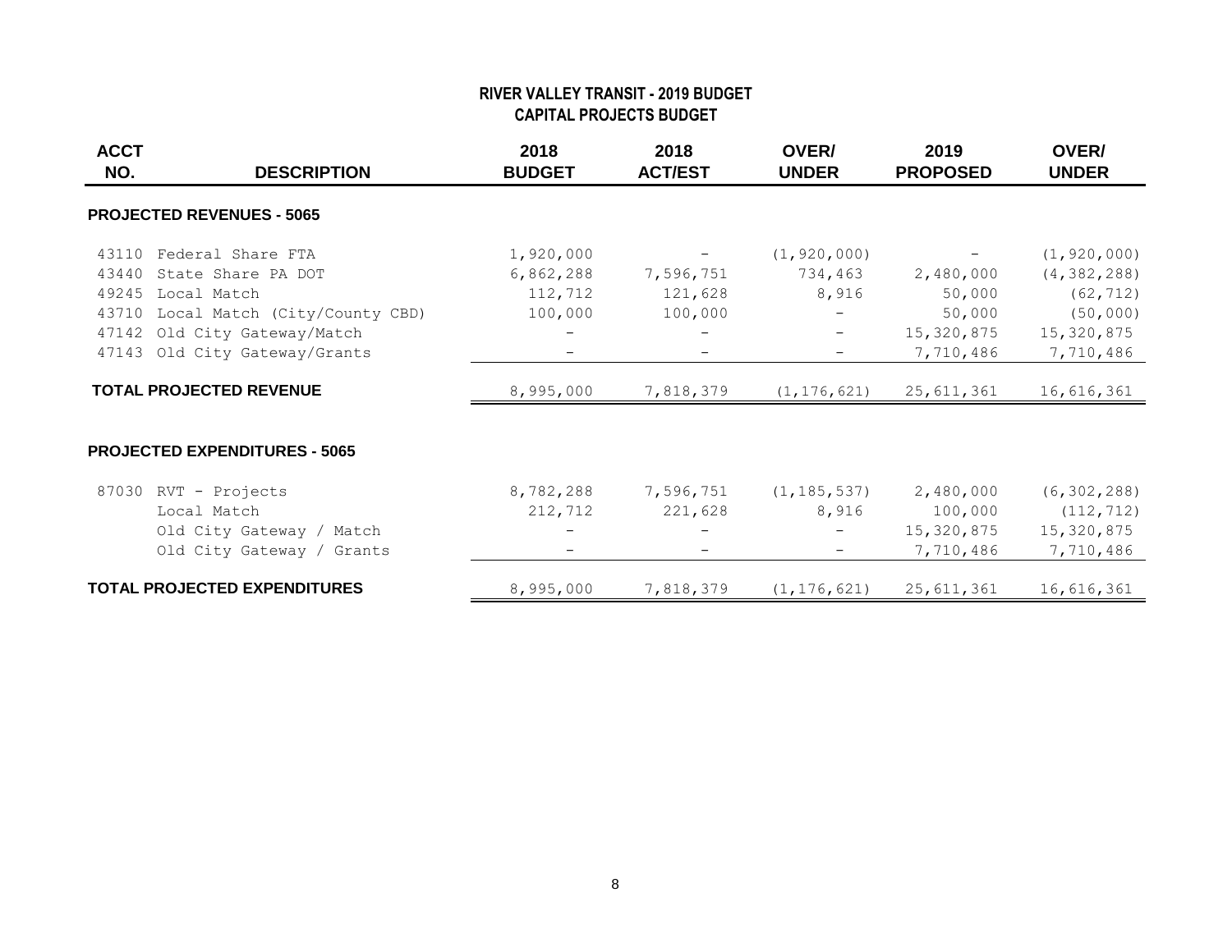# RIVER VALLEY TRANSIT - 2019 BUDGET
## CAPITAL PROJECTS BUDGET

| ACCT NO. | DESCRIPTION | 2018 BUDGET | 2018 ACT/EST | OVER/ UNDER | 2019 PROPOSED | OVER/ UNDER |
|---|---|---|---|---|---|---|
| | **PROJECTED REVENUES - 5065** | | | | | |
| 43110 | Federal Share FTA | 1,920,000 | - | (1,920,000) | - | (1,920,000) |
| 43440 | State Share PA DOT | 6,862,288 | 7,596,751 | 734,463 | 2,480,000 | (4,382,288) |
| 49245 | Local Match | 112,712 | 121,628 | 8,916 | 50,000 | (62,712) |
| 43710 | Local Match (City/County CBD) | 100,000 | 100,000 | - | 50,000 | (50,000) |
| 47142 | Old City Gateway/Match | - | - | - | 15,320,875 | 15,320,875 |
| 47143 | Old City Gateway/Grants | - | - | - | 7,710,486 | 7,710,486 |
| | **TOTAL PROJECTED REVENUE** | 8,995,000 | 7,818,379 | (1,176,621) | 25,611,361 | 16,616,361 |
| | **PROJECTED EXPENDITURES - 5065** | | | | | |
| 87030 | RVT - Projects | 8,782,288 | 7,596,751 | (1,185,537) | 2,480,000 | (6,302,288) |
| | Local Match | 212,712 | 221,628 | 8,916 | 100,000 | (112,712) |
| | Old City Gateway / Match | - | - | - | 15,320,875 | 15,320,875 |
| | Old City Gateway / Grants | - | - | - | 7,710,486 | 7,710,486 |
| | **TOTAL PROJECTED EXPENDITURES** | 8,995,000 | 7,818,379 | (1,176,621) | 25,611,361 | 16,616,361 |